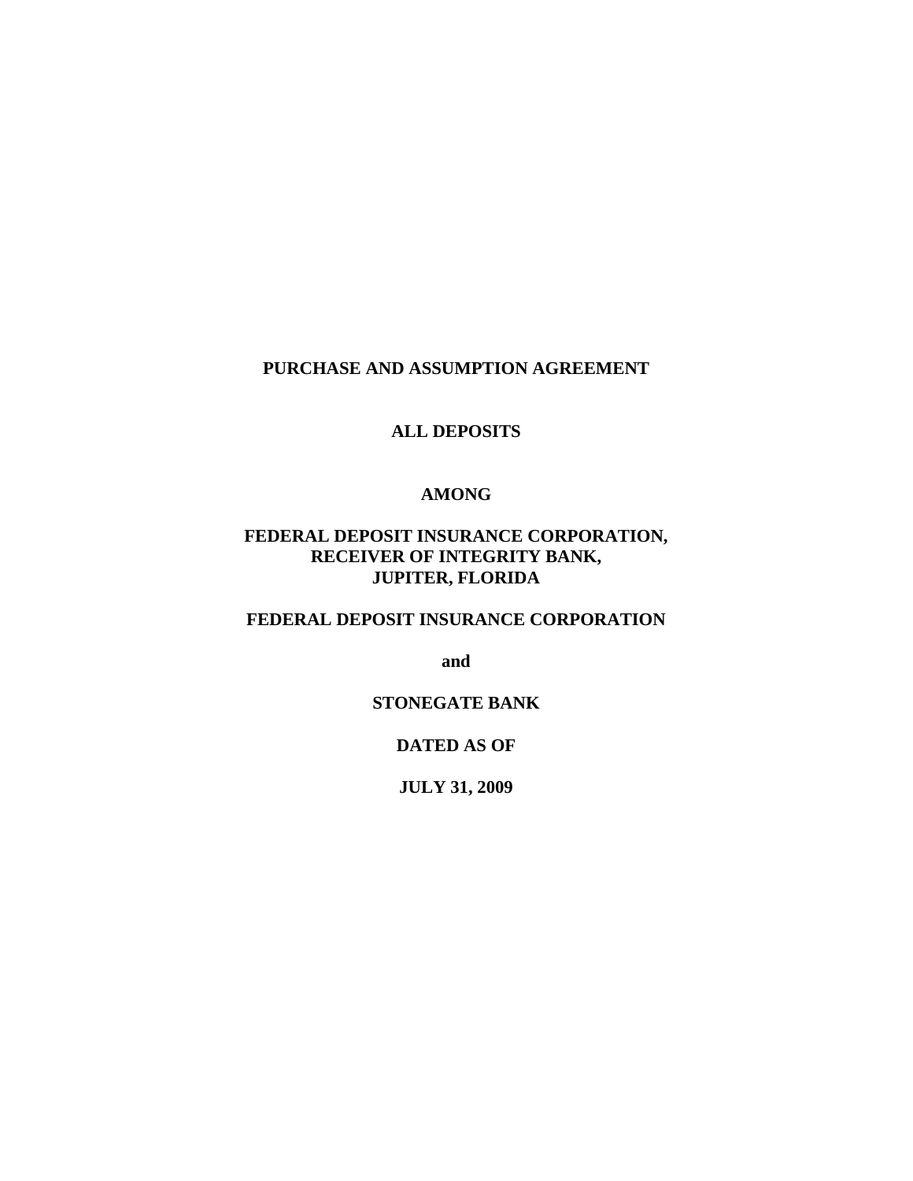**PURCHASE AND ASSUMPTION AGREEMENT**

**ALL DEPOSITS**

**AMONG**

**FEDERAL DEPOSIT INSURANCE CORPORATION,**
**RECEIVER OF INTEGRITY BANK,**
**JUPITER, FLORIDA**

**FEDERAL DEPOSIT INSURANCE CORPORATION**

**and**

**STONEGATE BANK**

**DATED AS OF**

**JULY 31, 2009**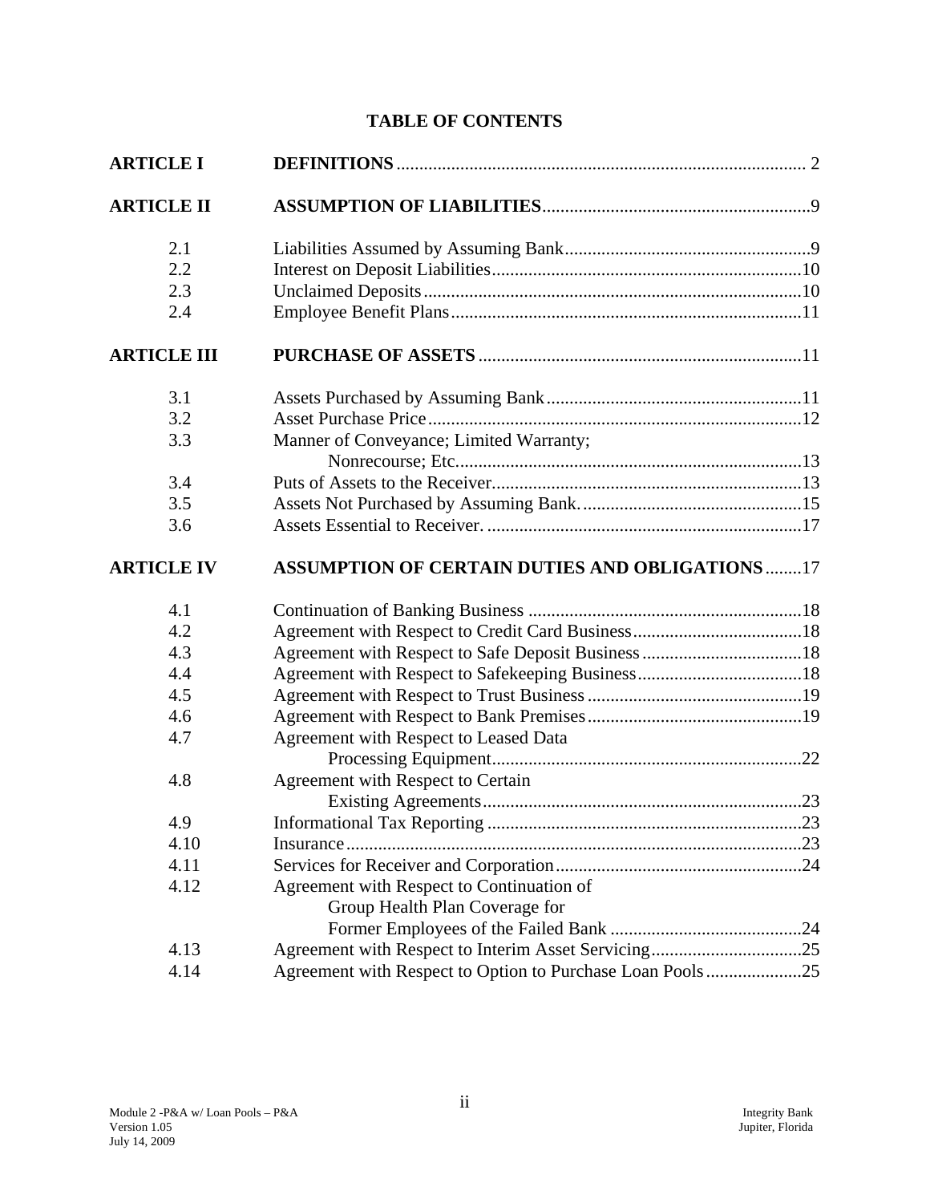## TABLE OF CONTENTS

| | | |
|---|---|---|
| **ARTICLE I** | **DEFINITIONS** | 2 |
| **ARTICLE II** | **ASSUMPTION OF LIABILITIES** | 9 |
| 2.1 | Liabilities Assumed by Assuming Bank | 9 |
| 2.2 | Interest on Deposit Liabilities | 10 |
| 2.3 | Unclaimed Deposits | 10 |
| 2.4 | Employee Benefit Plans | 11 |
| **ARTICLE III** | **PURCHASE OF ASSETS** | 11 |
| 3.1 | Assets Purchased by Assuming Bank | 11 |
| 3.2 | Asset Purchase Price | 12 |
| 3.3 | Manner of Conveyance; Limited Warranty; Nonrecourse; Etc. | 13 |
| 3.4 | Puts of Assets to the Receiver | 13 |
| 3.5 | Assets Not Purchased by Assuming Bank. | 15 |
| 3.6 | Assets Essential to Receiver. | 17 |
| **ARTICLE IV** | **ASSUMPTION OF CERTAIN DUTIES AND OBLIGATIONS** | 17 |
| 4.1 | Continuation of Banking Business | 18 |
| 4.2 | Agreement with Respect to Credit Card Business | 18 |
| 4.3 | Agreement with Respect to Safe Deposit Business | 18 |
| 4.4 | Agreement with Respect to Safekeeping Business | 18 |
| 4.5 | Agreement with Respect to Trust Business | 19 |
| 4.6 | Agreement with Respect to Bank Premises | 19 |
| 4.7 | Agreement with Respect to Leased Data Processing Equipment | 22 |
| 4.8 | Agreement with Respect to Certain Existing Agreements | 23 |
| 4.9 | Informational Tax Reporting | 23 |
| 4.10 | Insurance | 23 |
| 4.11 | Services for Receiver and Corporation | 24 |
| 4.12 | Agreement with Respect to Continuation of Group Health Plan Coverage for Former Employees of the Failed Bank | 24 |
| 4.13 | Agreement with Respect to Interim Asset Servicing | 25 |
| 4.14 | Agreement with Respect to Option to Purchase Loan Pools | 25 |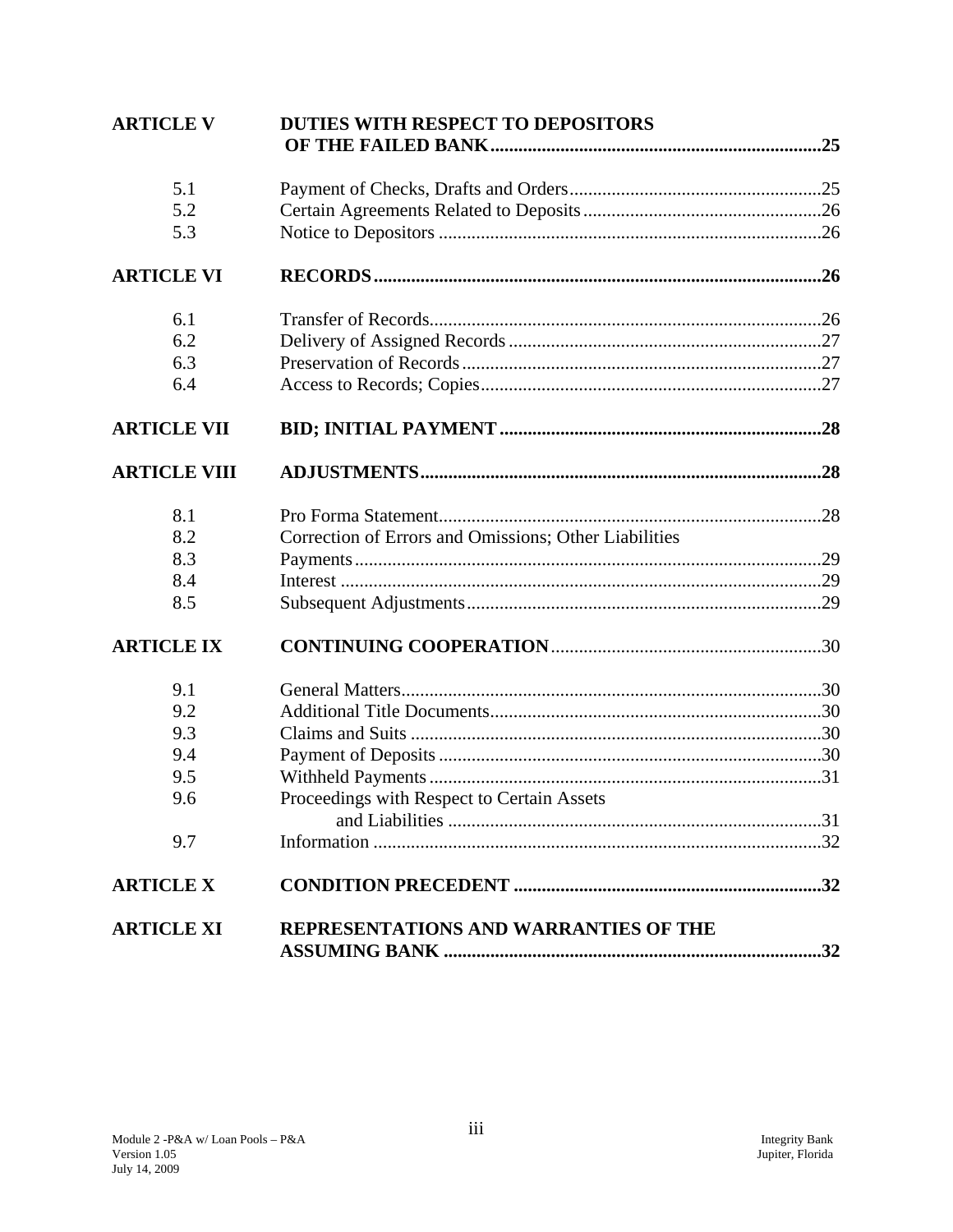| | | |
|---|---|---|
| **ARTICLE V** | **DUTIES WITH RESPECT TO DEPOSITORS OF THE FAILED BANK** | **25** |
| 5.1 | Payment of Checks, Drafts and Orders | 25 |
| 5.2 | Certain Agreements Related to Deposits | 26 |
| 5.3 | Notice to Depositors | 26 |
| **ARTICLE VI** | **RECORDS** | **26** |
| 6.1 | Transfer of Records | 26 |
| 6.2 | Delivery of Assigned Records | 27 |
| 6.3 | Preservation of Records | 27 |
| 6.4 | Access to Records; Copies | 27 |
| **ARTICLE VII** | **BID; INITIAL PAYMENT** | **28** |
| **ARTICLE VIII** | **ADJUSTMENTS** | **28** |
| 8.1 | Pro Forma Statement | 28 |
| 8.2 | Correction of Errors and Omissions; Other Liabilities | |
| 8.3 | Payments | 29 |
| 8.4 | Interest | 29 |
| 8.5 | Subsequent Adjustments | 29 |
| **ARTICLE IX** | **CONTINUING COOPERATION** | 30 |
| 9.1 | General Matters | 30 |
| 9.2 | Additional Title Documents | 30 |
| 9.3 | Claims and Suits | 30 |
| 9.4 | Payment of Deposits | 30 |
| 9.5 | Withheld Payments | 31 |
| 9.6 | Proceedings with Respect to Certain Assets and Liabilities | 31 |
| 9.7 | Information | 32 |
| **ARTICLE X** | **CONDITION PRECEDENT** | **32** |
| **ARTICLE XI** | **REPRESENTATIONS AND WARRANTIES OF THE ASSUMING BANK** | **32** |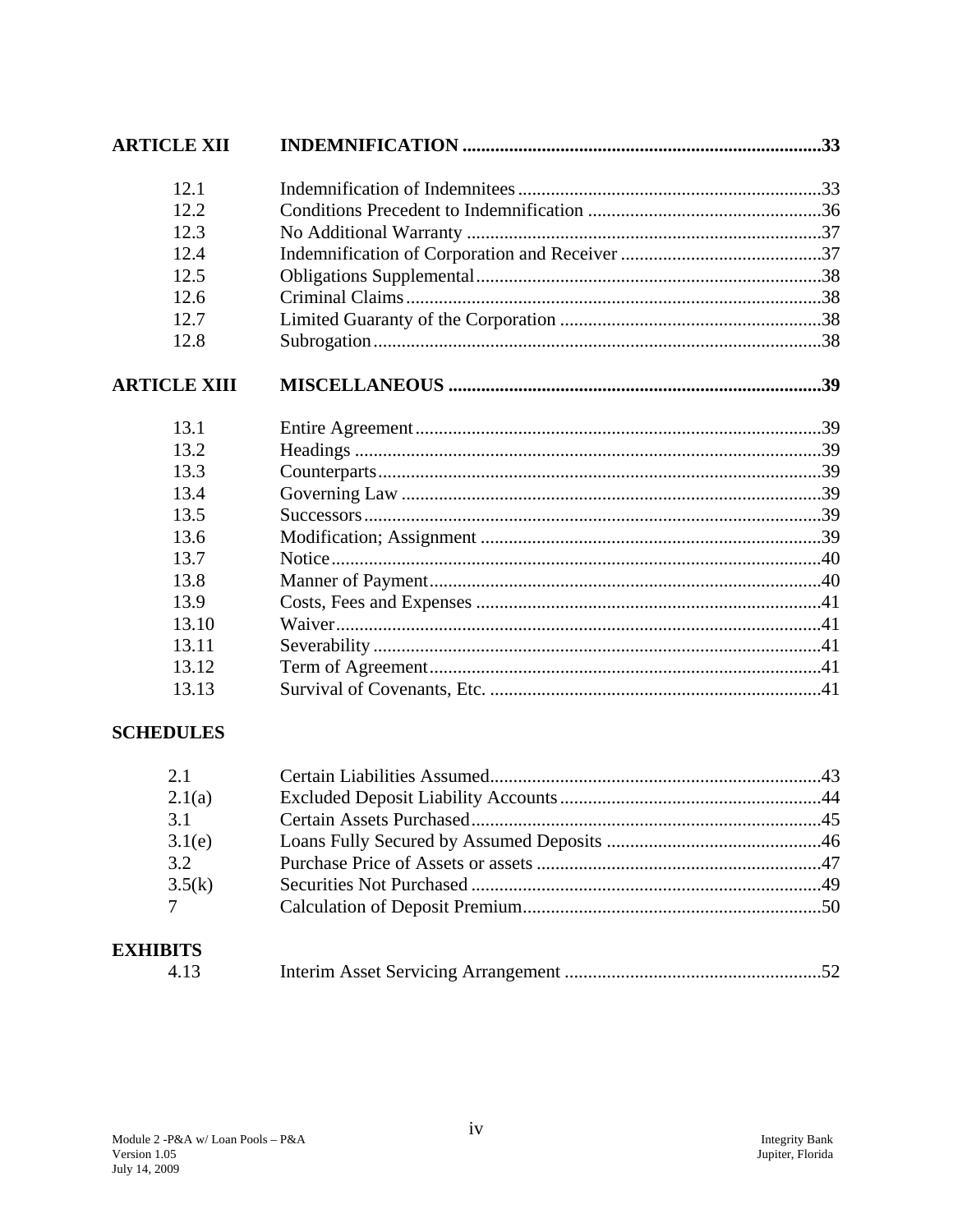| | | |
|---|---|---|
| **ARTICLE XII** | **INDEMNIFICATION** | **33** |
| 12.1 | Indemnification of Indemnitees | 33 |
| 12.2 | Conditions Precedent to Indemnification | 36 |
| 12.3 | No Additional Warranty | 37 |
| 12.4 | Indemnification of Corporation and Receiver | 37 |
| 12.5 | Obligations Supplemental | 38 |
| 12.6 | Criminal Claims | 38 |
| 12.7 | Limited Guaranty of the Corporation | 38 |
| 12.8 | Subrogation | 38 |
| **ARTICLE XIII** | **MISCELLANEOUS** | **39** |
| 13.1 | Entire Agreement | 39 |
| 13.2 | Headings | 39 |
| 13.3 | Counterparts | 39 |
| 13.4 | Governing Law | 39 |
| 13.5 | Successors | 39 |
| 13.6 | Modification; Assignment | 39 |
| 13.7 | Notice | 40 |
| 13.8 | Manner of Payment | 40 |
| 13.9 | Costs, Fees and Expenses | 41 |
| 13.10 | Waiver | 41 |
| 13.11 | Severability | 41 |
| 13.12 | Term of Agreement | 41 |
| 13.13 | Survival of Covenants, Etc. | 41 |

**SCHEDULES**

| | | |
|---|---|---|
| 2.1 | Certain Liabilities Assumed | 43 |
| 2.1(a) | Excluded Deposit Liability Accounts | 44 |
| 3.1 | Certain Assets Purchased | 45 |
| 3.1(e) | Loans Fully Secured by Assumed Deposits | 46 |
| 3.2 | Purchase Price of Assets or assets | 47 |
| 3.5(k) | Securities Not Purchased | 49 |
| 7 | Calculation of Deposit Premium | 50 |

**EXHIBITS**

| | | |
|---|---|---|
| 4.13 | Interim Asset Servicing Arrangement | 52 |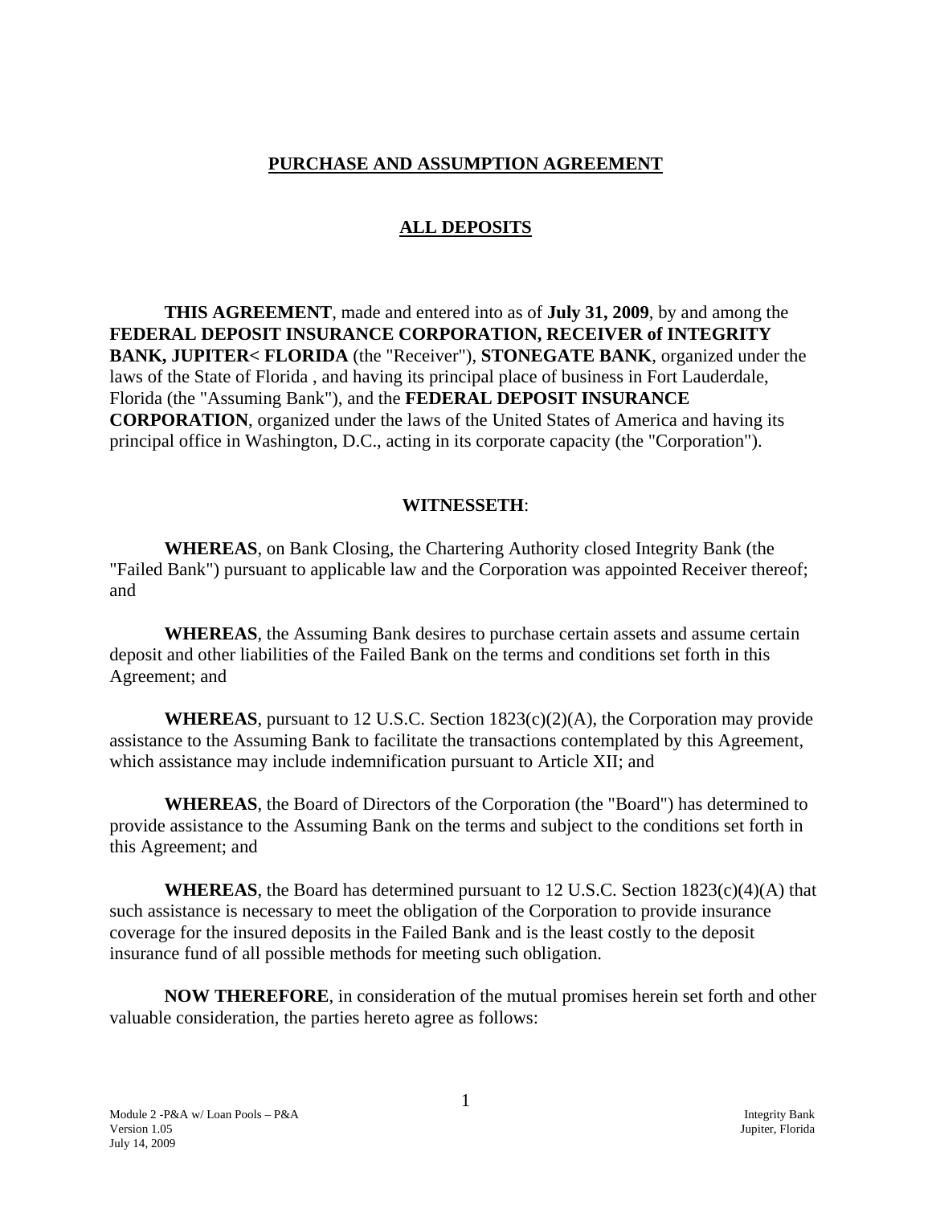**PURCHASE AND ASSUMPTION AGREEMENT**

**ALL DEPOSITS**

**THIS AGREEMENT**, made and entered into as of **July 31, 2009**, by and among the **FEDERAL DEPOSIT INSURANCE CORPORATION, RECEIVER of INTEGRITY BANK, JUPITER< FLORIDA** (the "Receiver"), **STONEGATE BANK**, organized under the laws of the State of Florida , and having its principal place of business in Fort Lauderdale, Florida (the "Assuming Bank"), and the **FEDERAL DEPOSIT INSURANCE CORPORATION**, organized under the laws of the United States of America and having its principal office in Washington, D.C., acting in its corporate capacity (the "Corporation").

**WITNESSETH**:

**WHEREAS**, on Bank Closing, the Chartering Authority closed Integrity Bank (the "Failed Bank") pursuant to applicable law and the Corporation was appointed Receiver thereof; and

**WHEREAS**, the Assuming Bank desires to purchase certain assets and assume certain deposit and other liabilities of the Failed Bank on the terms and conditions set forth in this Agreement; and

**WHEREAS**, pursuant to 12 U.S.C. Section 1823(c)(2)(A), the Corporation may provide assistance to the Assuming Bank to facilitate the transactions contemplated by this Agreement, which assistance may include indemnification pursuant to Article XII; and

**WHEREAS**, the Board of Directors of the Corporation (the "Board") has determined to provide assistance to the Assuming Bank on the terms and subject to the conditions set forth in this Agreement; and

**WHEREAS**, the Board has determined pursuant to 12 U.S.C. Section 1823(c)(4)(A) that such assistance is necessary to meet the obligation of the Corporation to provide insurance coverage for the insured deposits in the Failed Bank and is the least costly to the deposit insurance fund of all possible methods for meeting such obligation.

**NOW THEREFORE**, in consideration of the mutual promises herein set forth and other valuable consideration, the parties hereto agree as follows: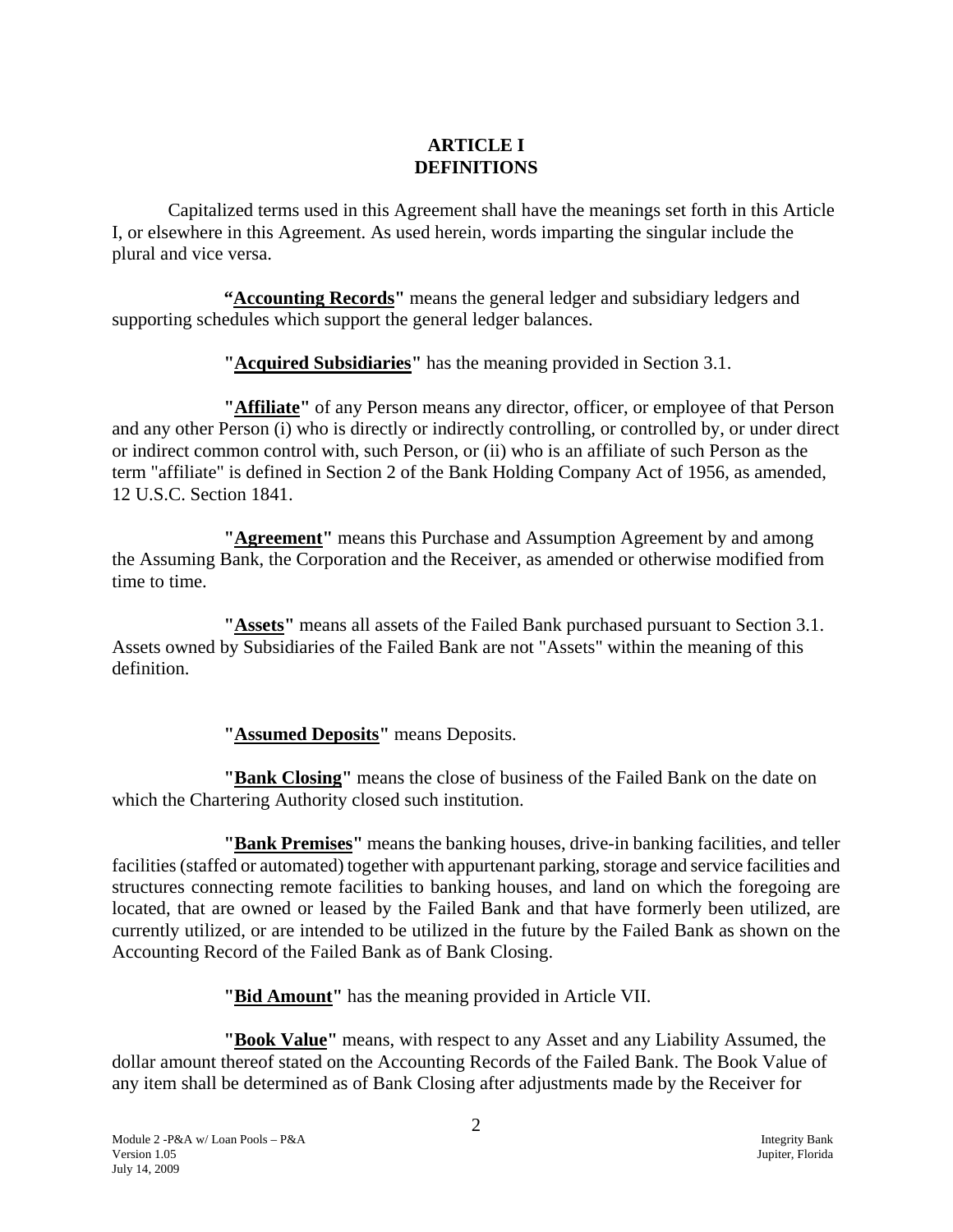# ARTICLE I
# DEFINITIONS

Capitalized terms used in this Agreement shall have the meanings set forth in this Article I, or elsewhere in this Agreement. As used herein, words imparting the singular include the plural and vice versa.

**"<u>Accounting Records</u>"** means the general ledger and subsidiary ledgers and supporting schedules which support the general ledger balances.

**"<u>Acquired Subsidiaries</u>"** has the meaning provided in Section 3.1.

**"<u>Affiliate</u>"** of any Person means any director, officer, or employee of that Person and any other Person (i) who is directly or indirectly controlling, or controlled by, or under direct or indirect common control with, such Person, or (ii) who is an affiliate of such Person as the term "affiliate" is defined in Section 2 of the Bank Holding Company Act of 1956, as amended, 12 U.S.C. Section 1841.

**"<u>Agreement</u>"** means this Purchase and Assumption Agreement by and among the Assuming Bank, the Corporation and the Receiver, as amended or otherwise modified from time to time.

**"<u>Assets</u>"** means all assets of the Failed Bank purchased pursuant to Section 3.1. Assets owned by Subsidiaries of the Failed Bank are not "Assets" within the meaning of this definition.

**"<u>Assumed Deposits</u>"** means Deposits.

**"<u>Bank Closing</u>"** means the close of business of the Failed Bank on the date on which the Chartering Authority closed such institution.

**"<u>Bank Premises</u>"** means the banking houses, drive-in banking facilities, and teller facilities (staffed or automated) together with appurtenant parking, storage and service facilities and structures connecting remote facilities to banking houses, and land on which the foregoing are located, that are owned or leased by the Failed Bank and that have formerly been utilized, are currently utilized, or are intended to be utilized in the future by the Failed Bank as shown on the Accounting Record of the Failed Bank as of Bank Closing.

**"<u>Bid Amount</u>"** has the meaning provided in Article VII.

**"<u>Book Value</u>"** means, with respect to any Asset and any Liability Assumed, the dollar amount thereof stated on the Accounting Records of the Failed Bank. The Book Value of any item shall be determined as of Bank Closing after adjustments made by the Receiver for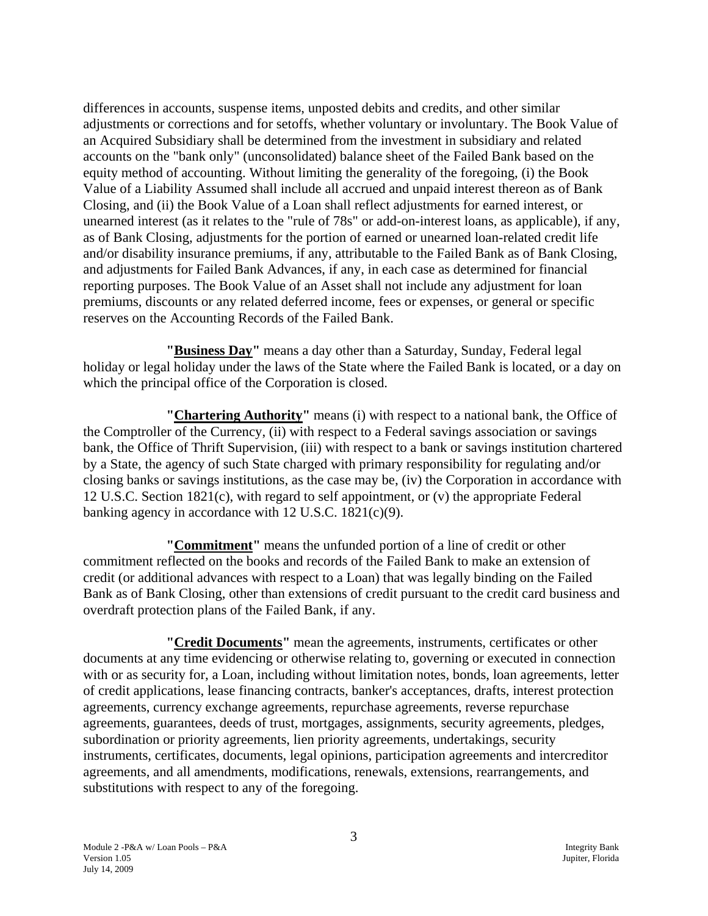differences in accounts, suspense items, unposted debits and credits, and other similar adjustments or corrections and for setoffs, whether voluntary or involuntary. The Book Value of an Acquired Subsidiary shall be determined from the investment in subsidiary and related accounts on the "bank only" (unconsolidated) balance sheet of the Failed Bank based on the equity method of accounting. Without limiting the generality of the foregoing, (i) the Book Value of a Liability Assumed shall include all accrued and unpaid interest thereon as of Bank Closing, and (ii) the Book Value of a Loan shall reflect adjustments for earned interest, or unearned interest (as it relates to the "rule of 78s" or add-on-interest loans, as applicable), if any, as of Bank Closing, adjustments for the portion of earned or unearned loan-related credit life and/or disability insurance premiums, if any, attributable to the Failed Bank as of Bank Closing, and adjustments for Failed Bank Advances, if any, in each case as determined for financial reporting purposes. The Book Value of an Asset shall not include any adjustment for loan premiums, discounts or any related deferred income, fees or expenses, or general or specific reserves on the Accounting Records of the Failed Bank.

**"Business Day"** means a day other than a Saturday, Sunday, Federal legal holiday or legal holiday under the laws of the State where the Failed Bank is located, or a day on which the principal office of the Corporation is closed.

**"Chartering Authority"** means (i) with respect to a national bank, the Office of the Comptroller of the Currency, (ii) with respect to a Federal savings association or savings bank, the Office of Thrift Supervision, (iii) with respect to a bank or savings institution chartered by a State, the agency of such State charged with primary responsibility for regulating and/or closing banks or savings institutions, as the case may be, (iv) the Corporation in accordance with 12 U.S.C. Section 1821(c), with regard to self appointment, or (v) the appropriate Federal banking agency in accordance with 12 U.S.C. 1821(c)(9).

**"Commitment"** means the unfunded portion of a line of credit or other commitment reflected on the books and records of the Failed Bank to make an extension of credit (or additional advances with respect to a Loan) that was legally binding on the Failed Bank as of Bank Closing, other than extensions of credit pursuant to the credit card business and overdraft protection plans of the Failed Bank, if any.

**"Credit Documents"** mean the agreements, instruments, certificates or other documents at any time evidencing or otherwise relating to, governing or executed in connection with or as security for, a Loan, including without limitation notes, bonds, loan agreements, letter of credit applications, lease financing contracts, banker's acceptances, drafts, interest protection agreements, currency exchange agreements, repurchase agreements, reverse repurchase agreements, guarantees, deeds of trust, mortgages, assignments, security agreements, pledges, subordination or priority agreements, lien priority agreements, undertakings, security instruments, certificates, documents, legal opinions, participation agreements and intercreditor agreements, and all amendments, modifications, renewals, extensions, rearrangements, and substitutions with respect to any of the foregoing.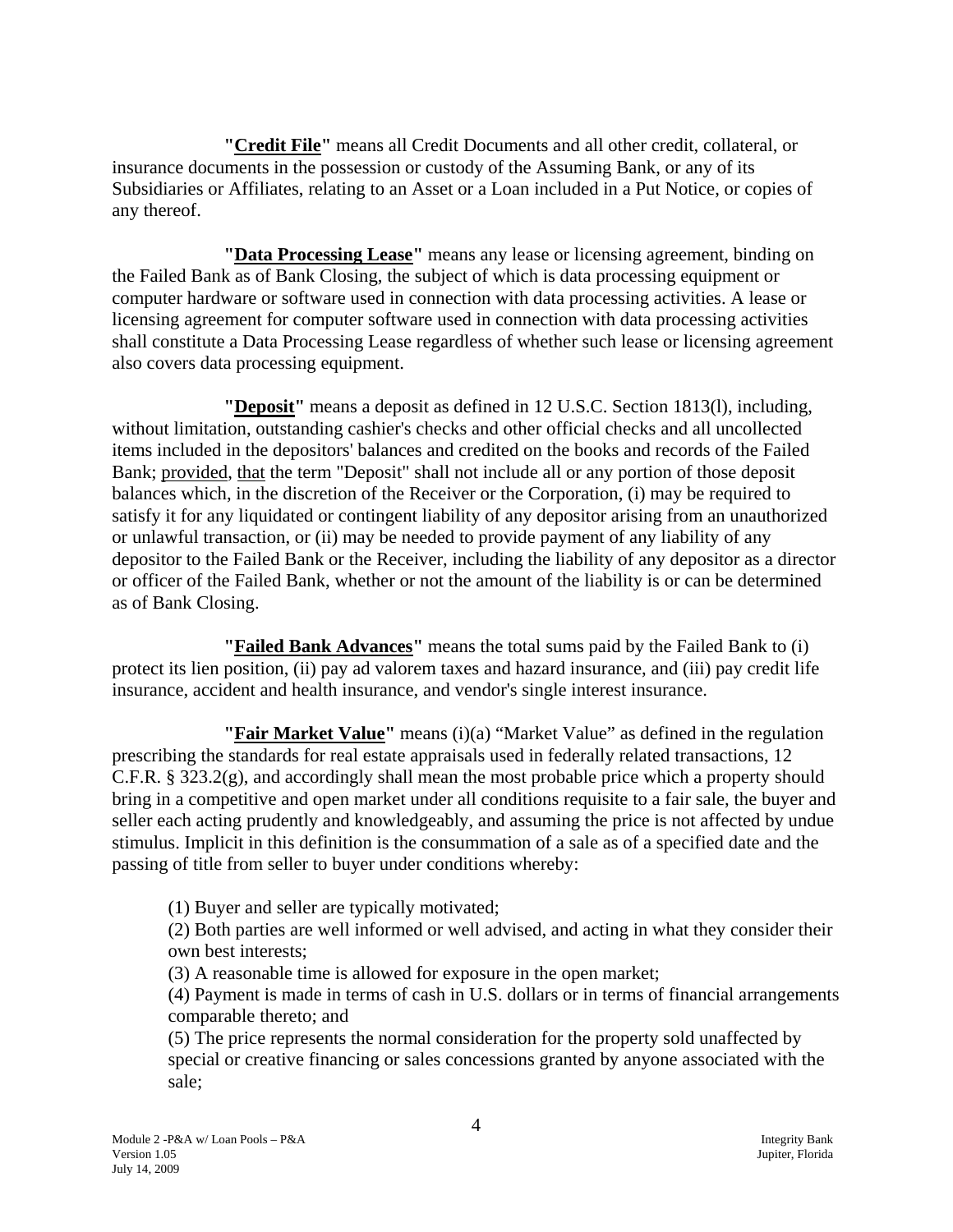**"<u>Credit File</u>"** means all Credit Documents and all other credit, collateral, or insurance documents in the possession or custody of the Assuming Bank, or any of its Subsidiaries or Affiliates, relating to an Asset or a Loan included in a Put Notice, or copies of any thereof.

**"<u>Data Processing Lease</u>"** means any lease or licensing agreement, binding on the Failed Bank as of Bank Closing, the subject of which is data processing equipment or computer hardware or software used in connection with data processing activities. A lease or licensing agreement for computer software used in connection with data processing activities shall constitute a Data Processing Lease regardless of whether such lease or licensing agreement also covers data processing equipment.

**"<u>Deposit</u>"** means a deposit as defined in 12 U.S.C. Section 1813(l), including, without limitation, outstanding cashier's checks and other official checks and all uncollected items included in the depositors' balances and credited on the books and records of the Failed Bank; <u>provided</u>, <u>that</u> the term "Deposit" shall not include all or any portion of those deposit balances which, in the discretion of the Receiver or the Corporation, (i) may be required to satisfy it for any liquidated or contingent liability of any depositor arising from an unauthorized or unlawful transaction, or (ii) may be needed to provide payment of any liability of any depositor to the Failed Bank or the Receiver, including the liability of any depositor as a director or officer of the Failed Bank, whether or not the amount of the liability is or can be determined as of Bank Closing.

**"<u>Failed Bank Advances</u>"** means the total sums paid by the Failed Bank to (i) protect its lien position, (ii) pay ad valorem taxes and hazard insurance, and (iii) pay credit life insurance, accident and health insurance, and vendor's single interest insurance.

**"<u>Fair Market Value</u>"** means (i)(a) "Market Value" as defined in the regulation prescribing the standards for real estate appraisals used in federally related transactions, 12 C.F.R. § 323.2(g), and accordingly shall mean the most probable price which a property should bring in a competitive and open market under all conditions requisite to a fair sale, the buyer and seller each acting prudently and knowledgeably, and assuming the price is not affected by undue stimulus. Implicit in this definition is the consummation of a sale as of a specified date and the passing of title from seller to buyer under conditions whereby:

(1) Buyer and seller are typically motivated;
(2) Both parties are well informed or well advised, and acting in what they consider their own best interests;
(3) A reasonable time is allowed for exposure in the open market;
(4) Payment is made in terms of cash in U.S. dollars or in terms of financial arrangements comparable thereto; and
(5) The price represents the normal consideration for the property sold unaffected by special or creative financing or sales concessions granted by anyone associated with the sale;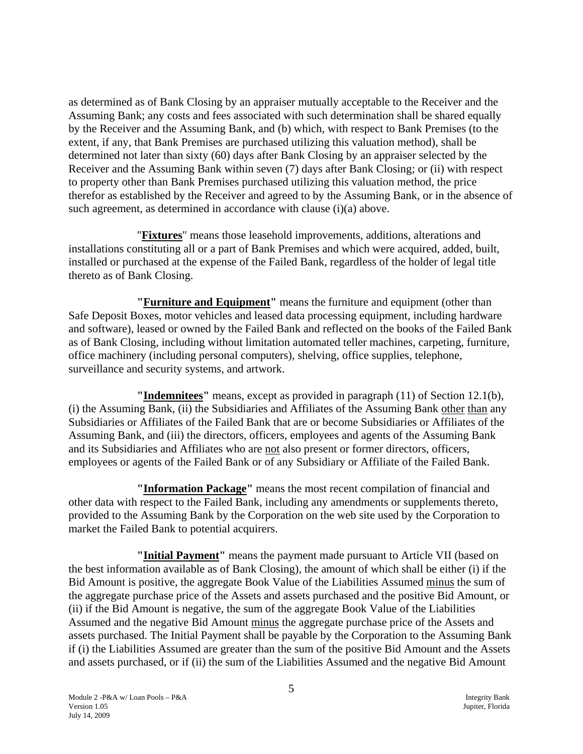as determined as of Bank Closing by an appraiser mutually acceptable to the Receiver and the Assuming Bank; any costs and fees associated with such determination shall be shared equally by the Receiver and the Assuming Bank, and (b) which, with respect to Bank Premises (to the extent, if any, that Bank Premises are purchased utilizing this valuation method), shall be determined not later than sixty (60) days after Bank Closing by an appraiser selected by the Receiver and the Assuming Bank within seven (7) days after Bank Closing; or (ii) with respect to property other than Bank Premises purchased utilizing this valuation method, the price therefor as established by the Receiver and agreed to by the Assuming Bank, or in the absence of such agreement, as determined in accordance with clause (i)(a) above.

"**Fixtures**" means those leasehold improvements, additions, alterations and installations constituting all or a part of Bank Premises and which were acquired, added, built, installed or purchased at the expense of the Failed Bank, regardless of the holder of legal title thereto as of Bank Closing.

**"Furniture and Equipment"** means the furniture and equipment (other than Safe Deposit Boxes, motor vehicles and leased data processing equipment, including hardware and software), leased or owned by the Failed Bank and reflected on the books of the Failed Bank as of Bank Closing, including without limitation automated teller machines, carpeting, furniture, office machinery (including personal computers), shelving, office supplies, telephone, surveillance and security systems, and artwork.

**"Indemnitees"** means, except as provided in paragraph (11) of Section 12.1(b), (i) the Assuming Bank, (ii) the Subsidiaries and Affiliates of the Assuming Bank other than any Subsidiaries or Affiliates of the Failed Bank that are or become Subsidiaries or Affiliates of the Assuming Bank, and (iii) the directors, officers, employees and agents of the Assuming Bank and its Subsidiaries and Affiliates who are not also present or former directors, officers, employees or agents of the Failed Bank or of any Subsidiary or Affiliate of the Failed Bank.

**"Information Package"** means the most recent compilation of financial and other data with respect to the Failed Bank, including any amendments or supplements thereto, provided to the Assuming Bank by the Corporation on the web site used by the Corporation to market the Failed Bank to potential acquirers.

**"Initial Payment"** means the payment made pursuant to Article VII (based on the best information available as of Bank Closing), the amount of which shall be either (i) if the Bid Amount is positive, the aggregate Book Value of the Liabilities Assumed minus the sum of the aggregate purchase price of the Assets and assets purchased and the positive Bid Amount, or (ii) if the Bid Amount is negative, the sum of the aggregate Book Value of the Liabilities Assumed and the negative Bid Amount minus the aggregate purchase price of the Assets and assets purchased. The Initial Payment shall be payable by the Corporation to the Assuming Bank if (i) the Liabilities Assumed are greater than the sum of the positive Bid Amount and the Assets and assets purchased, or if (ii) the sum of the Liabilities Assumed and the negative Bid Amount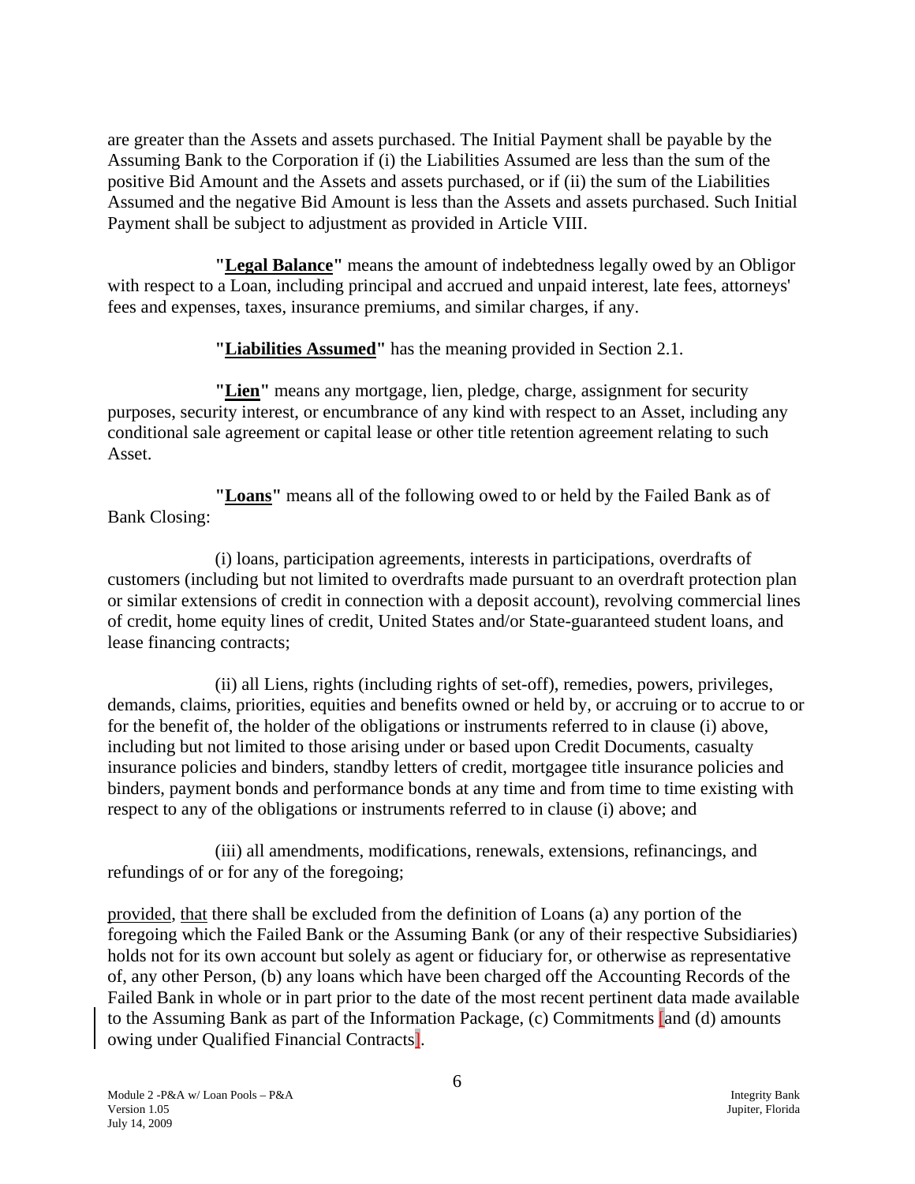are greater than the Assets and assets purchased. The Initial Payment shall be payable by the Assuming Bank to the Corporation if (i) the Liabilities Assumed are less than the sum of the positive Bid Amount and the Assets and assets purchased, or if (ii) the sum of the Liabilities Assumed and the negative Bid Amount is less than the Assets and assets purchased. Such Initial Payment shall be subject to adjustment as provided in Article VIII.

**"Legal Balance"** means the amount of indebtedness legally owed by an Obligor with respect to a Loan, including principal and accrued and unpaid interest, late fees, attorneys' fees and expenses, taxes, insurance premiums, and similar charges, if any.

**"Liabilities Assumed"** has the meaning provided in Section 2.1.

**"Lien"** means any mortgage, lien, pledge, charge, assignment for security purposes, security interest, or encumbrance of any kind with respect to an Asset, including any conditional sale agreement or capital lease or other title retention agreement relating to such Asset.

**"Loans"** means all of the following owed to or held by the Failed Bank as of Bank Closing:

(i) loans, participation agreements, interests in participations, overdrafts of customers (including but not limited to overdrafts made pursuant to an overdraft protection plan or similar extensions of credit in connection with a deposit account), revolving commercial lines of credit, home equity lines of credit, United States and/or State-guaranteed student loans, and lease financing contracts;

(ii) all Liens, rights (including rights of set-off), remedies, powers, privileges, demands, claims, priorities, equities and benefits owned or held by, or accruing or to accrue to or for the benefit of, the holder of the obligations or instruments referred to in clause (i) above, including but not limited to those arising under or based upon Credit Documents, casualty insurance policies and binders, standby letters of credit, mortgagee title insurance policies and binders, payment bonds and performance bonds at any time and from time to time existing with respect to any of the obligations or instruments referred to in clause (i) above; and

(iii) all amendments, modifications, renewals, extensions, refinancings, and refundings of or for any of the foregoing;

provided, that there shall be excluded from the definition of Loans (a) any portion of the foregoing which the Failed Bank or the Assuming Bank (or any of their respective Subsidiaries) holds not for its own account but solely as agent or fiduciary for, or otherwise as representative of, any other Person, (b) any loans which have been charged off the Accounting Records of the Failed Bank in whole or in part prior to the date of the most recent pertinent data made available to the Assuming Bank as part of the Information Package, (c) Commitments [and (d) amounts owing under Qualified Financial Contracts].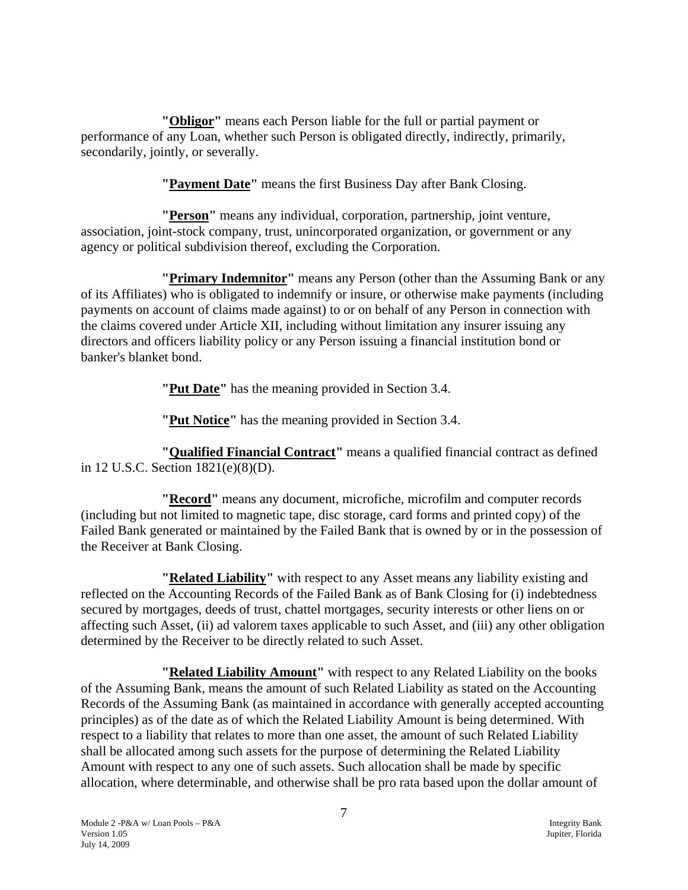**"Obligor"** means each Person liable for the full or partial payment or performance of any Loan, whether such Person is obligated directly, indirectly, primarily, secondarily, jointly, or severally.

**"Payment Date"** means the first Business Day after Bank Closing.

**"Person"** means any individual, corporation, partnership, joint venture, association, joint-stock company, trust, unincorporated organization, or government or any agency or political subdivision thereof, excluding the Corporation.

**"Primary Indemnitor"** means any Person (other than the Assuming Bank or any of its Affiliates) who is obligated to indemnify or insure, or otherwise make payments (including payments on account of claims made against) to or on behalf of any Person in connection with the claims covered under Article XII, including without limitation any insurer issuing any directors and officers liability policy or any Person issuing a financial institution bond or banker's blanket bond.

**"Put Date"** has the meaning provided in Section 3.4.

**"Put Notice"** has the meaning provided in Section 3.4.

**"Qualified Financial Contract"** means a qualified financial contract as defined in 12 U.S.C. Section 1821(e)(8)(D).

**"Record"** means any document, microfiche, microfilm and computer records (including but not limited to magnetic tape, disc storage, card forms and printed copy) of the Failed Bank generated or maintained by the Failed Bank that is owned by or in the possession of the Receiver at Bank Closing.

**"Related Liability"** with respect to any Asset means any liability existing and reflected on the Accounting Records of the Failed Bank as of Bank Closing for (i) indebtedness secured by mortgages, deeds of trust, chattel mortgages, security interests or other liens on or affecting such Asset, (ii) ad valorem taxes applicable to such Asset, and (iii) any other obligation determined by the Receiver to be directly related to such Asset.

**"Related Liability Amount"** with respect to any Related Liability on the books of the Assuming Bank, means the amount of such Related Liability as stated on the Accounting Records of the Assuming Bank (as maintained in accordance with generally accepted accounting principles) as of the date as of which the Related Liability Amount is being determined. With respect to a liability that relates to more than one asset, the amount of such Related Liability shall be allocated among such assets for the purpose of determining the Related Liability Amount with respect to any one of such assets. Such allocation shall be made by specific allocation, where determinable, and otherwise shall be pro rata based upon the dollar amount of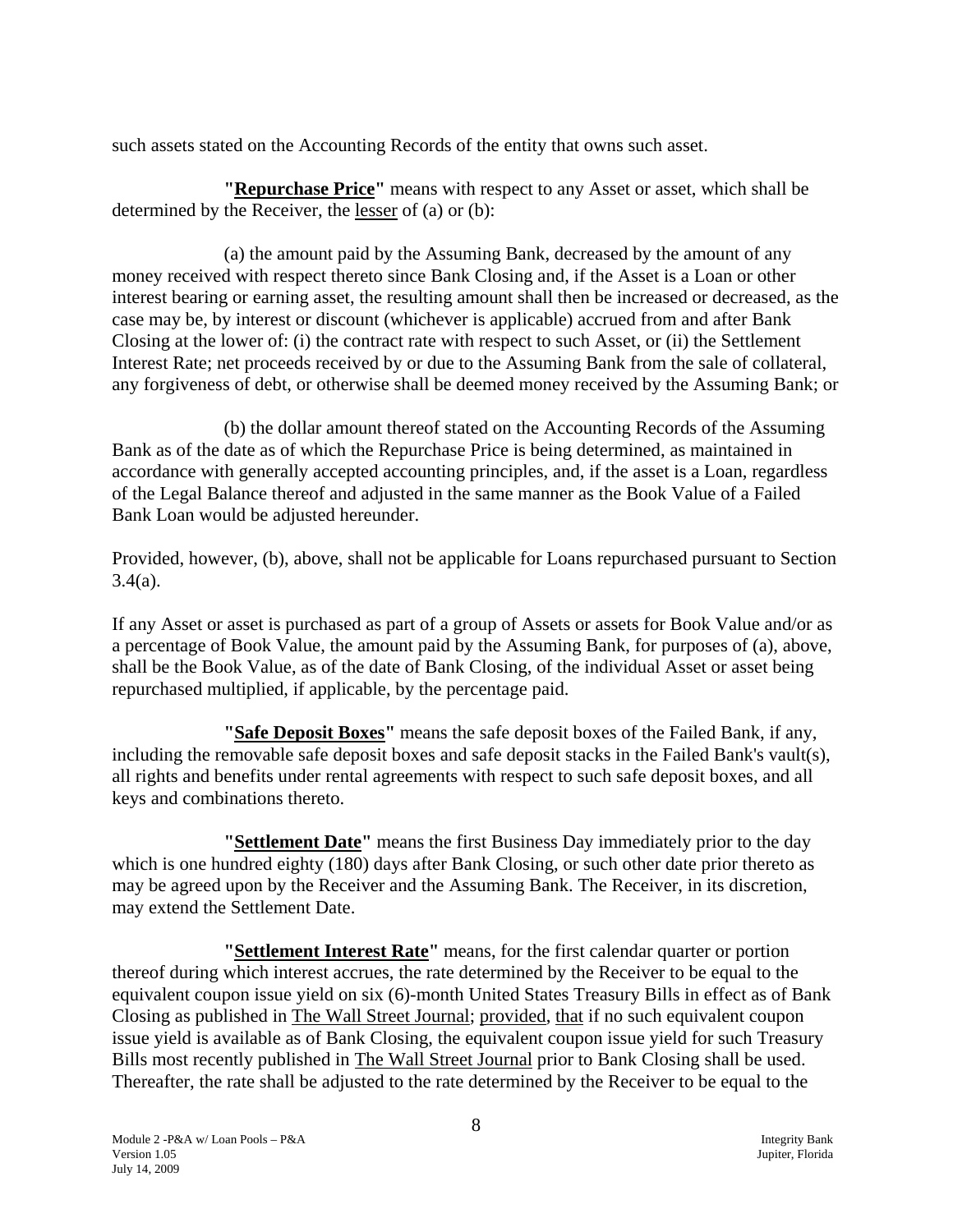such assets stated on the Accounting Records of the entity that owns such asset.

**"Repurchase Price"** means with respect to any Asset or asset, which shall be determined by the Receiver, the lesser of (a) or (b):

(a) the amount paid by the Assuming Bank, decreased by the amount of any money received with respect thereto since Bank Closing and, if the Asset is a Loan or other interest bearing or earning asset, the resulting amount shall then be increased or decreased, as the case may be, by interest or discount (whichever is applicable) accrued from and after Bank Closing at the lower of: (i) the contract rate with respect to such Asset, or (ii) the Settlement Interest Rate; net proceeds received by or due to the Assuming Bank from the sale of collateral, any forgiveness of debt, or otherwise shall be deemed money received by the Assuming Bank; or

(b) the dollar amount thereof stated on the Accounting Records of the Assuming Bank as of the date as of which the Repurchase Price is being determined, as maintained in accordance with generally accepted accounting principles, and, if the asset is a Loan, regardless of the Legal Balance thereof and adjusted in the same manner as the Book Value of a Failed Bank Loan would be adjusted hereunder.

Provided, however, (b), above, shall not be applicable for Loans repurchased pursuant to Section 3.4(a).

If any Asset or asset is purchased as part of a group of Assets or assets for Book Value and/or as a percentage of Book Value, the amount paid by the Assuming Bank, for purposes of (a), above, shall be the Book Value, as of the date of Bank Closing, of the individual Asset or asset being repurchased multiplied, if applicable, by the percentage paid.

**"Safe Deposit Boxes"** means the safe deposit boxes of the Failed Bank, if any, including the removable safe deposit boxes and safe deposit stacks in the Failed Bank's vault(s), all rights and benefits under rental agreements with respect to such safe deposit boxes, and all keys and combinations thereto.

**"Settlement Date"** means the first Business Day immediately prior to the day which is one hundred eighty (180) days after Bank Closing, or such other date prior thereto as may be agreed upon by the Receiver and the Assuming Bank. The Receiver, in its discretion, may extend the Settlement Date.

**"Settlement Interest Rate"** means, for the first calendar quarter or portion thereof during which interest accrues, the rate determined by the Receiver to be equal to the equivalent coupon issue yield on six (6)-month United States Treasury Bills in effect as of Bank Closing as published in The Wall Street Journal; provided, that if no such equivalent coupon issue yield is available as of Bank Closing, the equivalent coupon issue yield for such Treasury Bills most recently published in The Wall Street Journal prior to Bank Closing shall be used. Thereafter, the rate shall be adjusted to the rate determined by the Receiver to be equal to the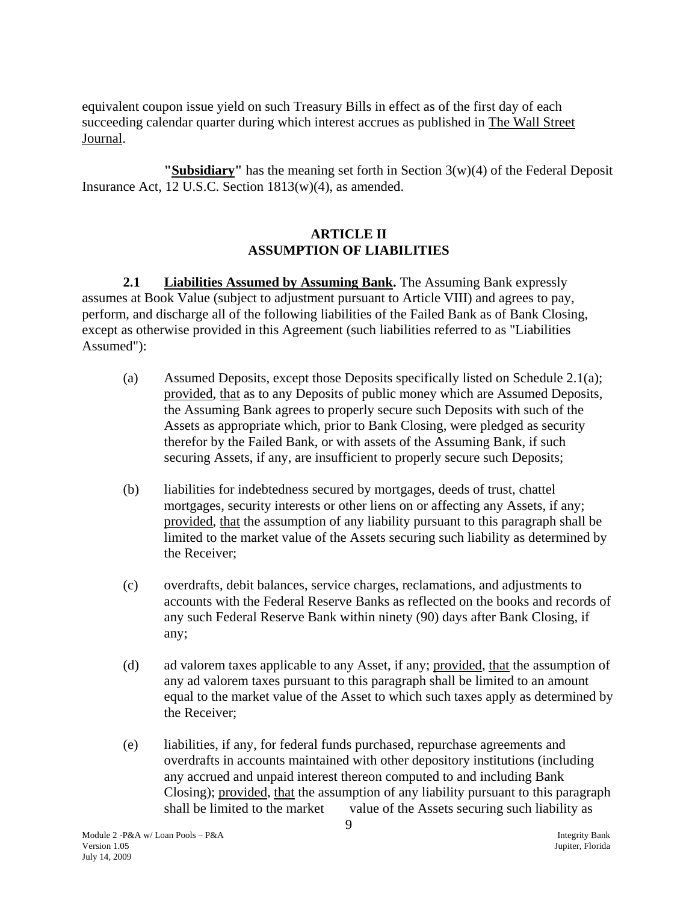equivalent coupon issue yield on such Treasury Bills in effect as of the first day of each succeeding calendar quarter during which interest accrues as published in The Wall Street Journal.

**"Subsidiary"** has the meaning set forth in Section 3(w)(4) of the Federal Deposit Insurance Act, 12 U.S.C. Section 1813(w)(4), as amended.

## ARTICLE II
## ASSUMPTION OF LIABILITIES

**2.1 Liabilities Assumed by Assuming Bank.** The Assuming Bank expressly assumes at Book Value (subject to adjustment pursuant to Article VIII) and agrees to pay, perform, and discharge all of the following liabilities of the Failed Bank as of Bank Closing, except as otherwise provided in this Agreement (such liabilities referred to as "Liabilities Assumed"):

(a) Assumed Deposits, except those Deposits specifically listed on Schedule 2.1(a); provided, that as to any Deposits of public money which are Assumed Deposits, the Assuming Bank agrees to properly secure such Deposits with such of the Assets as appropriate which, prior to Bank Closing, were pledged as security therefor by the Failed Bank, or with assets of the Assuming Bank, if such securing Assets, if any, are insufficient to properly secure such Deposits;

(b) liabilities for indebtedness secured by mortgages, deeds of trust, chattel mortgages, security interests or other liens on or affecting any Assets, if any; provided, that the assumption of any liability pursuant to this paragraph shall be limited to the market value of the Assets securing such liability as determined by the Receiver;

(c) overdrafts, debit balances, service charges, reclamations, and adjustments to accounts with the Federal Reserve Banks as reflected on the books and records of any such Federal Reserve Bank within ninety (90) days after Bank Closing, if any;

(d) ad valorem taxes applicable to any Asset, if any; provided, that the assumption of any ad valorem taxes pursuant to this paragraph shall be limited to an amount equal to the market value of the Asset to which such taxes apply as determined by the Receiver;

(e) liabilities, if any, for federal funds purchased, repurchase agreements and overdrafts in accounts maintained with other depository institutions (including any accrued and unpaid interest thereon computed to and including Bank Closing); provided, that the assumption of any liability pursuant to this paragraph shall be limited to the market value of the Assets securing such liability as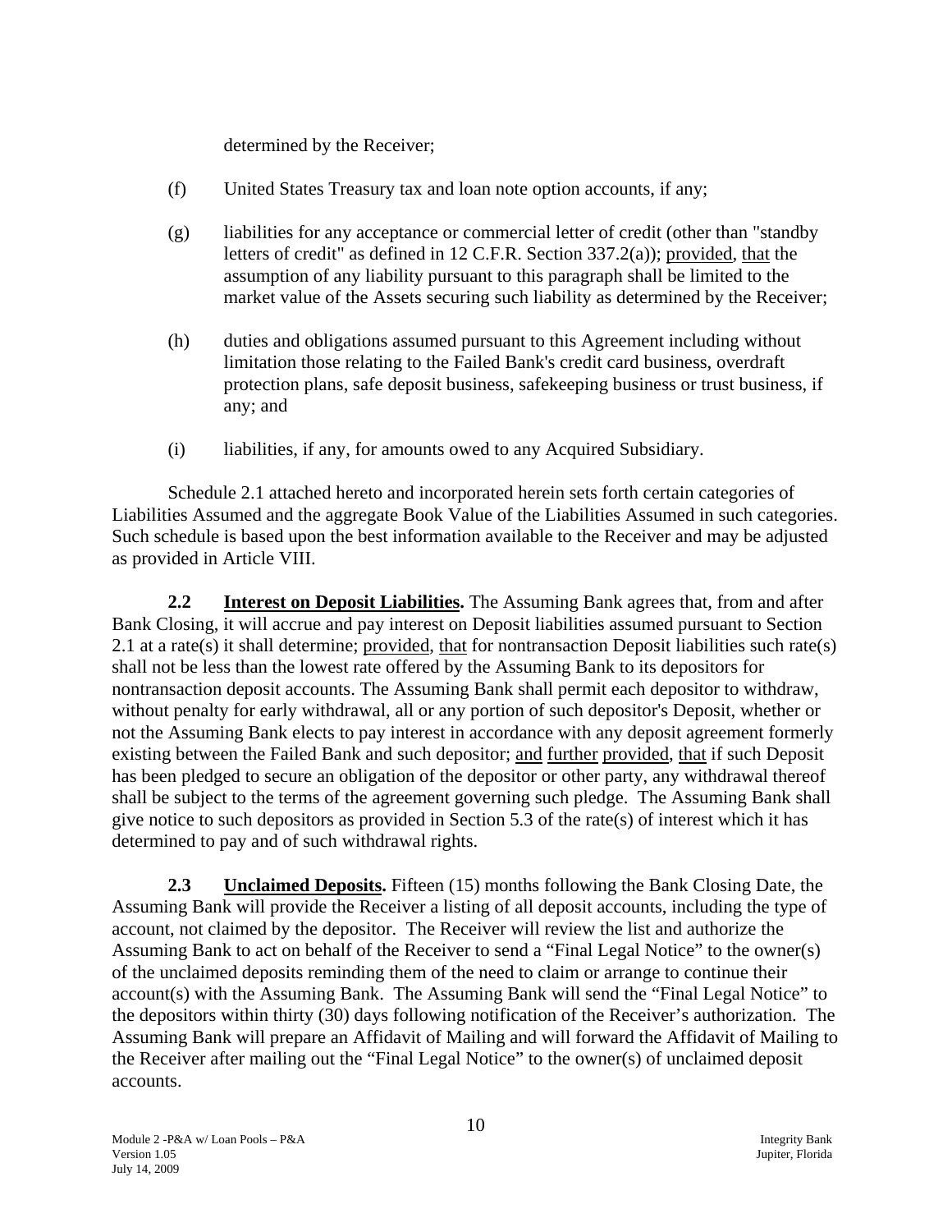determined by the Receiver;

(f) United States Treasury tax and loan note option accounts, if any;

(g) liabilities for any acceptance or commercial letter of credit (other than "standby letters of credit" as defined in 12 C.F.R. Section 337.2(a)); provided, that the assumption of any liability pursuant to this paragraph shall be limited to the market value of the Assets securing such liability as determined by the Receiver;

(h) duties and obligations assumed pursuant to this Agreement including without limitation those relating to the Failed Bank's credit card business, overdraft protection plans, safe deposit business, safekeeping business or trust business, if any; and

(i) liabilities, if any, for amounts owed to any Acquired Subsidiary.

Schedule 2.1 attached hereto and incorporated herein sets forth certain categories of Liabilities Assumed and the aggregate Book Value of the Liabilities Assumed in such categories. Such schedule is based upon the best information available to the Receiver and may be adjusted as provided in Article VIII.

**2.2 Interest on Deposit Liabilities.** The Assuming Bank agrees that, from and after Bank Closing, it will accrue and pay interest on Deposit liabilities assumed pursuant to Section 2.1 at a rate(s) it shall determine; provided, that for nontransaction Deposit liabilities such rate(s) shall not be less than the lowest rate offered by the Assuming Bank to its depositors for nontransaction deposit accounts. The Assuming Bank shall permit each depositor to withdraw, without penalty for early withdrawal, all or any portion of such depositor's Deposit, whether or not the Assuming Bank elects to pay interest in accordance with any deposit agreement formerly existing between the Failed Bank and such depositor; and further provided, that if such Deposit has been pledged to secure an obligation of the depositor or other party, any withdrawal thereof shall be subject to the terms of the agreement governing such pledge. The Assuming Bank shall give notice to such depositors as provided in Section 5.3 of the rate(s) of interest which it has determined to pay and of such withdrawal rights.

**2.3 Unclaimed Deposits.** Fifteen (15) months following the Bank Closing Date, the Assuming Bank will provide the Receiver a listing of all deposit accounts, including the type of account, not claimed by the depositor. The Receiver will review the list and authorize the Assuming Bank to act on behalf of the Receiver to send a "Final Legal Notice" to the owner(s) of the unclaimed deposits reminding them of the need to claim or arrange to continue their account(s) with the Assuming Bank. The Assuming Bank will send the "Final Legal Notice" to the depositors within thirty (30) days following notification of the Receiver's authorization. The Assuming Bank will prepare an Affidavit of Mailing and will forward the Affidavit of Mailing to the Receiver after mailing out the "Final Legal Notice" to the owner(s) of unclaimed deposit accounts.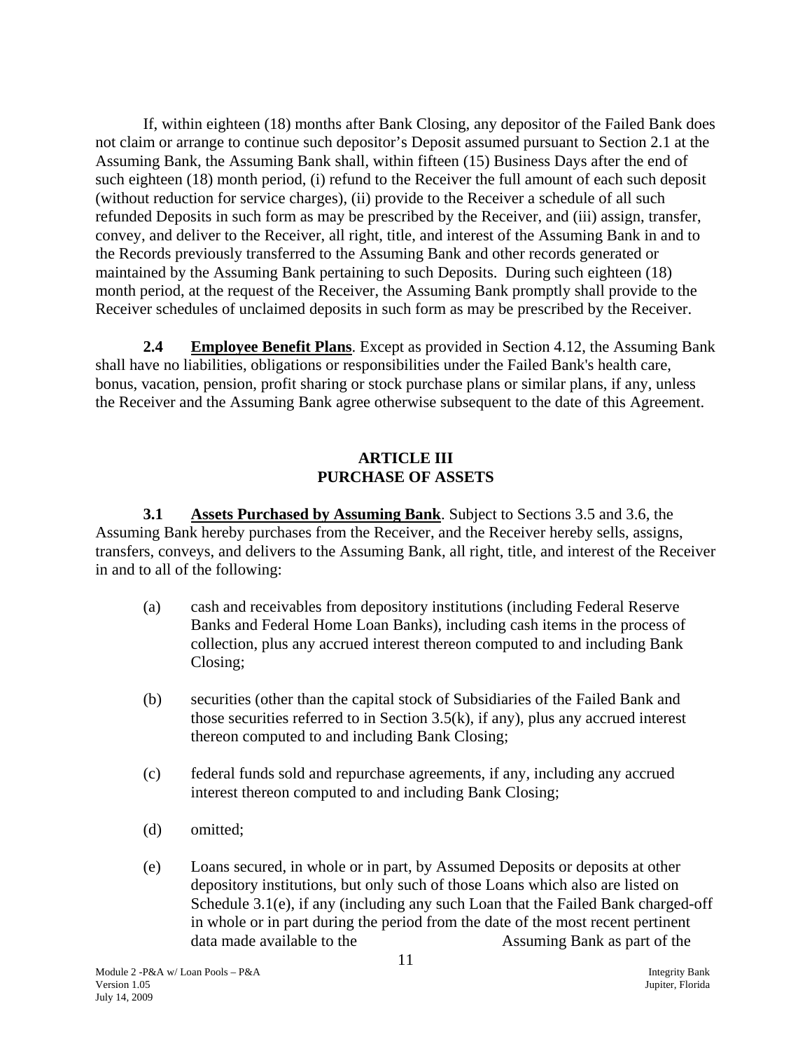If, within eighteen (18) months after Bank Closing, any depositor of the Failed Bank does not claim or arrange to continue such depositor's Deposit assumed pursuant to Section 2.1 at the Assuming Bank, the Assuming Bank shall, within fifteen (15) Business Days after the end of such eighteen (18) month period, (i) refund to the Receiver the full amount of each such deposit (without reduction for service charges), (ii) provide to the Receiver a schedule of all such refunded Deposits in such form as may be prescribed by the Receiver, and (iii) assign, transfer, convey, and deliver to the Receiver, all right, title, and interest of the Assuming Bank in and to the Records previously transferred to the Assuming Bank and other records generated or maintained by the Assuming Bank pertaining to such Deposits. During such eighteen (18) month period, at the request of the Receiver, the Assuming Bank promptly shall provide to the Receiver schedules of unclaimed deposits in such form as may be prescribed by the Receiver.

**2.4 Employee Benefit Plans**. Except as provided in Section 4.12, the Assuming Bank shall have no liabilities, obligations or responsibilities under the Failed Bank's health care, bonus, vacation, pension, profit sharing or stock purchase plans or similar plans, if any, unless the Receiver and the Assuming Bank agree otherwise subsequent to the date of this Agreement.

## ARTICLE III
## PURCHASE OF ASSETS

**3.1 Assets Purchased by Assuming Bank**. Subject to Sections 3.5 and 3.6, the Assuming Bank hereby purchases from the Receiver, and the Receiver hereby sells, assigns, transfers, conveys, and delivers to the Assuming Bank, all right, title, and interest of the Receiver in and to all of the following:

(a) cash and receivables from depository institutions (including Federal Reserve Banks and Federal Home Loan Banks), including cash items in the process of collection, plus any accrued interest thereon computed to and including Bank Closing;

(b) securities (other than the capital stock of Subsidiaries of the Failed Bank and those securities referred to in Section 3.5(k), if any), plus any accrued interest thereon computed to and including Bank Closing;

(c) federal funds sold and repurchase agreements, if any, including any accrued interest thereon computed to and including Bank Closing;

(d) omitted;

(e) Loans secured, in whole or in part, by Assumed Deposits or deposits at other depository institutions, but only such of those Loans which also are listed on Schedule 3.1(e), if any (including any such Loan that the Failed Bank charged-off in whole or in part during the period from the date of the most recent pertinent data made available to the Assuming Bank as part of the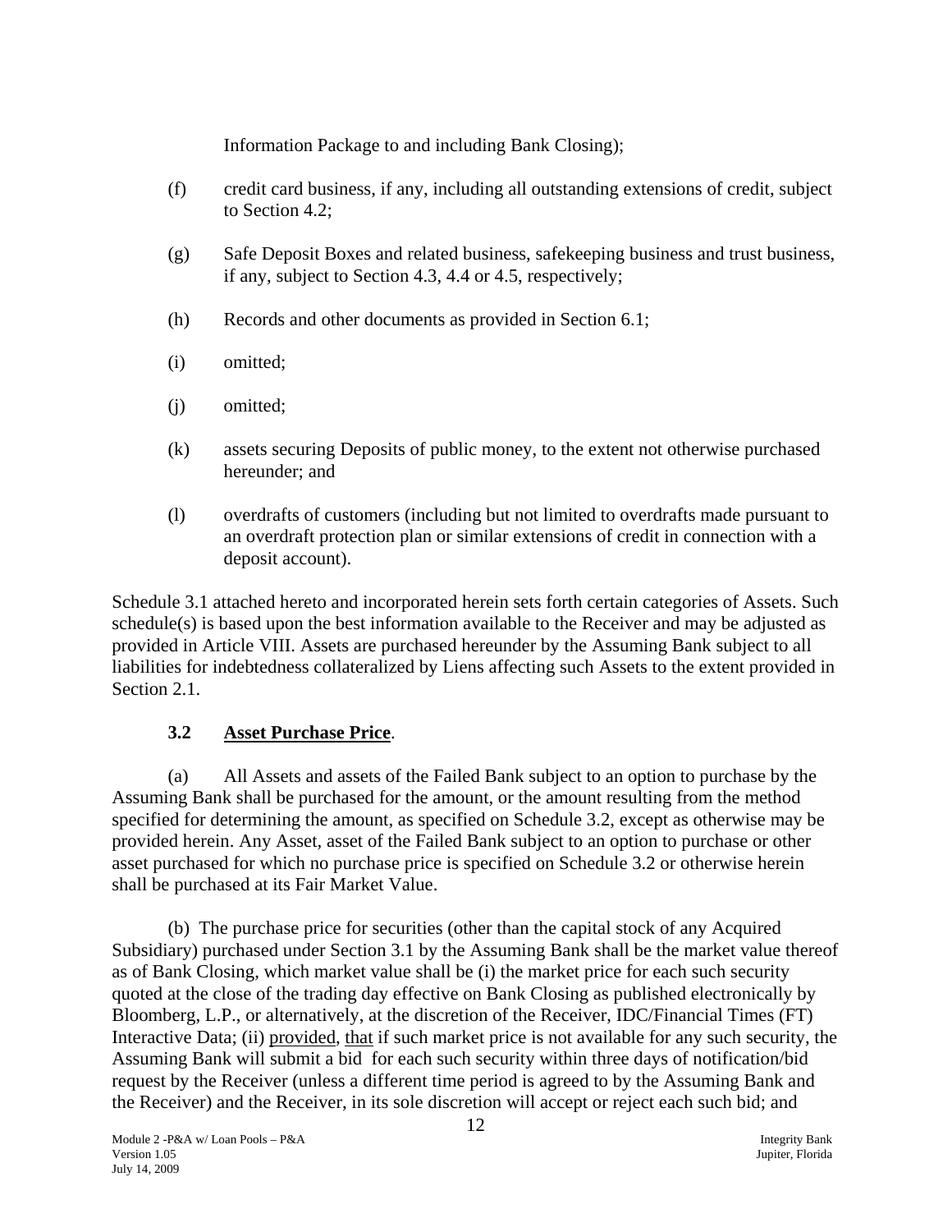Information Package to and including Bank Closing);

(f) credit card business, if any, including all outstanding extensions of credit, subject to Section 4.2;

(g) Safe Deposit Boxes and related business, safekeeping business and trust business, if any, subject to Section 4.3, 4.4 or 4.5, respectively;

(h) Records and other documents as provided in Section 6.1;

(i) omitted;

(j) omitted;

(k) assets securing Deposits of public money, to the extent not otherwise purchased hereunder; and

(l) overdrafts of customers (including but not limited to overdrafts made pursuant to an overdraft protection plan or similar extensions of credit in connection with a deposit account).

Schedule 3.1 attached hereto and incorporated herein sets forth certain categories of Assets. Such schedule(s) is based upon the best information available to the Receiver and may be adjusted as provided in Article VIII. Assets are purchased hereunder by the Assuming Bank subject to all liabilities for indebtedness collateralized by Liens affecting such Assets to the extent provided in Section 2.1.

### 3.2 Asset Purchase Price.

(a) All Assets and assets of the Failed Bank subject to an option to purchase by the Assuming Bank shall be purchased for the amount, or the amount resulting from the method specified for determining the amount, as specified on Schedule 3.2, except as otherwise may be provided herein. Any Asset, asset of the Failed Bank subject to an option to purchase or other asset purchased for which no purchase price is specified on Schedule 3.2 or otherwise herein shall be purchased at its Fair Market Value.

(b) The purchase price for securities (other than the capital stock of any Acquired Subsidiary) purchased under Section 3.1 by the Assuming Bank shall be the market value thereof as of Bank Closing, which market value shall be (i) the market price for each such security quoted at the close of the trading day effective on Bank Closing as published electronically by Bloomberg, L.P., or alternatively, at the discretion of the Receiver, IDC/Financial Times (FT) Interactive Data; (ii) provided, that if such market price is not available for any such security, the Assuming Bank will submit a bid for each such security within three days of notification/bid request by the Receiver (unless a different time period is agreed to by the Assuming Bank and the Receiver) and the Receiver, in its sole discretion will accept or reject each such bid; and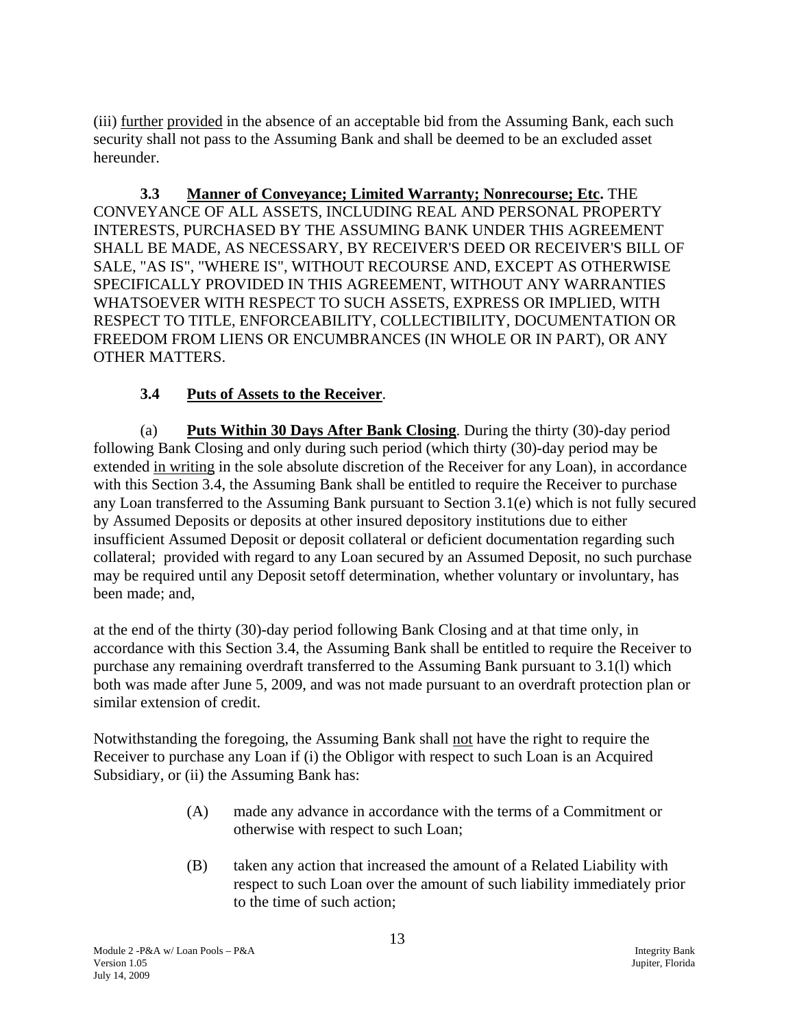(iii) further provided in the absence of an acceptable bid from the Assuming Bank, each such security shall not pass to the Assuming Bank and shall be deemed to be an excluded asset hereunder.

**3.3 Manner of Conveyance; Limited Warranty; Nonrecourse; Etc.** THE CONVEYANCE OF ALL ASSETS, INCLUDING REAL AND PERSONAL PROPERTY INTERESTS, PURCHASED BY THE ASSUMING BANK UNDER THIS AGREEMENT SHALL BE MADE, AS NECESSARY, BY RECEIVER'S DEED OR RECEIVER'S BILL OF SALE, "AS IS", "WHERE IS", WITHOUT RECOURSE AND, EXCEPT AS OTHERWISE SPECIFICALLY PROVIDED IN THIS AGREEMENT, WITHOUT ANY WARRANTIES WHATSOEVER WITH RESPECT TO SUCH ASSETS, EXPRESS OR IMPLIED, WITH RESPECT TO TITLE, ENFORCEABILITY, COLLECTIBILITY, DOCUMENTATION OR FREEDOM FROM LIENS OR ENCUMBRANCES (IN WHOLE OR IN PART), OR ANY OTHER MATTERS.

**3.4 Puts of Assets to the Receiver**.

(a) **Puts Within 30 Days After Bank Closing**. During the thirty (30)-day period following Bank Closing and only during such period (which thirty (30)-day period may be extended in writing in the sole absolute discretion of the Receiver for any Loan), in accordance with this Section 3.4, the Assuming Bank shall be entitled to require the Receiver to purchase any Loan transferred to the Assuming Bank pursuant to Section 3.1(e) which is not fully secured by Assumed Deposits or deposits at other insured depository institutions due to either insufficient Assumed Deposit or deposit collateral or deficient documentation regarding such collateral; provided with regard to any Loan secured by an Assumed Deposit, no such purchase may be required until any Deposit setoff determination, whether voluntary or involuntary, has been made; and,

at the end of the thirty (30)-day period following Bank Closing and at that time only, in accordance with this Section 3.4, the Assuming Bank shall be entitled to require the Receiver to purchase any remaining overdraft transferred to the Assuming Bank pursuant to 3.1(l) which both was made after June 5, 2009, and was not made pursuant to an overdraft protection plan or similar extension of credit.

Notwithstanding the foregoing, the Assuming Bank shall not have the right to require the Receiver to purchase any Loan if (i) the Obligor with respect to such Loan is an Acquired Subsidiary, or (ii) the Assuming Bank has:

(A) made any advance in accordance with the terms of a Commitment or otherwise with respect to such Loan;

(B) taken any action that increased the amount of a Related Liability with respect to such Loan over the amount of such liability immediately prior to the time of such action;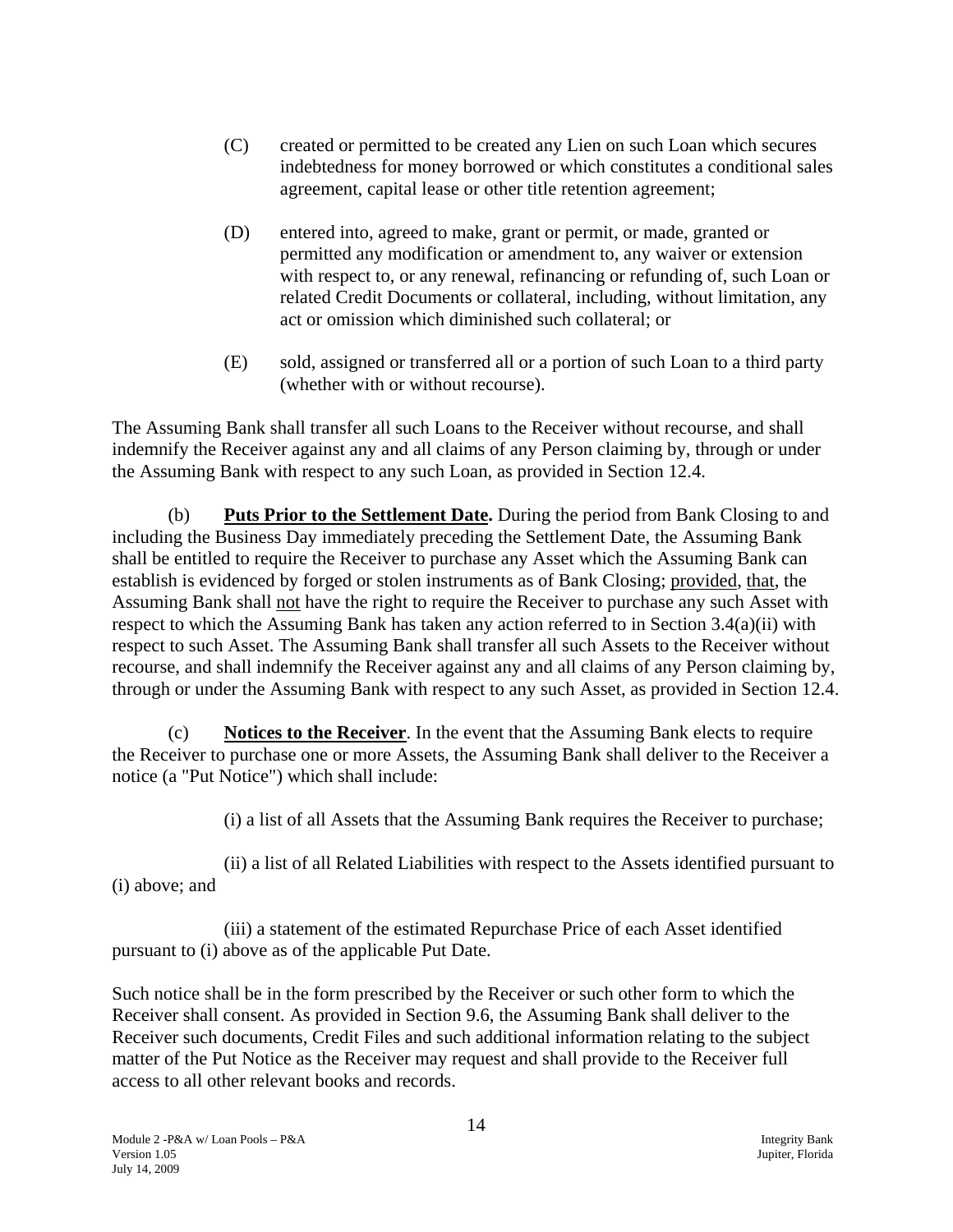(C) created or permitted to be created any Lien on such Loan which secures indebtedness for money borrowed or which constitutes a conditional sales agreement, capital lease or other title retention agreement;

(D) entered into, agreed to make, grant or permit, or made, granted or permitted any modification or amendment to, any waiver or extension with respect to, or any renewal, refinancing or refunding of, such Loan or related Credit Documents or collateral, including, without limitation, any act or omission which diminished such collateral; or

(E) sold, assigned or transferred all or a portion of such Loan to a third party (whether with or without recourse).

The Assuming Bank shall transfer all such Loans to the Receiver without recourse, and shall indemnify the Receiver against any and all claims of any Person claiming by, through or under the Assuming Bank with respect to any such Loan, as provided in Section 12.4.

(b) **Puts Prior to the Settlement Date.** During the period from Bank Closing to and including the Business Day immediately preceding the Settlement Date, the Assuming Bank shall be entitled to require the Receiver to purchase any Asset which the Assuming Bank can establish is evidenced by forged or stolen instruments as of Bank Closing; provided, that, the Assuming Bank shall not have the right to require the Receiver to purchase any such Asset with respect to which the Assuming Bank has taken any action referred to in Section 3.4(a)(ii) with respect to such Asset. The Assuming Bank shall transfer all such Assets to the Receiver without recourse, and shall indemnify the Receiver against any and all claims of any Person claiming by, through or under the Assuming Bank with respect to any such Asset, as provided in Section 12.4.

(c) **Notices to the Receiver**. In the event that the Assuming Bank elects to require the Receiver to purchase one or more Assets, the Assuming Bank shall deliver to the Receiver a notice (a "Put Notice") which shall include:

(i) a list of all Assets that the Assuming Bank requires the Receiver to purchase;

(ii) a list of all Related Liabilities with respect to the Assets identified pursuant to (i) above; and

(iii) a statement of the estimated Repurchase Price of each Asset identified pursuant to (i) above as of the applicable Put Date.

Such notice shall be in the form prescribed by the Receiver or such other form to which the Receiver shall consent. As provided in Section 9.6, the Assuming Bank shall deliver to the Receiver such documents, Credit Files and such additional information relating to the subject matter of the Put Notice as the Receiver may request and shall provide to the Receiver full access to all other relevant books and records.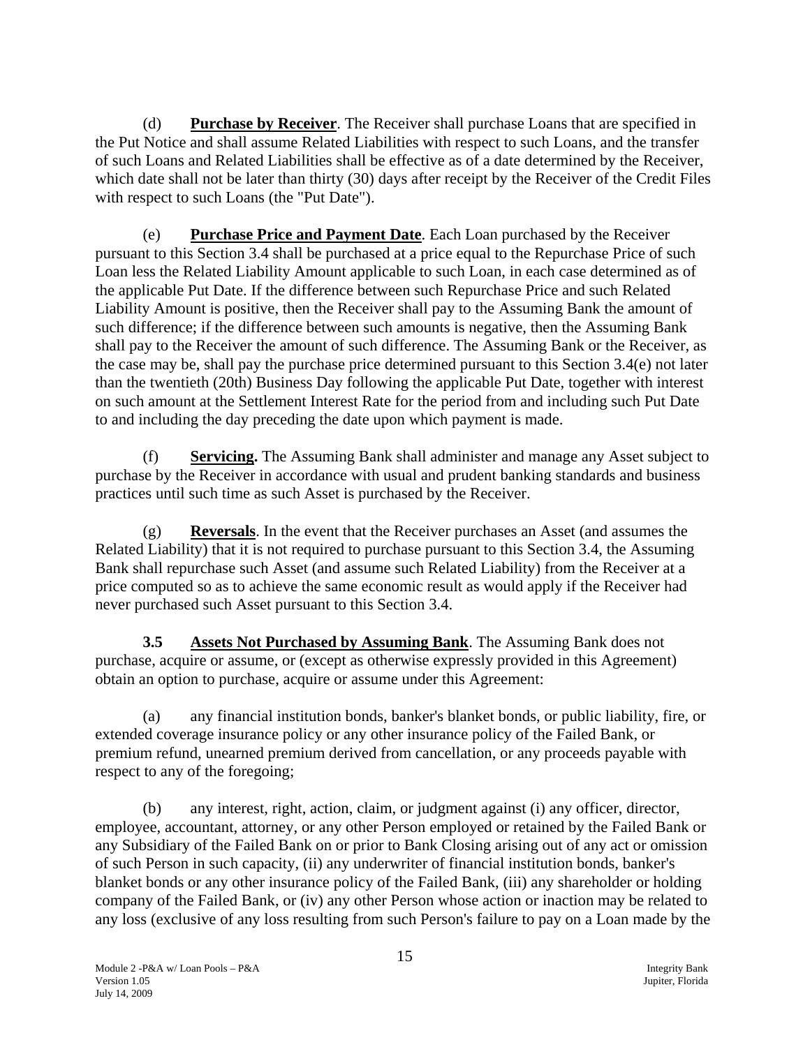(d) **Purchase by Receiver**. The Receiver shall purchase Loans that are specified in the Put Notice and shall assume Related Liabilities with respect to such Loans, and the transfer of such Loans and Related Liabilities shall be effective as of a date determined by the Receiver, which date shall not be later than thirty (30) days after receipt by the Receiver of the Credit Files with respect to such Loans (the "Put Date").

(e) **Purchase Price and Payment Date**. Each Loan purchased by the Receiver pursuant to this Section 3.4 shall be purchased at a price equal to the Repurchase Price of such Loan less the Related Liability Amount applicable to such Loan, in each case determined as of the applicable Put Date. If the difference between such Repurchase Price and such Related Liability Amount is positive, then the Receiver shall pay to the Assuming Bank the amount of such difference; if the difference between such amounts is negative, then the Assuming Bank shall pay to the Receiver the amount of such difference. The Assuming Bank or the Receiver, as the case may be, shall pay the purchase price determined pursuant to this Section 3.4(e) not later than the twentieth (20th) Business Day following the applicable Put Date, together with interest on such amount at the Settlement Interest Rate for the period from and including such Put Date to and including the day preceding the date upon which payment is made.

(f) **Servicing.** The Assuming Bank shall administer and manage any Asset subject to purchase by the Receiver in accordance with usual and prudent banking standards and business practices until such time as such Asset is purchased by the Receiver.

(g) **Reversals**. In the event that the Receiver purchases an Asset (and assumes the Related Liability) that it is not required to purchase pursuant to this Section 3.4, the Assuming Bank shall repurchase such Asset (and assume such Related Liability) from the Receiver at a price computed so as to achieve the same economic result as would apply if the Receiver had never purchased such Asset pursuant to this Section 3.4.

**3.5 Assets Not Purchased by Assuming Bank**. The Assuming Bank does not purchase, acquire or assume, or (except as otherwise expressly provided in this Agreement) obtain an option to purchase, acquire or assume under this Agreement:

(a) any financial institution bonds, banker's blanket bonds, or public liability, fire, or extended coverage insurance policy or any other insurance policy of the Failed Bank, or premium refund, unearned premium derived from cancellation, or any proceeds payable with respect to any of the foregoing;

(b) any interest, right, action, claim, or judgment against (i) any officer, director, employee, accountant, attorney, or any other Person employed or retained by the Failed Bank or any Subsidiary of the Failed Bank on or prior to Bank Closing arising out of any act or omission of such Person in such capacity, (ii) any underwriter of financial institution bonds, banker's blanket bonds or any other insurance policy of the Failed Bank, (iii) any shareholder or holding company of the Failed Bank, or (iv) any other Person whose action or inaction may be related to any loss (exclusive of any loss resulting from such Person's failure to pay on a Loan made by the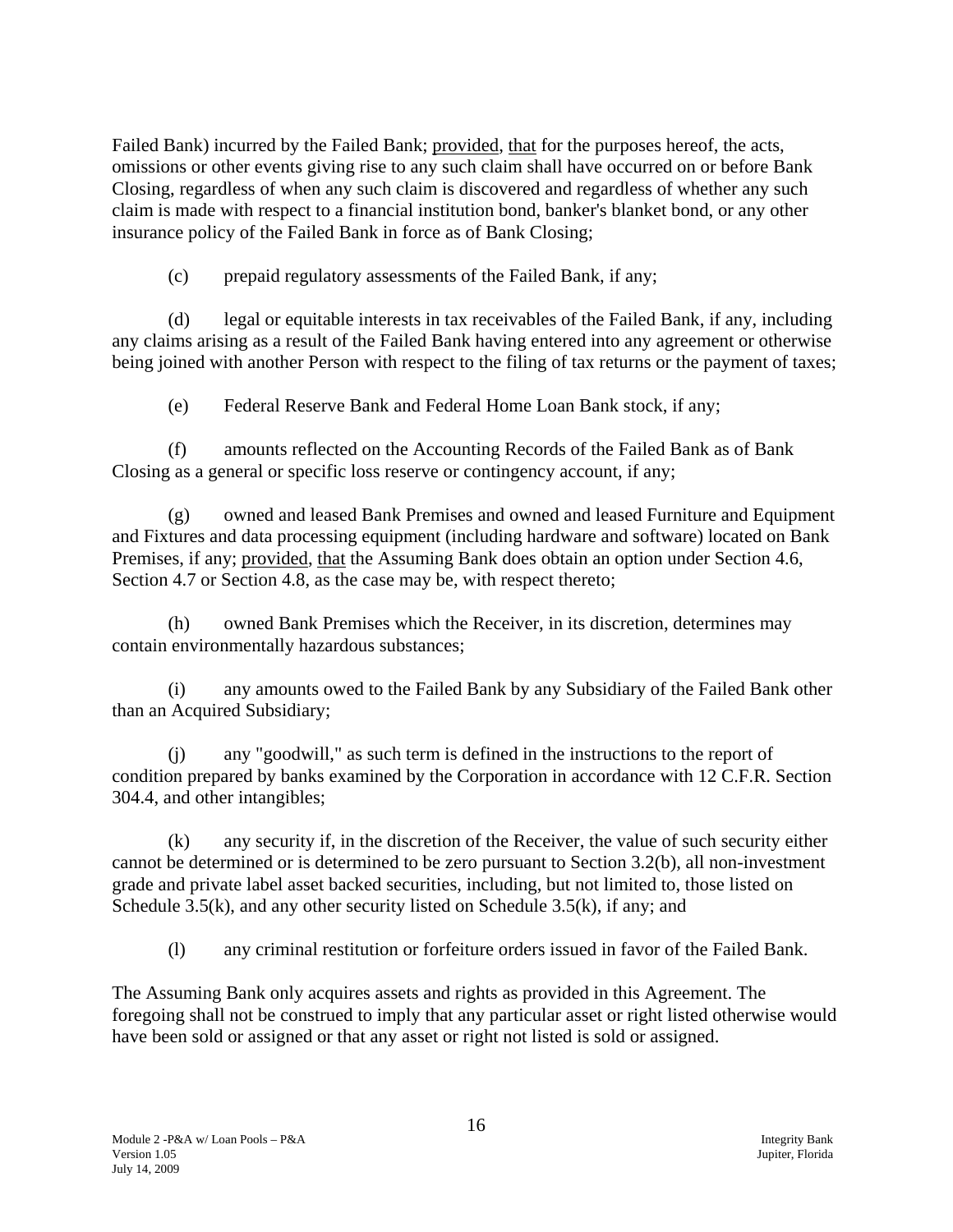Failed Bank) incurred by the Failed Bank; provided, that for the purposes hereof, the acts, omissions or other events giving rise to any such claim shall have occurred on or before Bank Closing, regardless of when any such claim is discovered and regardless of whether any such claim is made with respect to a financial institution bond, banker's blanket bond, or any other insurance policy of the Failed Bank in force as of Bank Closing;

(c) prepaid regulatory assessments of the Failed Bank, if any;

(d) legal or equitable interests in tax receivables of the Failed Bank, if any, including any claims arising as a result of the Failed Bank having entered into any agreement or otherwise being joined with another Person with respect to the filing of tax returns or the payment of taxes;

(e) Federal Reserve Bank and Federal Home Loan Bank stock, if any;

(f) amounts reflected on the Accounting Records of the Failed Bank as of Bank Closing as a general or specific loss reserve or contingency account, if any;

(g) owned and leased Bank Premises and owned and leased Furniture and Equipment and Fixtures and data processing equipment (including hardware and software) located on Bank Premises, if any; provided, that the Assuming Bank does obtain an option under Section 4.6, Section 4.7 or Section 4.8, as the case may be, with respect thereto;

(h) owned Bank Premises which the Receiver, in its discretion, determines may contain environmentally hazardous substances;

(i) any amounts owed to the Failed Bank by any Subsidiary of the Failed Bank other than an Acquired Subsidiary;

(j) any "goodwill," as such term is defined in the instructions to the report of condition prepared by banks examined by the Corporation in accordance with 12 C.F.R. Section 304.4, and other intangibles;

(k) any security if, in the discretion of the Receiver, the value of such security either cannot be determined or is determined to be zero pursuant to Section 3.2(b), all non-investment grade and private label asset backed securities, including, but not limited to, those listed on Schedule 3.5(k), and any other security listed on Schedule 3.5(k), if any; and

(l) any criminal restitution or forfeiture orders issued in favor of the Failed Bank.

The Assuming Bank only acquires assets and rights as provided in this Agreement. The foregoing shall not be construed to imply that any particular asset or right listed otherwise would have been sold or assigned or that any asset or right not listed is sold or assigned.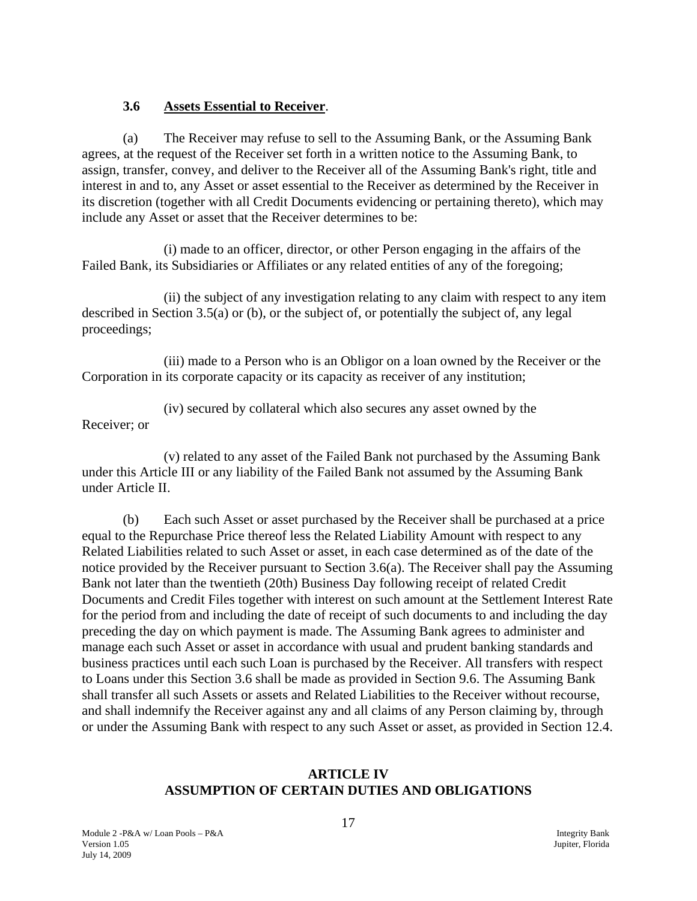**3.6 Assets Essential to Receiver**.

(a) The Receiver may refuse to sell to the Assuming Bank, or the Assuming Bank agrees, at the request of the Receiver set forth in a written notice to the Assuming Bank, to assign, transfer, convey, and deliver to the Receiver all of the Assuming Bank's right, title and interest in and to, any Asset or asset essential to the Receiver as determined by the Receiver in its discretion (together with all Credit Documents evidencing or pertaining thereto), which may include any Asset or asset that the Receiver determines to be:

(i) made to an officer, director, or other Person engaging in the affairs of the Failed Bank, its Subsidiaries or Affiliates or any related entities of any of the foregoing;

(ii) the subject of any investigation relating to any claim with respect to any item described in Section 3.5(a) or (b), or the subject of, or potentially the subject of, any legal proceedings;

(iii) made to a Person who is an Obligor on a loan owned by the Receiver or the Corporation in its corporate capacity or its capacity as receiver of any institution;

(iv) secured by collateral which also secures any asset owned by the Receiver; or

(v) related to any asset of the Failed Bank not purchased by the Assuming Bank under this Article III or any liability of the Failed Bank not assumed by the Assuming Bank under Article II.

(b) Each such Asset or asset purchased by the Receiver shall be purchased at a price equal to the Repurchase Price thereof less the Related Liability Amount with respect to any Related Liabilities related to such Asset or asset, in each case determined as of the date of the notice provided by the Receiver pursuant to Section 3.6(a). The Receiver shall pay the Assuming Bank not later than the twentieth (20th) Business Day following receipt of related Credit Documents and Credit Files together with interest on such amount at the Settlement Interest Rate for the period from and including the date of receipt of such documents to and including the day preceding the day on which payment is made. The Assuming Bank agrees to administer and manage each such Asset or asset in accordance with usual and prudent banking standards and business practices until each such Loan is purchased by the Receiver. All transfers with respect to Loans under this Section 3.6 shall be made as provided in Section 9.6. The Assuming Bank shall transfer all such Assets or assets and Related Liabilities to the Receiver without recourse, and shall indemnify the Receiver against any and all claims of any Person claiming by, through or under the Assuming Bank with respect to any such Asset or asset, as provided in Section 12.4.

## ARTICLE IV
## ASSUMPTION OF CERTAIN DUTIES AND OBLIGATIONS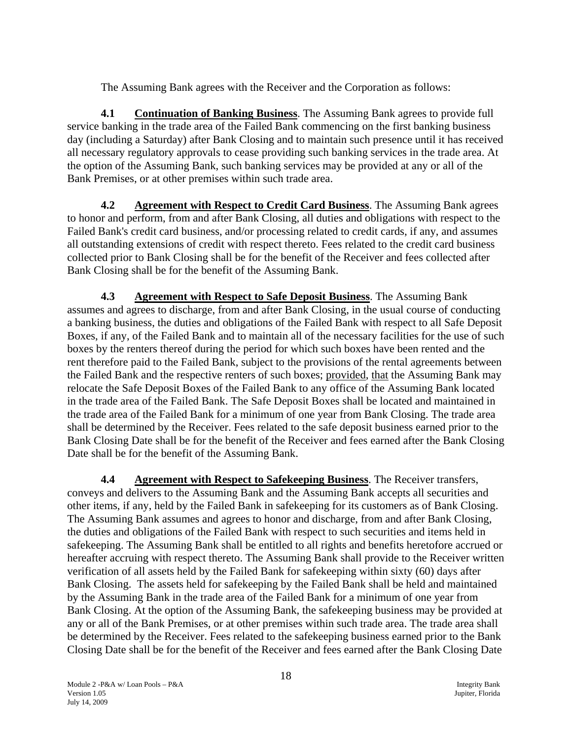The Assuming Bank agrees with the Receiver and the Corporation as follows:

**4.1 Continuation of Banking Business**. The Assuming Bank agrees to provide full service banking in the trade area of the Failed Bank commencing on the first banking business day (including a Saturday) after Bank Closing and to maintain such presence until it has received all necessary regulatory approvals to cease providing such banking services in the trade area. At the option of the Assuming Bank, such banking services may be provided at any or all of the Bank Premises, or at other premises within such trade area.

**4.2 Agreement with Respect to Credit Card Business**. The Assuming Bank agrees to honor and perform, from and after Bank Closing, all duties and obligations with respect to the Failed Bank's credit card business, and/or processing related to credit cards, if any, and assumes all outstanding extensions of credit with respect thereto. Fees related to the credit card business collected prior to Bank Closing shall be for the benefit of the Receiver and fees collected after Bank Closing shall be for the benefit of the Assuming Bank.

**4.3 Agreement with Respect to Safe Deposit Business**. The Assuming Bank assumes and agrees to discharge, from and after Bank Closing, in the usual course of conducting a banking business, the duties and obligations of the Failed Bank with respect to all Safe Deposit Boxes, if any, of the Failed Bank and to maintain all of the necessary facilities for the use of such boxes by the renters thereof during the period for which such boxes have been rented and the rent therefore paid to the Failed Bank, subject to the provisions of the rental agreements between the Failed Bank and the respective renters of such boxes; provided, that the Assuming Bank may relocate the Safe Deposit Boxes of the Failed Bank to any office of the Assuming Bank located in the trade area of the Failed Bank. The Safe Deposit Boxes shall be located and maintained in the trade area of the Failed Bank for a minimum of one year from Bank Closing. The trade area shall be determined by the Receiver. Fees related to the safe deposit business earned prior to the Bank Closing Date shall be for the benefit of the Receiver and fees earned after the Bank Closing Date shall be for the benefit of the Assuming Bank.

**4.4 Agreement with Respect to Safekeeping Business**. The Receiver transfers, conveys and delivers to the Assuming Bank and the Assuming Bank accepts all securities and other items, if any, held by the Failed Bank in safekeeping for its customers as of Bank Closing. The Assuming Bank assumes and agrees to honor and discharge, from and after Bank Closing, the duties and obligations of the Failed Bank with respect to such securities and items held in safekeeping. The Assuming Bank shall be entitled to all rights and benefits heretofore accrued or hereafter accruing with respect thereto. The Assuming Bank shall provide to the Receiver written verification of all assets held by the Failed Bank for safekeeping within sixty (60) days after Bank Closing. The assets held for safekeeping by the Failed Bank shall be held and maintained by the Assuming Bank in the trade area of the Failed Bank for a minimum of one year from Bank Closing. At the option of the Assuming Bank, the safekeeping business may be provided at any or all of the Bank Premises, or at other premises within such trade area. The trade area shall be determined by the Receiver. Fees related to the safekeeping business earned prior to the Bank Closing Date shall be for the benefit of the Receiver and fees earned after the Bank Closing Date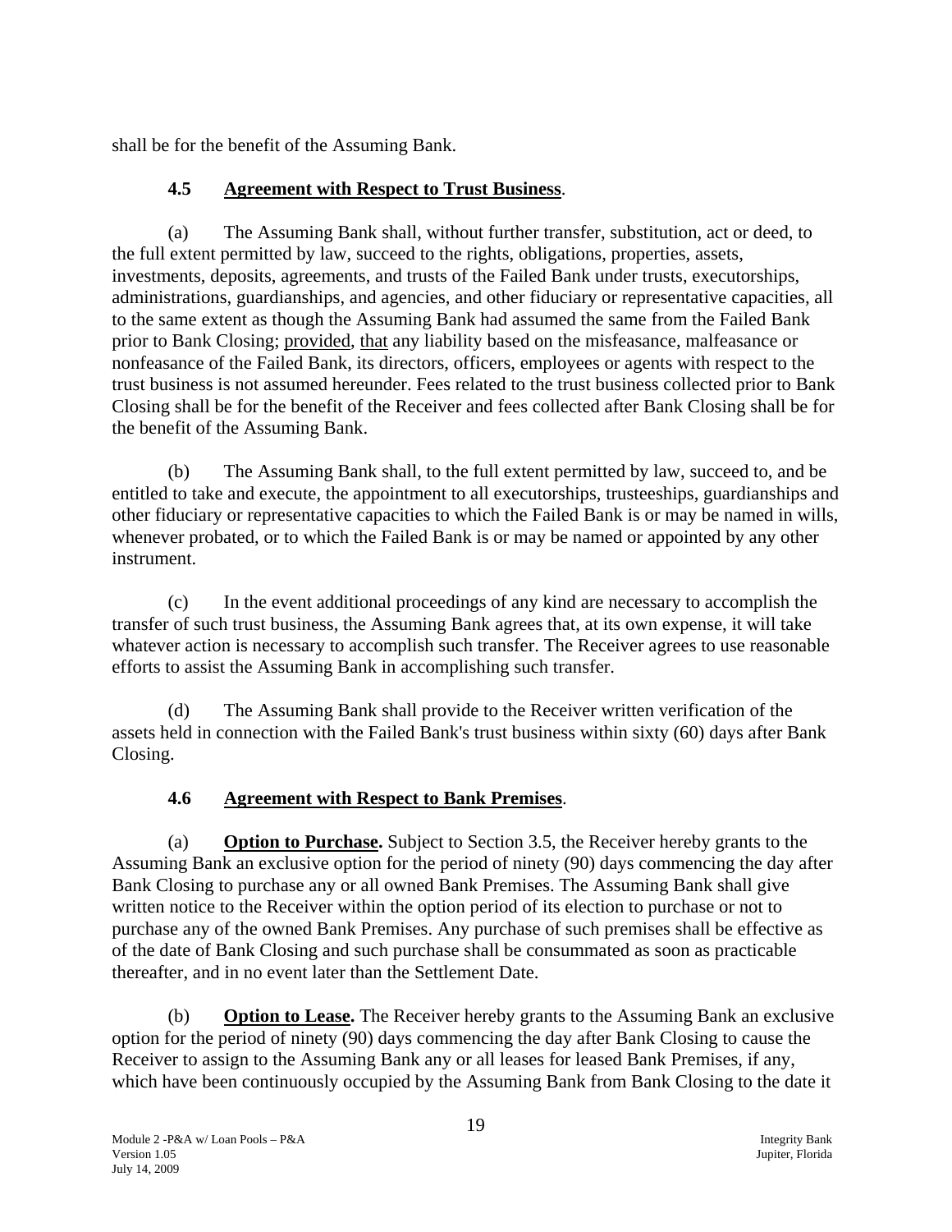shall be for the benefit of the Assuming Bank.

### 4.5 Agreement with Respect to Trust Business.

(a) The Assuming Bank shall, without further transfer, substitution, act or deed, to the full extent permitted by law, succeed to the rights, obligations, properties, assets, investments, deposits, agreements, and trusts of the Failed Bank under trusts, executorships, administrations, guardianships, and agencies, and other fiduciary or representative capacities, all to the same extent as though the Assuming Bank had assumed the same from the Failed Bank prior to Bank Closing; provided, that any liability based on the misfeasance, malfeasance or nonfeasance of the Failed Bank, its directors, officers, employees or agents with respect to the trust business is not assumed hereunder. Fees related to the trust business collected prior to Bank Closing shall be for the benefit of the Receiver and fees collected after Bank Closing shall be for the benefit of the Assuming Bank.

(b) The Assuming Bank shall, to the full extent permitted by law, succeed to, and be entitled to take and execute, the appointment to all executorships, trusteeships, guardianships and other fiduciary or representative capacities to which the Failed Bank is or may be named in wills, whenever probated, or to which the Failed Bank is or may be named or appointed by any other instrument.

(c) In the event additional proceedings of any kind are necessary to accomplish the transfer of such trust business, the Assuming Bank agrees that, at its own expense, it will take whatever action is necessary to accomplish such transfer. The Receiver agrees to use reasonable efforts to assist the Assuming Bank in accomplishing such transfer.

(d) The Assuming Bank shall provide to the Receiver written verification of the assets held in connection with the Failed Bank's trust business within sixty (60) days after Bank Closing.

### 4.6 Agreement with Respect to Bank Premises.

(a) **Option to Purchase.** Subject to Section 3.5, the Receiver hereby grants to the Assuming Bank an exclusive option for the period of ninety (90) days commencing the day after Bank Closing to purchase any or all owned Bank Premises. The Assuming Bank shall give written notice to the Receiver within the option period of its election to purchase or not to purchase any of the owned Bank Premises. Any purchase of such premises shall be effective as of the date of Bank Closing and such purchase shall be consummated as soon as practicable thereafter, and in no event later than the Settlement Date.

(b) **Option to Lease.** The Receiver hereby grants to the Assuming Bank an exclusive option for the period of ninety (90) days commencing the day after Bank Closing to cause the Receiver to assign to the Assuming Bank any or all leases for leased Bank Premises, if any, which have been continuously occupied by the Assuming Bank from Bank Closing to the date it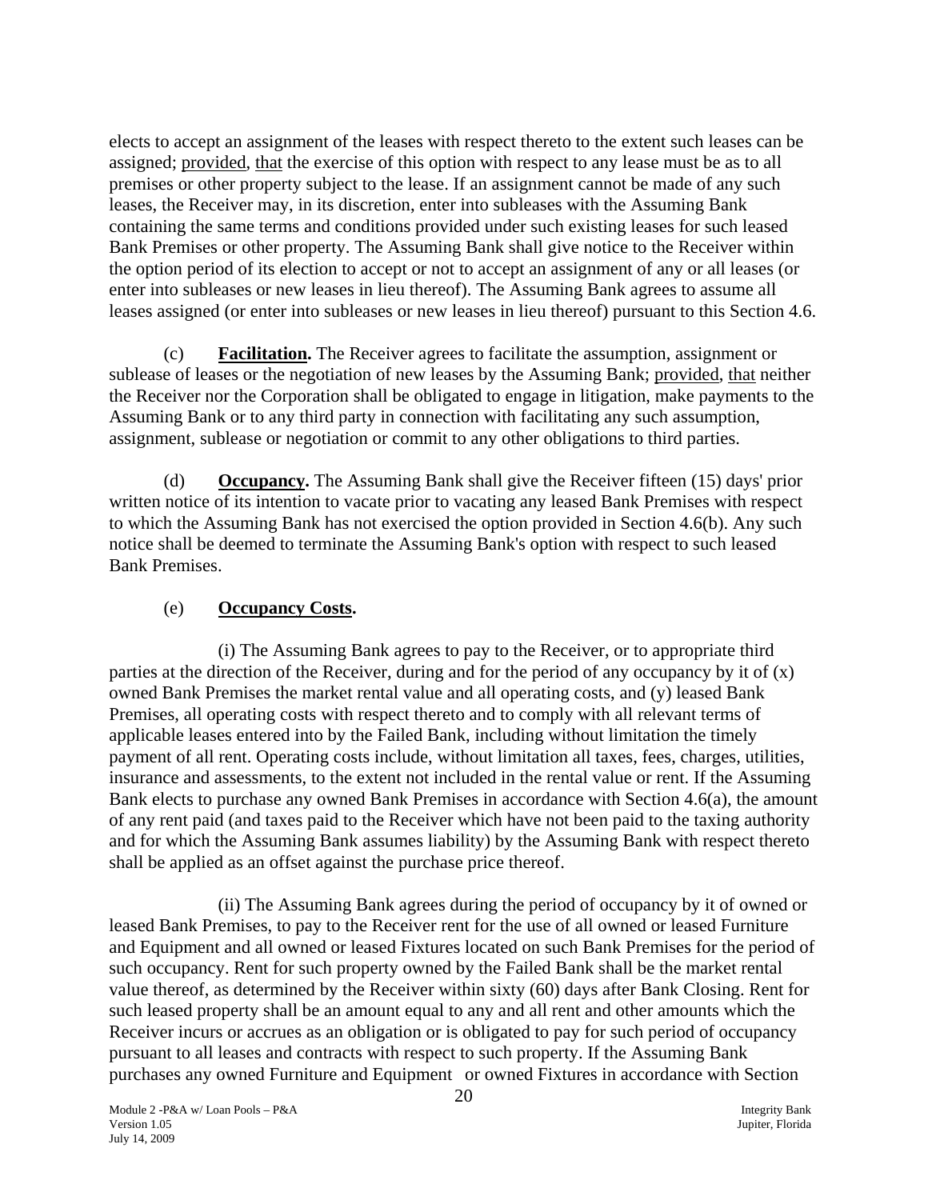elects to accept an assignment of the leases with respect thereto to the extent such leases can be assigned; provided, that the exercise of this option with respect to any lease must be as to all premises or other property subject to the lease. If an assignment cannot be made of any such leases, the Receiver may, in its discretion, enter into subleases with the Assuming Bank containing the same terms and conditions provided under such existing leases for such leased Bank Premises or other property. The Assuming Bank shall give notice to the Receiver within the option period of its election to accept or not to accept an assignment of any or all leases (or enter into subleases or new leases in lieu thereof). The Assuming Bank agrees to assume all leases assigned (or enter into subleases or new leases in lieu thereof) pursuant to this Section 4.6.

(c) **Facilitation.** The Receiver agrees to facilitate the assumption, assignment or sublease of leases or the negotiation of new leases by the Assuming Bank; provided, that neither the Receiver nor the Corporation shall be obligated to engage in litigation, make payments to the Assuming Bank or to any third party in connection with facilitating any such assumption, assignment, sublease or negotiation or commit to any other obligations to third parties.

(d) **Occupancy.** The Assuming Bank shall give the Receiver fifteen (15) days' prior written notice of its intention to vacate prior to vacating any leased Bank Premises with respect to which the Assuming Bank has not exercised the option provided in Section 4.6(b). Any such notice shall be deemed to terminate the Assuming Bank's option with respect to such leased Bank Premises.

(e) **Occupancy Costs.**

(i) The Assuming Bank agrees to pay to the Receiver, or to appropriate third parties at the direction of the Receiver, during and for the period of any occupancy by it of (x) owned Bank Premises the market rental value and all operating costs, and (y) leased Bank Premises, all operating costs with respect thereto and to comply with all relevant terms of applicable leases entered into by the Failed Bank, including without limitation the timely payment of all rent. Operating costs include, without limitation all taxes, fees, charges, utilities, insurance and assessments, to the extent not included in the rental value or rent. If the Assuming Bank elects to purchase any owned Bank Premises in accordance with Section 4.6(a), the amount of any rent paid (and taxes paid to the Receiver which have not been paid to the taxing authority and for which the Assuming Bank assumes liability) by the Assuming Bank with respect thereto shall be applied as an offset against the purchase price thereof.

(ii) The Assuming Bank agrees during the period of occupancy by it of owned or leased Bank Premises, to pay to the Receiver rent for the use of all owned or leased Furniture and Equipment and all owned or leased Fixtures located on such Bank Premises for the period of such occupancy. Rent for such property owned by the Failed Bank shall be the market rental value thereof, as determined by the Receiver within sixty (60) days after Bank Closing. Rent for such leased property shall be an amount equal to any and all rent and other amounts which the Receiver incurs or accrues as an obligation or is obligated to pay for such period of occupancy pursuant to all leases and contracts with respect to such property. If the Assuming Bank purchases any owned Furniture and Equipment or owned Fixtures in accordance with Section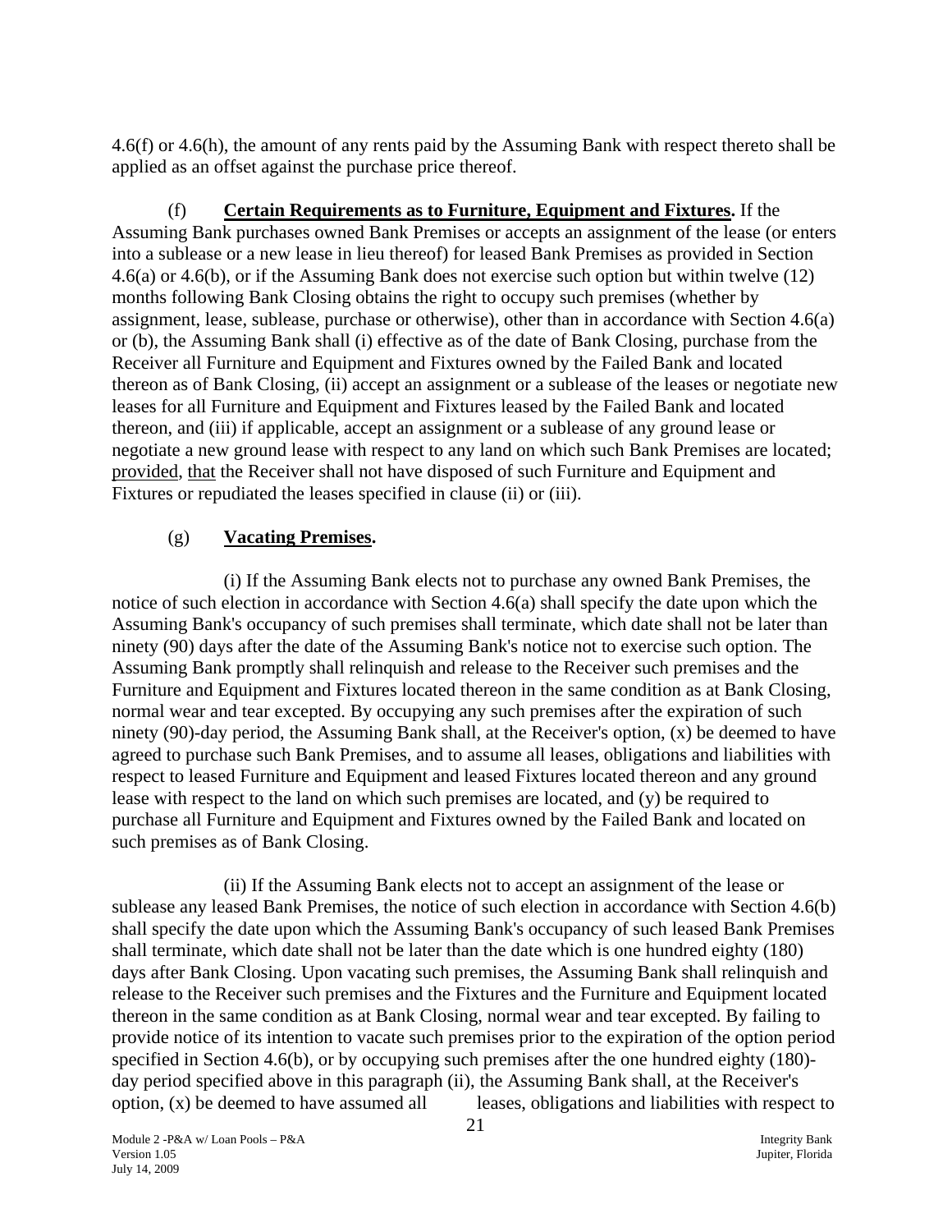4.6(f) or 4.6(h), the amount of any rents paid by the Assuming Bank with respect thereto shall be applied as an offset against the purchase price thereof.

(f) **Certain Requirements as to Furniture, Equipment and Fixtures.** If the Assuming Bank purchases owned Bank Premises or accepts an assignment of the lease (or enters into a sublease or a new lease in lieu thereof) for leased Bank Premises as provided in Section 4.6(a) or 4.6(b), or if the Assuming Bank does not exercise such option but within twelve (12) months following Bank Closing obtains the right to occupy such premises (whether by assignment, lease, sublease, purchase or otherwise), other than in accordance with Section 4.6(a) or (b), the Assuming Bank shall (i) effective as of the date of Bank Closing, purchase from the Receiver all Furniture and Equipment and Fixtures owned by the Failed Bank and located thereon as of Bank Closing, (ii) accept an assignment or a sublease of the leases or negotiate new leases for all Furniture and Equipment and Fixtures leased by the Failed Bank and located thereon, and (iii) if applicable, accept an assignment or a sublease of any ground lease or negotiate a new ground lease with respect to any land on which such Bank Premises are located; provided, that the Receiver shall not have disposed of such Furniture and Equipment and Fixtures or repudiated the leases specified in clause (ii) or (iii).

(g) **Vacating Premises.**

(i) If the Assuming Bank elects not to purchase any owned Bank Premises, the notice of such election in accordance with Section 4.6(a) shall specify the date upon which the Assuming Bank's occupancy of such premises shall terminate, which date shall not be later than ninety (90) days after the date of the Assuming Bank's notice not to exercise such option. The Assuming Bank promptly shall relinquish and release to the Receiver such premises and the Furniture and Equipment and Fixtures located thereon in the same condition as at Bank Closing, normal wear and tear excepted. By occupying any such premises after the expiration of such ninety (90)-day period, the Assuming Bank shall, at the Receiver's option, (x) be deemed to have agreed to purchase such Bank Premises, and to assume all leases, obligations and liabilities with respect to leased Furniture and Equipment and leased Fixtures located thereon and any ground lease with respect to the land on which such premises are located, and (y) be required to purchase all Furniture and Equipment and Fixtures owned by the Failed Bank and located on such premises as of Bank Closing.

(ii) If the Assuming Bank elects not to accept an assignment of the lease or sublease any leased Bank Premises, the notice of such election in accordance with Section 4.6(b) shall specify the date upon which the Assuming Bank's occupancy of such leased Bank Premises shall terminate, which date shall not be later than the date which is one hundred eighty (180) days after Bank Closing. Upon vacating such premises, the Assuming Bank shall relinquish and release to the Receiver such premises and the Fixtures and the Furniture and Equipment located thereon in the same condition as at Bank Closing, normal wear and tear excepted. By failing to provide notice of its intention to vacate such premises prior to the expiration of the option period specified in Section 4.6(b), or by occupying such premises after the one hundred eighty (180)-day period specified above in this paragraph (ii), the Assuming Bank shall, at the Receiver's option, (x) be deemed to have assumed all leases, obligations and liabilities with respect to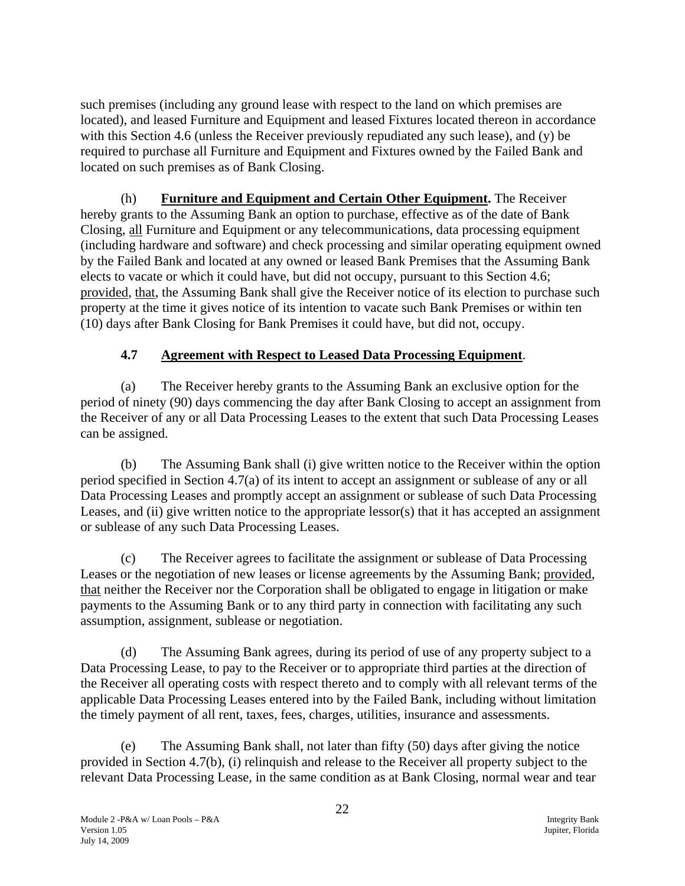such premises (including any ground lease with respect to the land on which premises are located), and leased Furniture and Equipment and leased Fixtures located thereon in accordance with this Section 4.6 (unless the Receiver previously repudiated any such lease), and (y) be required to purchase all Furniture and Equipment and Fixtures owned by the Failed Bank and located on such premises as of Bank Closing.

(h) **Furniture and Equipment and Certain Other Equipment.** The Receiver hereby grants to the Assuming Bank an option to purchase, effective as of the date of Bank Closing, all Furniture and Equipment or any telecommunications, data processing equipment (including hardware and software) and check processing and similar operating equipment owned by the Failed Bank and located at any owned or leased Bank Premises that the Assuming Bank elects to vacate or which it could have, but did not occupy, pursuant to this Section 4.6; provided, that, the Assuming Bank shall give the Receiver notice of its election to purchase such property at the time it gives notice of its intention to vacate such Bank Premises or within ten (10) days after Bank Closing for Bank Premises it could have, but did not, occupy.

### 4.7 Agreement with Respect to Leased Data Processing Equipment.

(a) The Receiver hereby grants to the Assuming Bank an exclusive option for the period of ninety (90) days commencing the day after Bank Closing to accept an assignment from the Receiver of any or all Data Processing Leases to the extent that such Data Processing Leases can be assigned.

(b) The Assuming Bank shall (i) give written notice to the Receiver within the option period specified in Section 4.7(a) of its intent to accept an assignment or sublease of any or all Data Processing Leases and promptly accept an assignment or sublease of such Data Processing Leases, and (ii) give written notice to the appropriate lessor(s) that it has accepted an assignment or sublease of any such Data Processing Leases.

(c) The Receiver agrees to facilitate the assignment or sublease of Data Processing Leases or the negotiation of new leases or license agreements by the Assuming Bank; provided, that neither the Receiver nor the Corporation shall be obligated to engage in litigation or make payments to the Assuming Bank or to any third party in connection with facilitating any such assumption, assignment, sublease or negotiation.

(d) The Assuming Bank agrees, during its period of use of any property subject to a Data Processing Lease, to pay to the Receiver or to appropriate third parties at the direction of the Receiver all operating costs with respect thereto and to comply with all relevant terms of the applicable Data Processing Leases entered into by the Failed Bank, including without limitation the timely payment of all rent, taxes, fees, charges, utilities, insurance and assessments.

(e) The Assuming Bank shall, not later than fifty (50) days after giving the notice provided in Section 4.7(b), (i) relinquish and release to the Receiver all property subject to the relevant Data Processing Lease, in the same condition as at Bank Closing, normal wear and tear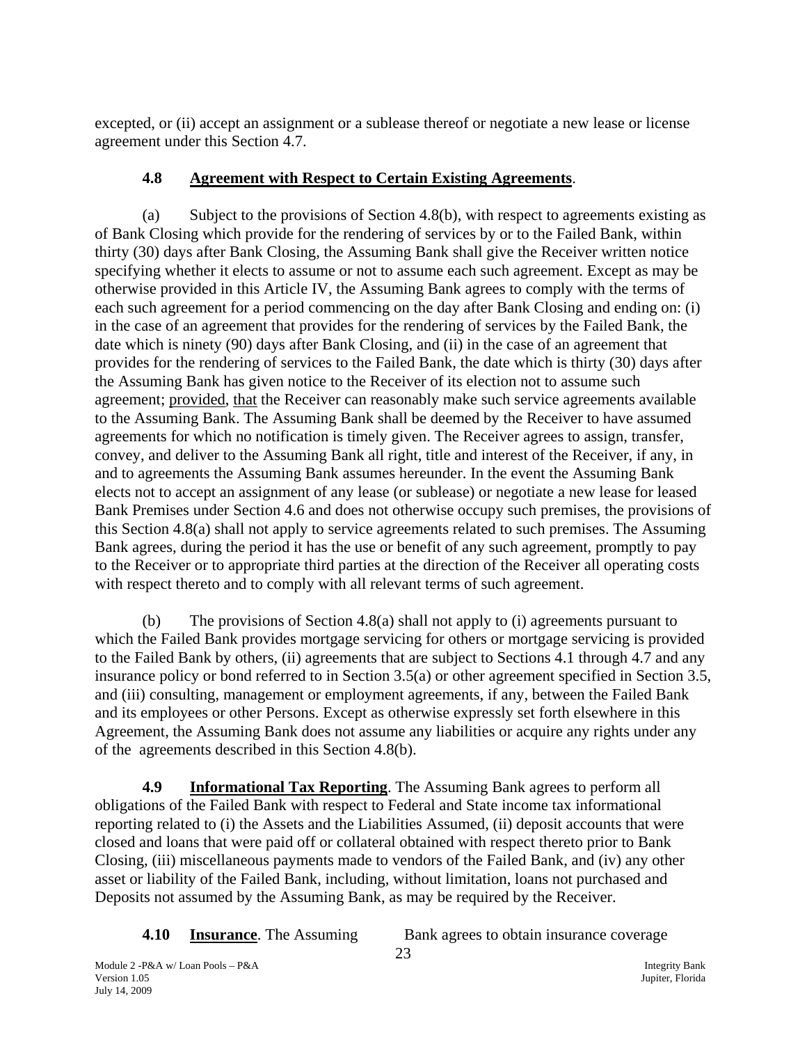excepted, or (ii) accept an assignment or a sublease thereof or negotiate a new lease or license agreement under this Section 4.7.

**4.8 Agreement with Respect to Certain Existing Agreements**.

(a) Subject to the provisions of Section 4.8(b), with respect to agreements existing as of Bank Closing which provide for the rendering of services by or to the Failed Bank, within thirty (30) days after Bank Closing, the Assuming Bank shall give the Receiver written notice specifying whether it elects to assume or not to assume each such agreement. Except as may be otherwise provided in this Article IV, the Assuming Bank agrees to comply with the terms of each such agreement for a period commencing on the day after Bank Closing and ending on: (i) in the case of an agreement that provides for the rendering of services by the Failed Bank, the date which is ninety (90) days after Bank Closing, and (ii) in the case of an agreement that provides for the rendering of services to the Failed Bank, the date which is thirty (30) days after the Assuming Bank has given notice to the Receiver of its election not to assume such agreement; provided, that the Receiver can reasonably make such service agreements available to the Assuming Bank. The Assuming Bank shall be deemed by the Receiver to have assumed agreements for which no notification is timely given. The Receiver agrees to assign, transfer, convey, and deliver to the Assuming Bank all right, title and interest of the Receiver, if any, in and to agreements the Assuming Bank assumes hereunder. In the event the Assuming Bank elects not to accept an assignment of any lease (or sublease) or negotiate a new lease for leased Bank Premises under Section 4.6 and does not otherwise occupy such premises, the provisions of this Section 4.8(a) shall not apply to service agreements related to such premises. The Assuming Bank agrees, during the period it has the use or benefit of any such agreement, promptly to pay to the Receiver or to appropriate third parties at the direction of the Receiver all operating costs with respect thereto and to comply with all relevant terms of such agreement.

(b) The provisions of Section 4.8(a) shall not apply to (i) agreements pursuant to which the Failed Bank provides mortgage servicing for others or mortgage servicing is provided to the Failed Bank by others, (ii) agreements that are subject to Sections 4.1 through 4.7 and any insurance policy or bond referred to in Section 3.5(a) or other agreement specified in Section 3.5, and (iii) consulting, management or employment agreements, if any, between the Failed Bank and its employees or other Persons. Except as otherwise expressly set forth elsewhere in this Agreement, the Assuming Bank does not assume any liabilities or acquire any rights under any of the agreements described in this Section 4.8(b).

**4.9 Informational Tax Reporting**. The Assuming Bank agrees to perform all obligations of the Failed Bank with respect to Federal and State income tax informational reporting related to (i) the Assets and the Liabilities Assumed, (ii) deposit accounts that were closed and loans that were paid off or collateral obtained with respect thereto prior to Bank Closing, (iii) miscellaneous payments made to vendors of the Failed Bank, and (iv) any other asset or liability of the Failed Bank, including, without limitation, loans not purchased and Deposits not assumed by the Assuming Bank, as may be required by the Receiver.

**4.10 Insurance**. The Assuming Bank agrees to obtain insurance coverage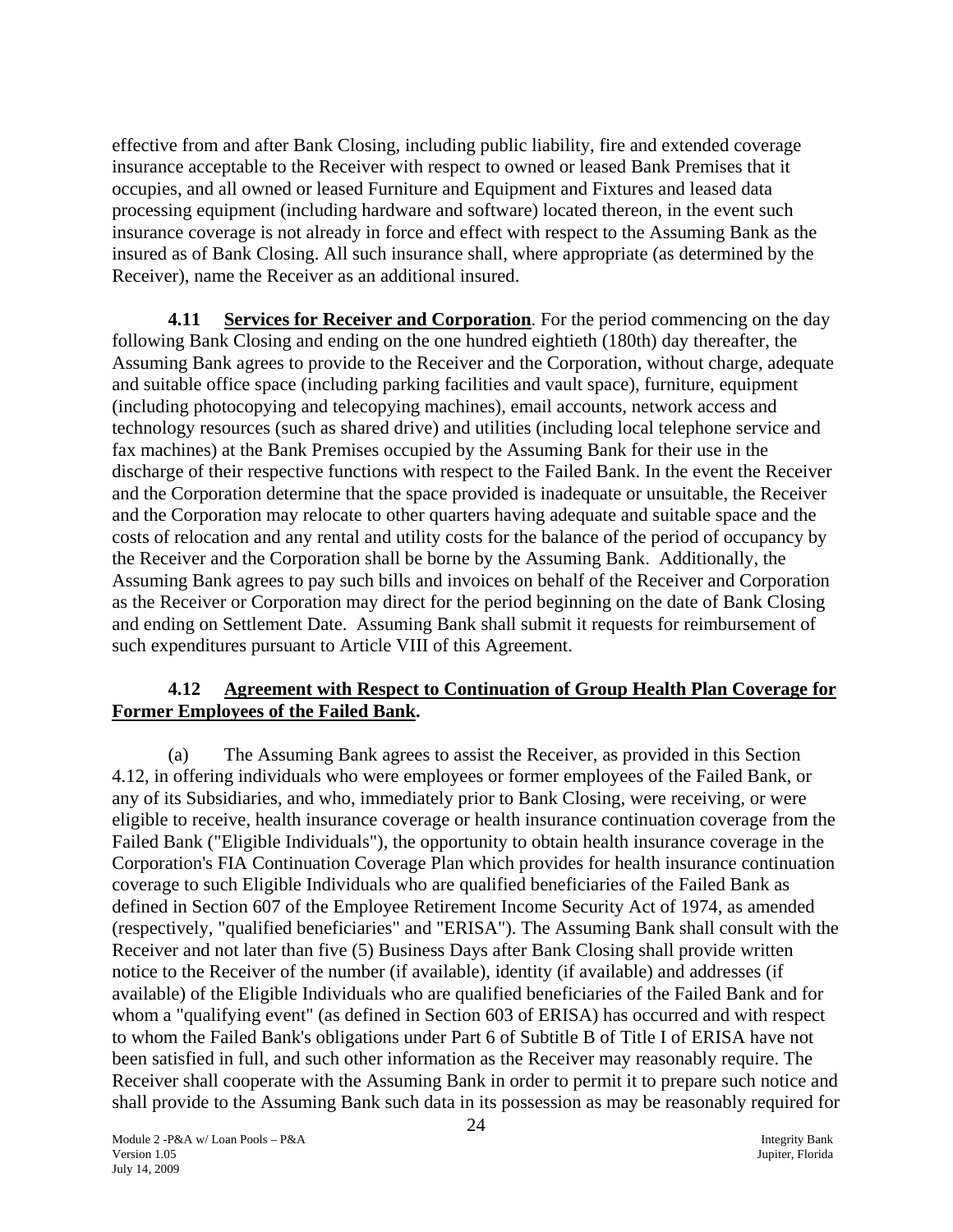effective from and after Bank Closing, including public liability, fire and extended coverage insurance acceptable to the Receiver with respect to owned or leased Bank Premises that it occupies, and all owned or leased Furniture and Equipment and Fixtures and leased data processing equipment (including hardware and software) located thereon, in the event such insurance coverage is not already in force and effect with respect to the Assuming Bank as the insured as of Bank Closing. All such insurance shall, where appropriate (as determined by the Receiver), name the Receiver as an additional insured.

**4.11 Services for Receiver and Corporation**. For the period commencing on the day following Bank Closing and ending on the one hundred eightieth (180th) day thereafter, the Assuming Bank agrees to provide to the Receiver and the Corporation, without charge, adequate and suitable office space (including parking facilities and vault space), furniture, equipment (including photocopying and telecopying machines), email accounts, network access and technology resources (such as shared drive) and utilities (including local telephone service and fax machines) at the Bank Premises occupied by the Assuming Bank for their use in the discharge of their respective functions with respect to the Failed Bank. In the event the Receiver and the Corporation determine that the space provided is inadequate or unsuitable, the Receiver and the Corporation may relocate to other quarters having adequate and suitable space and the costs of relocation and any rental and utility costs for the balance of the period of occupancy by the Receiver and the Corporation shall be borne by the Assuming Bank. Additionally, the Assuming Bank agrees to pay such bills and invoices on behalf of the Receiver and Corporation as the Receiver or Corporation may direct for the period beginning on the date of Bank Closing and ending on Settlement Date. Assuming Bank shall submit it requests for reimbursement of such expenditures pursuant to Article VIII of this Agreement.

**4.12 Agreement with Respect to Continuation of Group Health Plan Coverage for Former Employees of the Failed Bank.**

(a) The Assuming Bank agrees to assist the Receiver, as provided in this Section 4.12, in offering individuals who were employees or former employees of the Failed Bank, or any of its Subsidiaries, and who, immediately prior to Bank Closing, were receiving, or were eligible to receive, health insurance coverage or health insurance continuation coverage from the Failed Bank ("Eligible Individuals"), the opportunity to obtain health insurance coverage in the Corporation's FIA Continuation Coverage Plan which provides for health insurance continuation coverage to such Eligible Individuals who are qualified beneficiaries of the Failed Bank as defined in Section 607 of the Employee Retirement Income Security Act of 1974, as amended (respectively, "qualified beneficiaries" and "ERISA"). The Assuming Bank shall consult with the Receiver and not later than five (5) Business Days after Bank Closing shall provide written notice to the Receiver of the number (if available), identity (if available) and addresses (if available) of the Eligible Individuals who are qualified beneficiaries of the Failed Bank and for whom a "qualifying event" (as defined in Section 603 of ERISA) has occurred and with respect to whom the Failed Bank's obligations under Part 6 of Subtitle B of Title I of ERISA have not been satisfied in full, and such other information as the Receiver may reasonably require. The Receiver shall cooperate with the Assuming Bank in order to permit it to prepare such notice and shall provide to the Assuming Bank such data in its possession as may be reasonably required for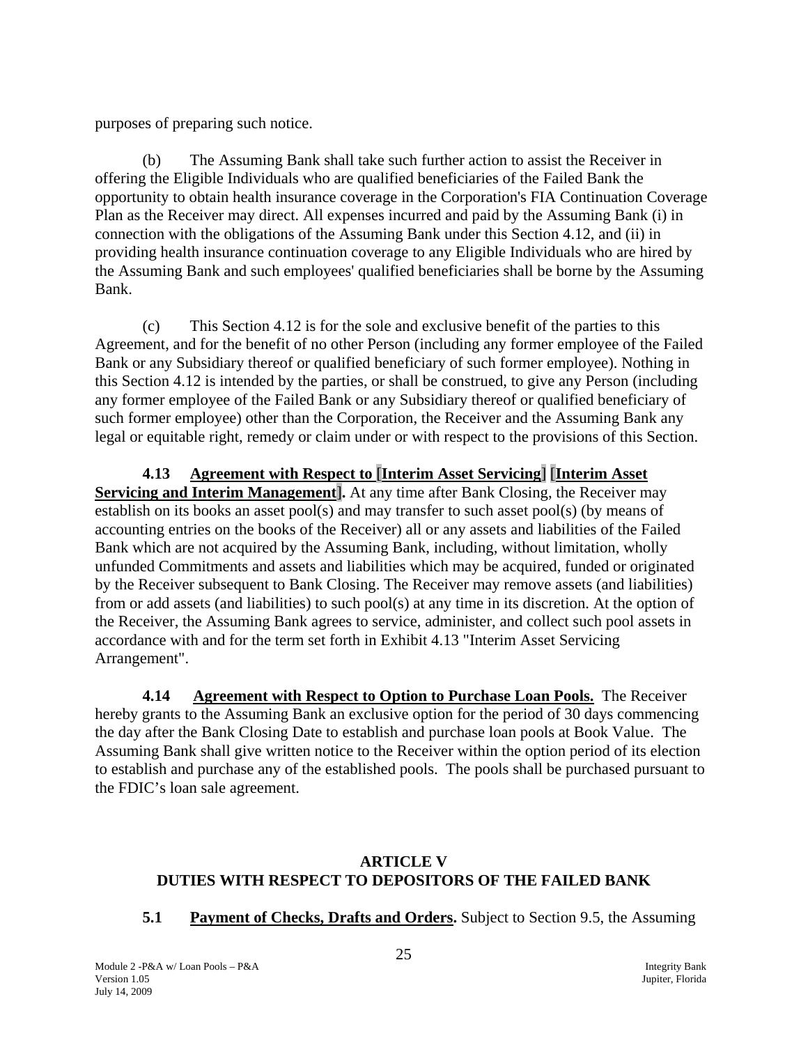purposes of preparing such notice.

(b) The Assuming Bank shall take such further action to assist the Receiver in offering the Eligible Individuals who are qualified beneficiaries of the Failed Bank the opportunity to obtain health insurance coverage in the Corporation's FIA Continuation Coverage Plan as the Receiver may direct. All expenses incurred and paid by the Assuming Bank (i) in connection with the obligations of the Assuming Bank under this Section 4.12, and (ii) in providing health insurance continuation coverage to any Eligible Individuals who are hired by the Assuming Bank and such employees' qualified beneficiaries shall be borne by the Assuming Bank.

(c) This Section 4.12 is for the sole and exclusive benefit of the parties to this Agreement, and for the benefit of no other Person (including any former employee of the Failed Bank or any Subsidiary thereof or qualified beneficiary of such former employee). Nothing in this Section 4.12 is intended by the parties, or shall be construed, to give any Person (including any former employee of the Failed Bank or any Subsidiary thereof or qualified beneficiary of such former employee) other than the Corporation, the Receiver and the Assuming Bank any legal or equitable right, remedy or claim under or with respect to the provisions of this Section.

**4.13 Agreement with Respect to [Interim Asset Servicing] [Interim Asset Servicing and Interim Management].** At any time after Bank Closing, the Receiver may establish on its books an asset pool(s) and may transfer to such asset pool(s) (by means of accounting entries on the books of the Receiver) all or any assets and liabilities of the Failed Bank which are not acquired by the Assuming Bank, including, without limitation, wholly unfunded Commitments and assets and liabilities which may be acquired, funded or originated by the Receiver subsequent to Bank Closing. The Receiver may remove assets (and liabilities) from or add assets (and liabilities) to such pool(s) at any time in its discretion. At the option of the Receiver, the Assuming Bank agrees to service, administer, and collect such pool assets in accordance with and for the term set forth in Exhibit 4.13 "Interim Asset Servicing Arrangement".

**4.14 Agreement with Respect to Option to Purchase Loan Pools.** The Receiver hereby grants to the Assuming Bank an exclusive option for the period of 30 days commencing the day after the Bank Closing Date to establish and purchase loan pools at Book Value. The Assuming Bank shall give written notice to the Receiver within the option period of its election to establish and purchase any of the established pools. The pools shall be purchased pursuant to the FDIC's loan sale agreement.

## ARTICLE V
## DUTIES WITH RESPECT TO DEPOSITORS OF THE FAILED BANK

**5.1 Payment of Checks, Drafts and Orders.** Subject to Section 9.5, the Assuming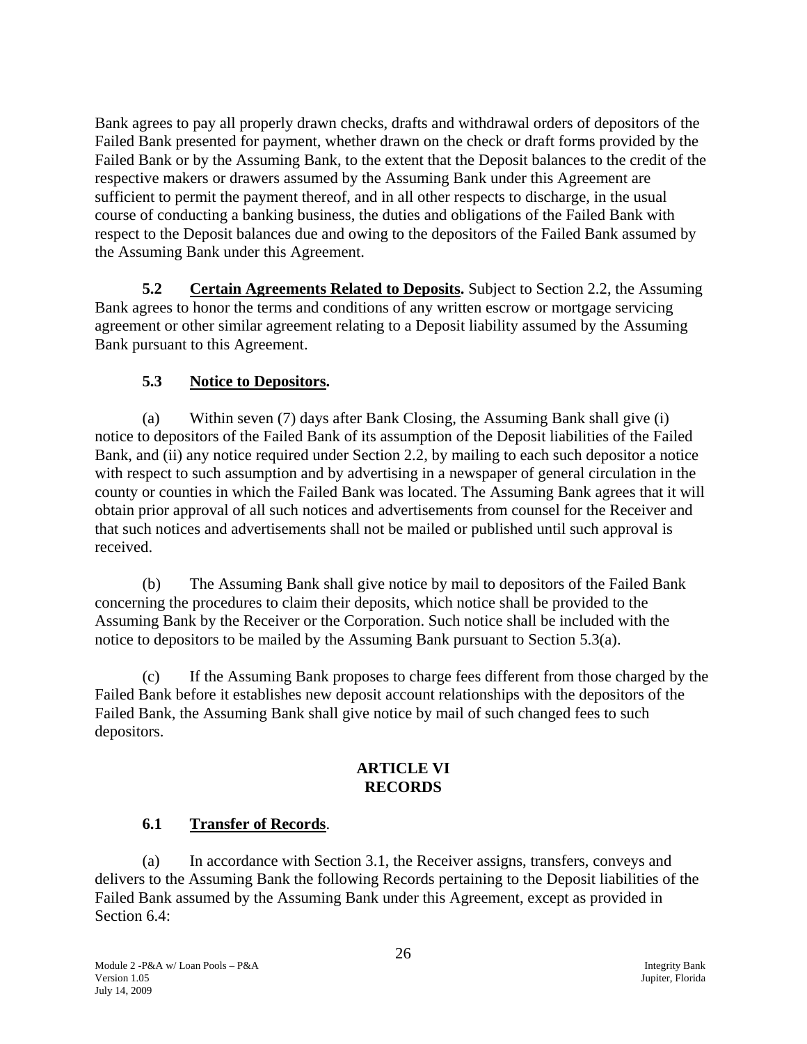Bank agrees to pay all properly drawn checks, drafts and withdrawal orders of depositors of the Failed Bank presented for payment, whether drawn on the check or draft forms provided by the Failed Bank or by the Assuming Bank, to the extent that the Deposit balances to the credit of the respective makers or drawers assumed by the Assuming Bank under this Agreement are sufficient to permit the payment thereof, and in all other respects to discharge, in the usual course of conducting a banking business, the duties and obligations of the Failed Bank with respect to the Deposit balances due and owing to the depositors of the Failed Bank assumed by the Assuming Bank under this Agreement.

**5.2 Certain Agreements Related to Deposits.** Subject to Section 2.2, the Assuming Bank agrees to honor the terms and conditions of any written escrow or mortgage servicing agreement or other similar agreement relating to a Deposit liability assumed by the Assuming Bank pursuant to this Agreement.

**5.3 Notice to Depositors.**

(a) Within seven (7) days after Bank Closing, the Assuming Bank shall give (i) notice to depositors of the Failed Bank of its assumption of the Deposit liabilities of the Failed Bank, and (ii) any notice required under Section 2.2, by mailing to each such depositor a notice with respect to such assumption and by advertising in a newspaper of general circulation in the county or counties in which the Failed Bank was located. The Assuming Bank agrees that it will obtain prior approval of all such notices and advertisements from counsel for the Receiver and that such notices and advertisements shall not be mailed or published until such approval is received.

(b) The Assuming Bank shall give notice by mail to depositors of the Failed Bank concerning the procedures to claim their deposits, which notice shall be provided to the Assuming Bank by the Receiver or the Corporation. Such notice shall be included with the notice to depositors to be mailed by the Assuming Bank pursuant to Section 5.3(a).

(c) If the Assuming Bank proposes to charge fees different from those charged by the Failed Bank before it establishes new deposit account relationships with the depositors of the Failed Bank, the Assuming Bank shall give notice by mail of such changed fees to such depositors.

## ARTICLE VI
## RECORDS

**6.1 Transfer of Records.**

(a) In accordance with Section 3.1, the Receiver assigns, transfers, conveys and delivers to the Assuming Bank the following Records pertaining to the Deposit liabilities of the Failed Bank assumed by the Assuming Bank under this Agreement, except as provided in Section 6.4: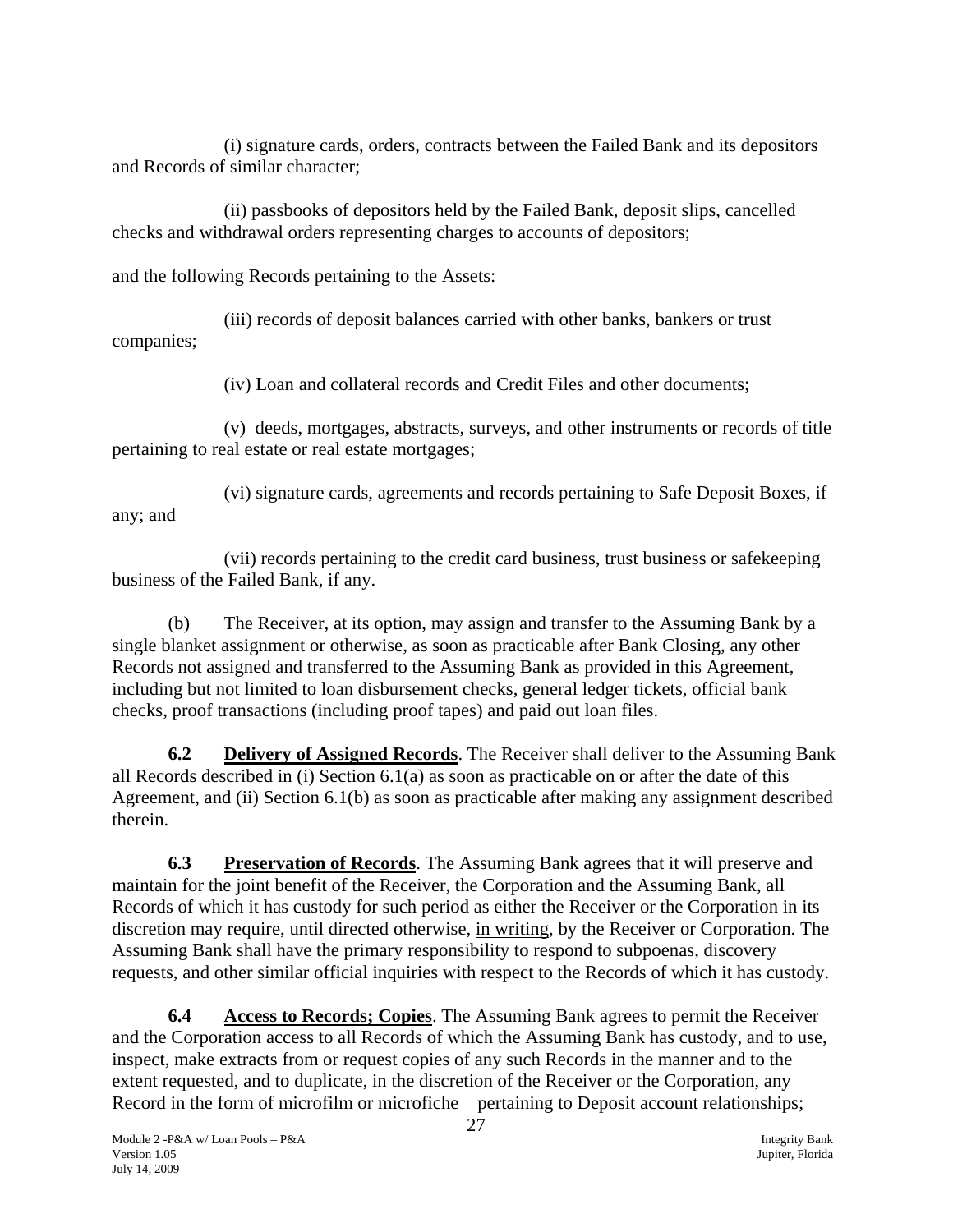(i) signature cards, orders, contracts between the Failed Bank and its depositors and Records of similar character;

(ii) passbooks of depositors held by the Failed Bank, deposit slips, cancelled checks and withdrawal orders representing charges to accounts of depositors;

and the following Records pertaining to the Assets:

(iii) records of deposit balances carried with other banks, bankers or trust companies;

(iv) Loan and collateral records and Credit Files and other documents;

(v) deeds, mortgages, abstracts, surveys, and other instruments or records of title pertaining to real estate or real estate mortgages;

(vi) signature cards, agreements and records pertaining to Safe Deposit Boxes, if any; and

(vii) records pertaining to the credit card business, trust business or safekeeping business of the Failed Bank, if any.

(b) The Receiver, at its option, may assign and transfer to the Assuming Bank by a single blanket assignment or otherwise, as soon as practicable after Bank Closing, any other Records not assigned and transferred to the Assuming Bank as provided in this Agreement, including but not limited to loan disbursement checks, general ledger tickets, official bank checks, proof transactions (including proof tapes) and paid out loan files.

**6.2 Delivery of Assigned Records**. The Receiver shall deliver to the Assuming Bank all Records described in (i) Section 6.1(a) as soon as practicable on or after the date of this Agreement, and (ii) Section 6.1(b) as soon as practicable after making any assignment described therein.

**6.3 Preservation of Records**. The Assuming Bank agrees that it will preserve and maintain for the joint benefit of the Receiver, the Corporation and the Assuming Bank, all Records of which it has custody for such period as either the Receiver or the Corporation in its discretion may require, until directed otherwise, in writing, by the Receiver or Corporation. The Assuming Bank shall have the primary responsibility to respond to subpoenas, discovery requests, and other similar official inquiries with respect to the Records of which it has custody.

**6.4 Access to Records; Copies**. The Assuming Bank agrees to permit the Receiver and the Corporation access to all Records of which the Assuming Bank has custody, and to use, inspect, make extracts from or request copies of any such Records in the manner and to the extent requested, and to duplicate, in the discretion of the Receiver or the Corporation, any Record in the form of microfilm or microfiche pertaining to Deposit account relationships;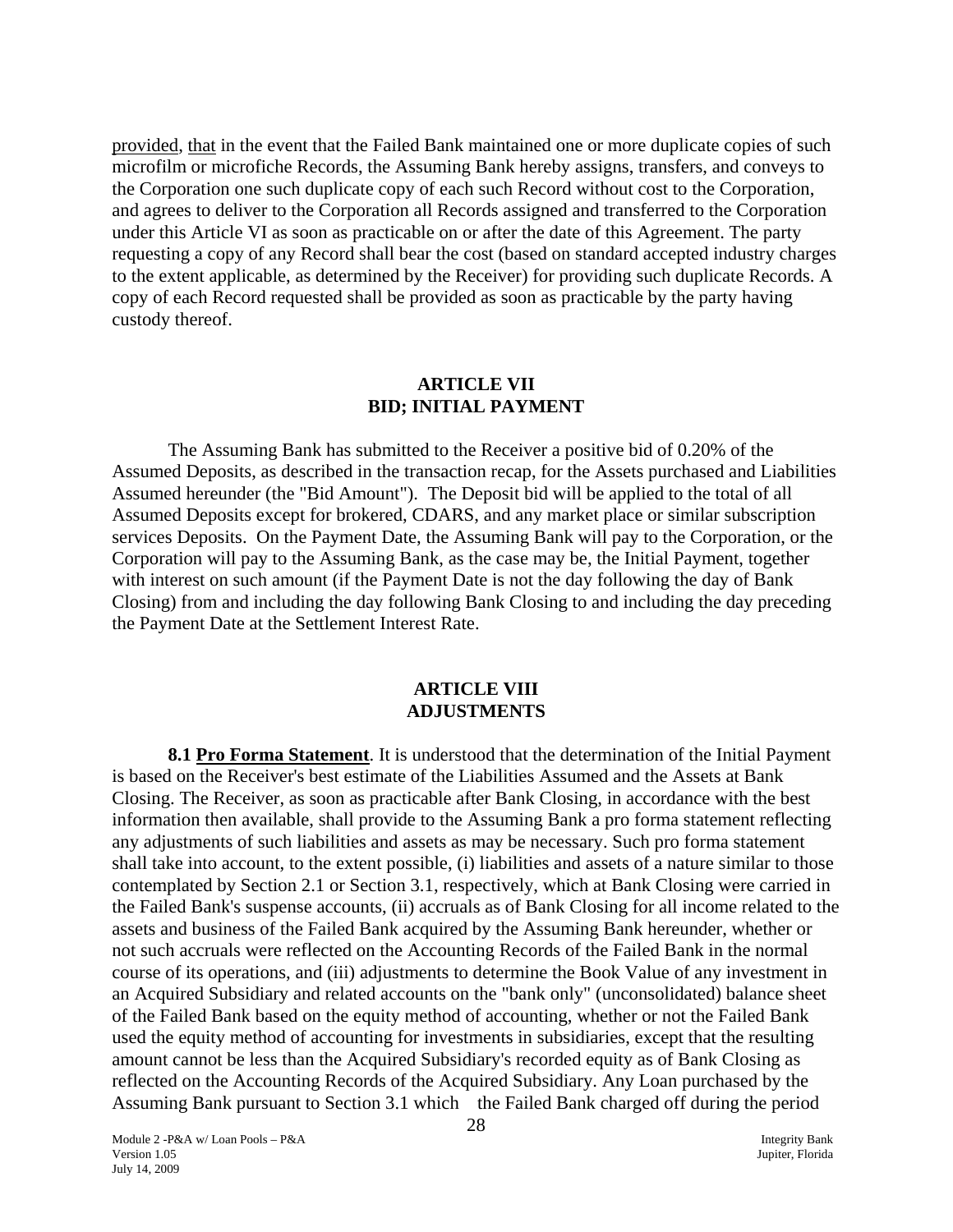provided, that in the event that the Failed Bank maintained one or more duplicate copies of such microfilm or microfiche Records, the Assuming Bank hereby assigns, transfers, and conveys to the Corporation one such duplicate copy of each such Record without cost to the Corporation, and agrees to deliver to the Corporation all Records assigned and transferred to the Corporation under this Article VI as soon as practicable on or after the date of this Agreement. The party requesting a copy of any Record shall bear the cost (based on standard accepted industry charges to the extent applicable, as determined by the Receiver) for providing such duplicate Records. A copy of each Record requested shall be provided as soon as practicable by the party having custody thereof.

## ARTICLE VII
## BID; INITIAL PAYMENT

The Assuming Bank has submitted to the Receiver a positive bid of 0.20% of the Assumed Deposits, as described in the transaction recap, for the Assets purchased and Liabilities Assumed hereunder (the "Bid Amount"). The Deposit bid will be applied to the total of all Assumed Deposits except for brokered, CDARS, and any market place or similar subscription services Deposits. On the Payment Date, the Assuming Bank will pay to the Corporation, or the Corporation will pay to the Assuming Bank, as the case may be, the Initial Payment, together with interest on such amount (if the Payment Date is not the day following the day of Bank Closing) from and including the day following Bank Closing to and including the day preceding the Payment Date at the Settlement Interest Rate.

## ARTICLE VIII
## ADJUSTMENTS

**8.1 Pro Forma Statement**. It is understood that the determination of the Initial Payment is based on the Receiver's best estimate of the Liabilities Assumed and the Assets at Bank Closing. The Receiver, as soon as practicable after Bank Closing, in accordance with the best information then available, shall provide to the Assuming Bank a pro forma statement reflecting any adjustments of such liabilities and assets as may be necessary. Such pro forma statement shall take into account, to the extent possible, (i) liabilities and assets of a nature similar to those contemplated by Section 2.1 or Section 3.1, respectively, which at Bank Closing were carried in the Failed Bank's suspense accounts, (ii) accruals as of Bank Closing for all income related to the assets and business of the Failed Bank acquired by the Assuming Bank hereunder, whether or not such accruals were reflected on the Accounting Records of the Failed Bank in the normal course of its operations, and (iii) adjustments to determine the Book Value of any investment in an Acquired Subsidiary and related accounts on the "bank only" (unconsolidated) balance sheet of the Failed Bank based on the equity method of accounting, whether or not the Failed Bank used the equity method of accounting for investments in subsidiaries, except that the resulting amount cannot be less than the Acquired Subsidiary's recorded equity as of Bank Closing as reflected on the Accounting Records of the Acquired Subsidiary. Any Loan purchased by the Assuming Bank pursuant to Section 3.1 which the Failed Bank charged off during the period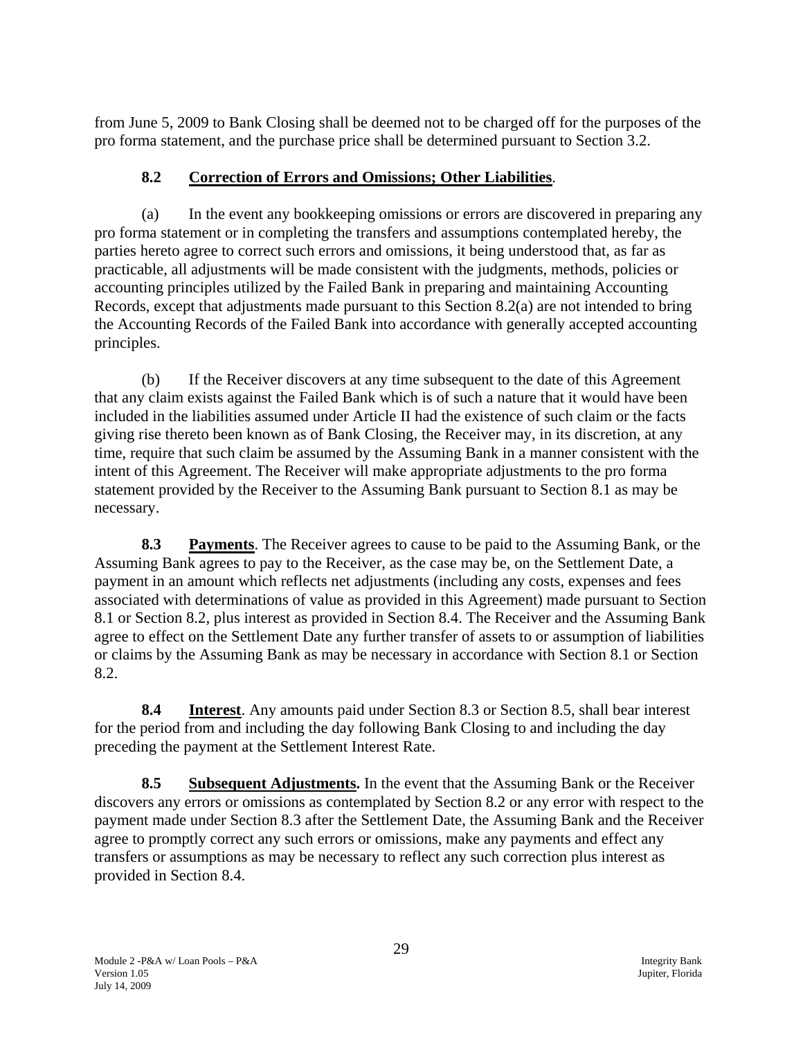from June 5, 2009 to Bank Closing shall be deemed not to be charged off for the purposes of the pro forma statement, and the purchase price shall be determined pursuant to Section 3.2.

### 8.2 Correction of Errors and Omissions; Other Liabilities.

(a) In the event any bookkeeping omissions or errors are discovered in preparing any pro forma statement or in completing the transfers and assumptions contemplated hereby, the parties hereto agree to correct such errors and omissions, it being understood that, as far as practicable, all adjustments will be made consistent with the judgments, methods, policies or accounting principles utilized by the Failed Bank in preparing and maintaining Accounting Records, except that adjustments made pursuant to this Section 8.2(a) are not intended to bring the Accounting Records of the Failed Bank into accordance with generally accepted accounting principles.

(b) If the Receiver discovers at any time subsequent to the date of this Agreement that any claim exists against the Failed Bank which is of such a nature that it would have been included in the liabilities assumed under Article II had the existence of such claim or the facts giving rise thereto been known as of Bank Closing, the Receiver may, in its discretion, at any time, require that such claim be assumed by the Assuming Bank in a manner consistent with the intent of this Agreement. The Receiver will make appropriate adjustments to the pro forma statement provided by the Receiver to the Assuming Bank pursuant to Section 8.1 as may be necessary.

**8.3 Payments**. The Receiver agrees to cause to be paid to the Assuming Bank, or the Assuming Bank agrees to pay to the Receiver, as the case may be, on the Settlement Date, a payment in an amount which reflects net adjustments (including any costs, expenses and fees associated with determinations of value as provided in this Agreement) made pursuant to Section 8.1 or Section 8.2, plus interest as provided in Section 8.4. The Receiver and the Assuming Bank agree to effect on the Settlement Date any further transfer of assets to or assumption of liabilities or claims by the Assuming Bank as may be necessary in accordance with Section 8.1 or Section 8.2.

**8.4 Interest**. Any amounts paid under Section 8.3 or Section 8.5, shall bear interest for the period from and including the day following Bank Closing to and including the day preceding the payment at the Settlement Interest Rate.

**8.5 Subsequent Adjustments.** In the event that the Assuming Bank or the Receiver discovers any errors or omissions as contemplated by Section 8.2 or any error with respect to the payment made under Section 8.3 after the Settlement Date, the Assuming Bank and the Receiver agree to promptly correct any such errors or omissions, make any payments and effect any transfers or assumptions as may be necessary to reflect any such correction plus interest as provided in Section 8.4.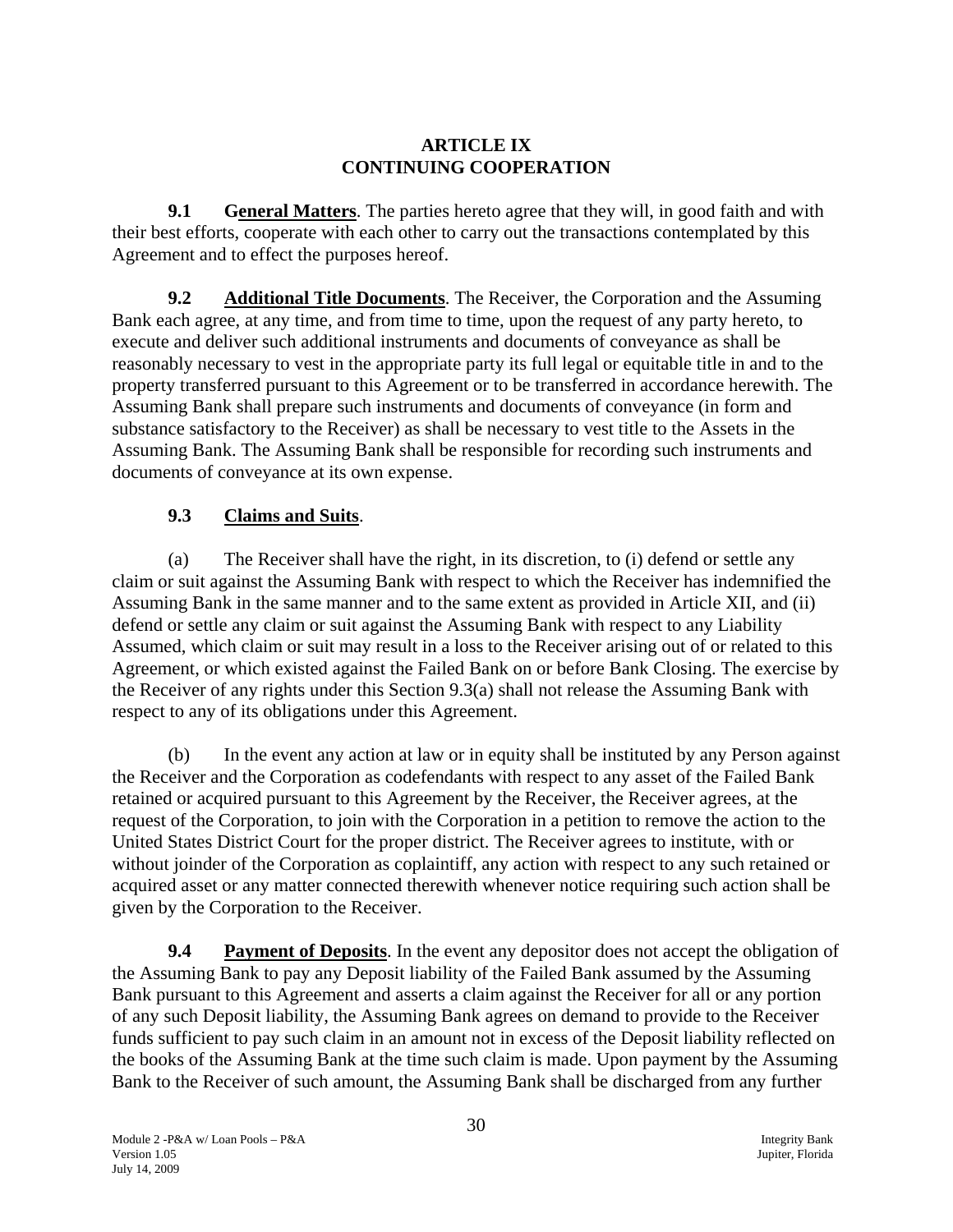## ARTICLE IX
## CONTINUING COOPERATION

**9.1 General Matters**. The parties hereto agree that they will, in good faith and with their best efforts, cooperate with each other to carry out the transactions contemplated by this Agreement and to effect the purposes hereof.

**9.2 Additional Title Documents**. The Receiver, the Corporation and the Assuming Bank each agree, at any time, and from time to time, upon the request of any party hereto, to execute and deliver such additional instruments and documents of conveyance as shall be reasonably necessary to vest in the appropriate party its full legal or equitable title in and to the property transferred pursuant to this Agreement or to be transferred in accordance herewith. The Assuming Bank shall prepare such instruments and documents of conveyance (in form and substance satisfactory to the Receiver) as shall be necessary to vest title to the Assets in the Assuming Bank. The Assuming Bank shall be responsible for recording such instruments and documents of conveyance at its own expense.

**9.3 Claims and Suits**.

(a) The Receiver shall have the right, in its discretion, to (i) defend or settle any claim or suit against the Assuming Bank with respect to which the Receiver has indemnified the Assuming Bank in the same manner and to the same extent as provided in Article XII, and (ii) defend or settle any claim or suit against the Assuming Bank with respect to any Liability Assumed, which claim or suit may result in a loss to the Receiver arising out of or related to this Agreement, or which existed against the Failed Bank on or before Bank Closing. The exercise by the Receiver of any rights under this Section 9.3(a) shall not release the Assuming Bank with respect to any of its obligations under this Agreement.

(b) In the event any action at law or in equity shall be instituted by any Person against the Receiver and the Corporation as codefendants with respect to any asset of the Failed Bank retained or acquired pursuant to this Agreement by the Receiver, the Receiver agrees, at the request of the Corporation, to join with the Corporation in a petition to remove the action to the United States District Court for the proper district. The Receiver agrees to institute, with or without joinder of the Corporation as coplaintiff, any action with respect to any such retained or acquired asset or any matter connected therewith whenever notice requiring such action shall be given by the Corporation to the Receiver.

**9.4 Payment of Deposits**. In the event any depositor does not accept the obligation of the Assuming Bank to pay any Deposit liability of the Failed Bank assumed by the Assuming Bank pursuant to this Agreement and asserts a claim against the Receiver for all or any portion of any such Deposit liability, the Assuming Bank agrees on demand to provide to the Receiver funds sufficient to pay such claim in an amount not in excess of the Deposit liability reflected on the books of the Assuming Bank at the time such claim is made. Upon payment by the Assuming Bank to the Receiver of such amount, the Assuming Bank shall be discharged from any further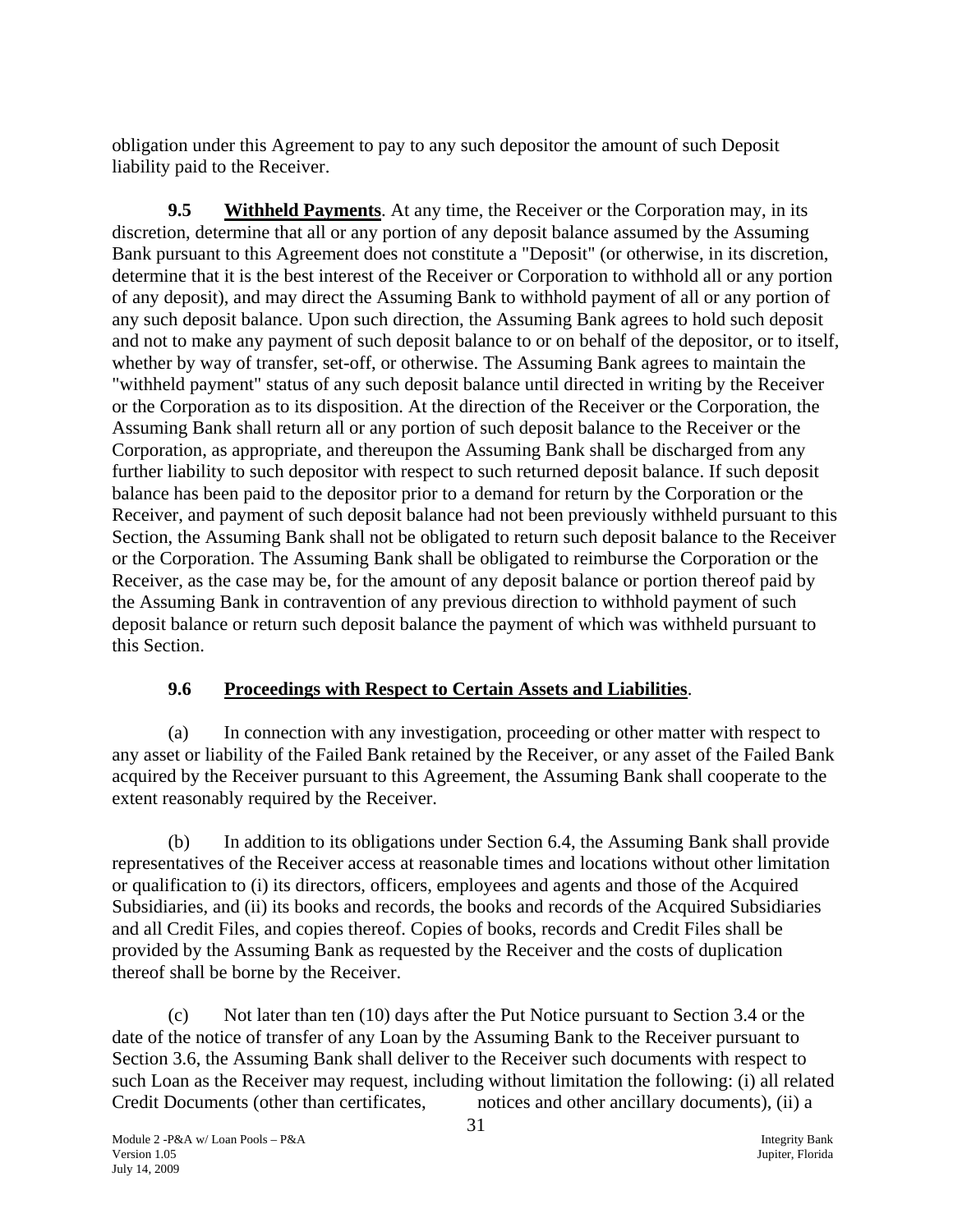obligation under this Agreement to pay to any such depositor the amount of such Deposit liability paid to the Receiver.

**9.5 Withheld Payments**. At any time, the Receiver or the Corporation may, in its discretion, determine that all or any portion of any deposit balance assumed by the Assuming Bank pursuant to this Agreement does not constitute a "Deposit" (or otherwise, in its discretion, determine that it is the best interest of the Receiver or Corporation to withhold all or any portion of any deposit), and may direct the Assuming Bank to withhold payment of all or any portion of any such deposit balance. Upon such direction, the Assuming Bank agrees to hold such deposit and not to make any payment of such deposit balance to or on behalf of the depositor, or to itself, whether by way of transfer, set-off, or otherwise. The Assuming Bank agrees to maintain the "withheld payment" status of any such deposit balance until directed in writing by the Receiver or the Corporation as to its disposition. At the direction of the Receiver or the Corporation, the Assuming Bank shall return all or any portion of such deposit balance to the Receiver or the Corporation, as appropriate, and thereupon the Assuming Bank shall be discharged from any further liability to such depositor with respect to such returned deposit balance. If such deposit balance has been paid to the depositor prior to a demand for return by the Corporation or the Receiver, and payment of such deposit balance had not been previously withheld pursuant to this Section, the Assuming Bank shall not be obligated to return such deposit balance to the Receiver or the Corporation. The Assuming Bank shall be obligated to reimburse the Corporation or the Receiver, as the case may be, for the amount of any deposit balance or portion thereof paid by the Assuming Bank in contravention of any previous direction to withhold payment of such deposit balance or return such deposit balance the payment of which was withheld pursuant to this Section.

**9.6 Proceedings with Respect to Certain Assets and Liabilities**.

(a) In connection with any investigation, proceeding or other matter with respect to any asset or liability of the Failed Bank retained by the Receiver, or any asset of the Failed Bank acquired by the Receiver pursuant to this Agreement, the Assuming Bank shall cooperate to the extent reasonably required by the Receiver.

(b) In addition to its obligations under Section 6.4, the Assuming Bank shall provide representatives of the Receiver access at reasonable times and locations without other limitation or qualification to (i) its directors, officers, employees and agents and those of the Acquired Subsidiaries, and (ii) its books and records, the books and records of the Acquired Subsidiaries and all Credit Files, and copies thereof. Copies of books, records and Credit Files shall be provided by the Assuming Bank as requested by the Receiver and the costs of duplication thereof shall be borne by the Receiver.

(c) Not later than ten (10) days after the Put Notice pursuant to Section 3.4 or the date of the notice of transfer of any Loan by the Assuming Bank to the Receiver pursuant to Section 3.6, the Assuming Bank shall deliver to the Receiver such documents with respect to such Loan as the Receiver may request, including without limitation the following: (i) all related Credit Documents (other than certificates, notices and other ancillary documents), (ii) a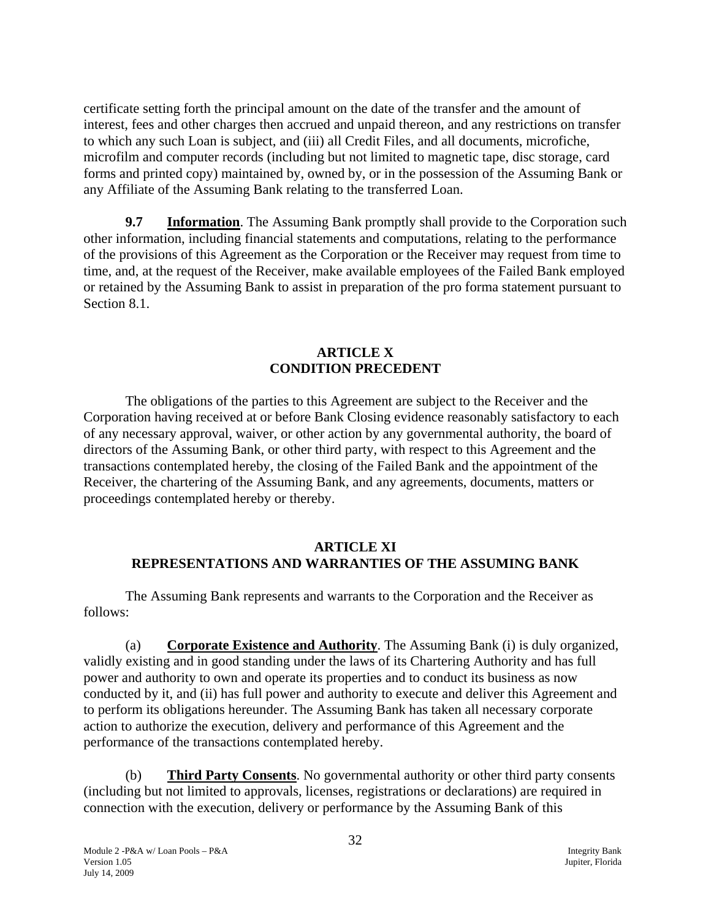certificate setting forth the principal amount on the date of the transfer and the amount of interest, fees and other charges then accrued and unpaid thereon, and any restrictions on transfer to which any such Loan is subject, and (iii) all Credit Files, and all documents, microfiche, microfilm and computer records (including but not limited to magnetic tape, disc storage, card forms and printed copy) maintained by, owned by, or in the possession of the Assuming Bank or any Affiliate of the Assuming Bank relating to the transferred Loan.

**9.7 Information**. The Assuming Bank promptly shall provide to the Corporation such other information, including financial statements and computations, relating to the performance of the provisions of this Agreement as the Corporation or the Receiver may request from time to time, and, at the request of the Receiver, make available employees of the Failed Bank employed or retained by the Assuming Bank to assist in preparation of the pro forma statement pursuant to Section 8.1.

## ARTICLE X
## CONDITION PRECEDENT

The obligations of the parties to this Agreement are subject to the Receiver and the Corporation having received at or before Bank Closing evidence reasonably satisfactory to each of any necessary approval, waiver, or other action by any governmental authority, the board of directors of the Assuming Bank, or other third party, with respect to this Agreement and the transactions contemplated hereby, the closing of the Failed Bank and the appointment of the Receiver, the chartering of the Assuming Bank, and any agreements, documents, matters or proceedings contemplated hereby or thereby.

## ARTICLE XI
## REPRESENTATIONS AND WARRANTIES OF THE ASSUMING BANK

The Assuming Bank represents and warrants to the Corporation and the Receiver as follows:

(a) **Corporate Existence and Authority**. The Assuming Bank (i) is duly organized, validly existing and in good standing under the laws of its Chartering Authority and has full power and authority to own and operate its properties and to conduct its business as now conducted by it, and (ii) has full power and authority to execute and deliver this Agreement and to perform its obligations hereunder. The Assuming Bank has taken all necessary corporate action to authorize the execution, delivery and performance of this Agreement and the performance of the transactions contemplated hereby.

(b) **Third Party Consents**. No governmental authority or other third party consents (including but not limited to approvals, licenses, registrations or declarations) are required in connection with the execution, delivery or performance by the Assuming Bank of this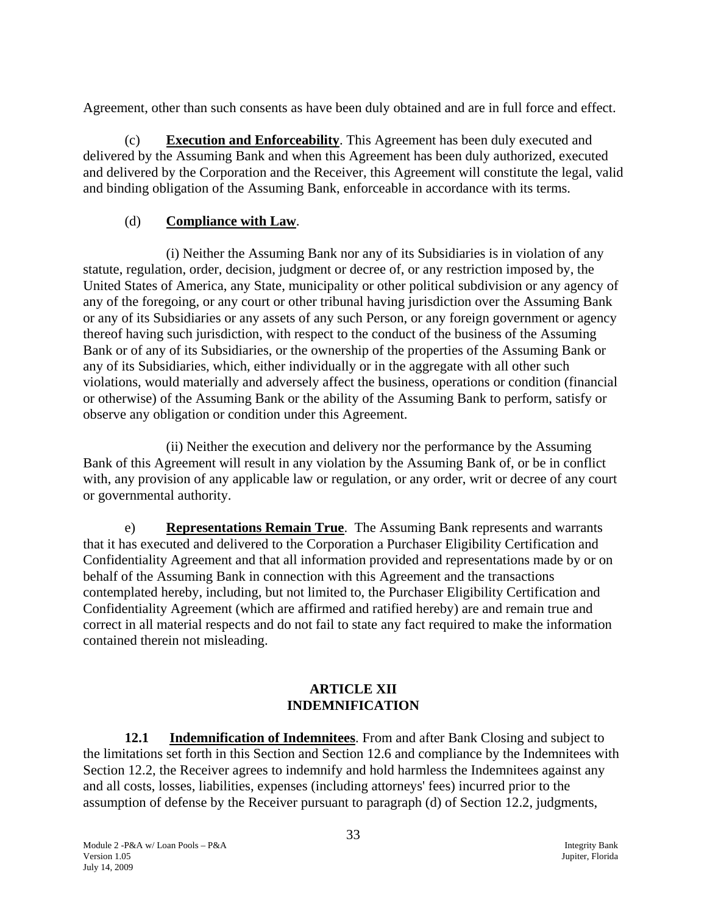Agreement, other than such consents as have been duly obtained and are in full force and effect.

(c) **Execution and Enforceability**. This Agreement has been duly executed and delivered by the Assuming Bank and when this Agreement has been duly authorized, executed and delivered by the Corporation and the Receiver, this Agreement will constitute the legal, valid and binding obligation of the Assuming Bank, enforceable in accordance with its terms.

(d) **Compliance with Law**.

(i) Neither the Assuming Bank nor any of its Subsidiaries is in violation of any statute, regulation, order, decision, judgment or decree of, or any restriction imposed by, the United States of America, any State, municipality or other political subdivision or any agency of any of the foregoing, or any court or other tribunal having jurisdiction over the Assuming Bank or any of its Subsidiaries or any assets of any such Person, or any foreign government or agency thereof having such jurisdiction, with respect to the conduct of the business of the Assuming Bank or of any of its Subsidiaries, or the ownership of the properties of the Assuming Bank or any of its Subsidiaries, which, either individually or in the aggregate with all other such violations, would materially and adversely affect the business, operations or condition (financial or otherwise) of the Assuming Bank or the ability of the Assuming Bank to perform, satisfy or observe any obligation or condition under this Agreement.

(ii) Neither the execution and delivery nor the performance by the Assuming Bank of this Agreement will result in any violation by the Assuming Bank of, or be in conflict with, any provision of any applicable law or regulation, or any order, writ or decree of any court or governmental authority.

e) **Representations Remain True**. The Assuming Bank represents and warrants that it has executed and delivered to the Corporation a Purchaser Eligibility Certification and Confidentiality Agreement and that all information provided and representations made by or on behalf of the Assuming Bank in connection with this Agreement and the transactions contemplated hereby, including, but not limited to, the Purchaser Eligibility Certification and Confidentiality Agreement (which are affirmed and ratified hereby) are and remain true and correct in all material respects and do not fail to state any fact required to make the information contained therein not misleading.

## ARTICLE XII
## INDEMNIFICATION

**12.1 Indemnification of Indemnitees**. From and after Bank Closing and subject to the limitations set forth in this Section and Section 12.6 and compliance by the Indemnitees with Section 12.2, the Receiver agrees to indemnify and hold harmless the Indemnitees against any and all costs, losses, liabilities, expenses (including attorneys' fees) incurred prior to the assumption of defense by the Receiver pursuant to paragraph (d) of Section 12.2, judgments,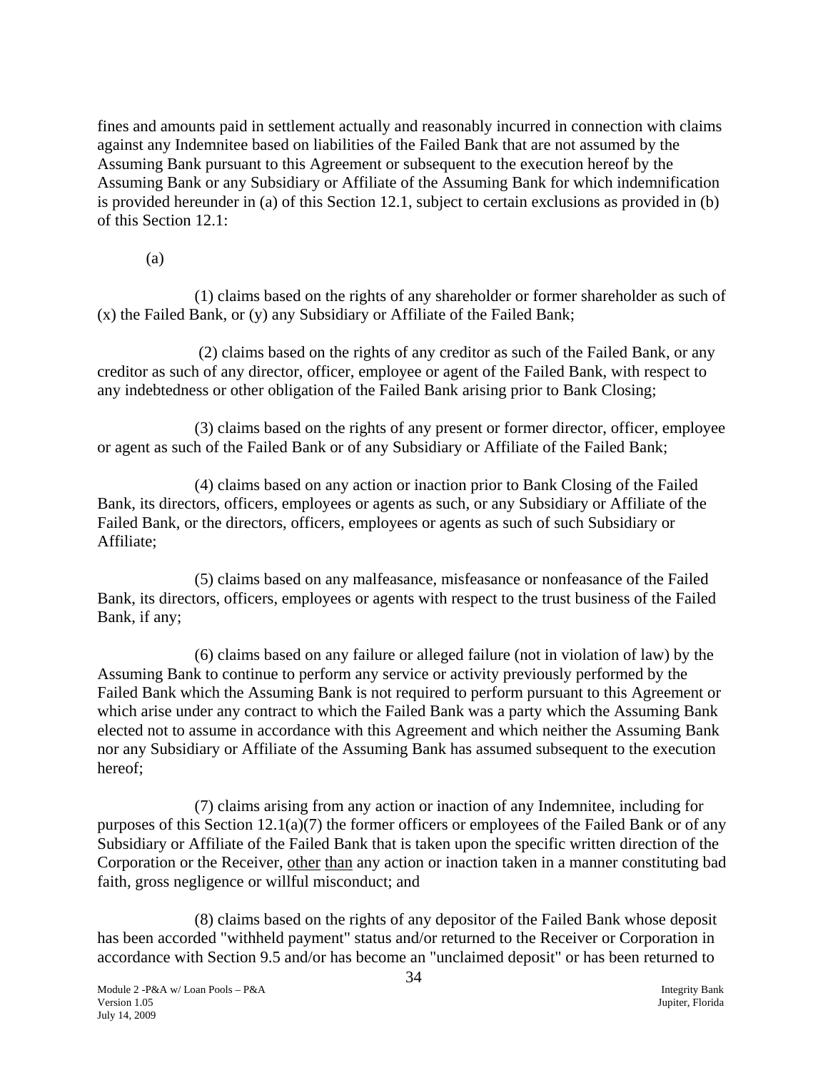fines and amounts paid in settlement actually and reasonably incurred in connection with claims against any Indemnitee based on liabilities of the Failed Bank that are not assumed by the Assuming Bank pursuant to this Agreement or subsequent to the execution hereof by the Assuming Bank or any Subsidiary or Affiliate of the Assuming Bank for which indemnification is provided hereunder in (a) of this Section 12.1, subject to certain exclusions as provided in (b) of this Section 12.1:

(a)

(1) claims based on the rights of any shareholder or former shareholder as such of (x) the Failed Bank, or (y) any Subsidiary or Affiliate of the Failed Bank;

(2) claims based on the rights of any creditor as such of the Failed Bank, or any creditor as such of any director, officer, employee or agent of the Failed Bank, with respect to any indebtedness or other obligation of the Failed Bank arising prior to Bank Closing;

(3) claims based on the rights of any present or former director, officer, employee or agent as such of the Failed Bank or of any Subsidiary or Affiliate of the Failed Bank;

(4) claims based on any action or inaction prior to Bank Closing of the Failed Bank, its directors, officers, employees or agents as such, or any Subsidiary or Affiliate of the Failed Bank, or the directors, officers, employees or agents as such of such Subsidiary or Affiliate;

(5) claims based on any malfeasance, misfeasance or nonfeasance of the Failed Bank, its directors, officers, employees or agents with respect to the trust business of the Failed Bank, if any;

(6) claims based on any failure or alleged failure (not in violation of law) by the Assuming Bank to continue to perform any service or activity previously performed by the Failed Bank which the Assuming Bank is not required to perform pursuant to this Agreement or which arise under any contract to which the Failed Bank was a party which the Assuming Bank elected not to assume in accordance with this Agreement and which neither the Assuming Bank nor any Subsidiary or Affiliate of the Assuming Bank has assumed subsequent to the execution hereof;

(7) claims arising from any action or inaction of any Indemnitee, including for purposes of this Section 12.1(a)(7) the former officers or employees of the Failed Bank or of any Subsidiary or Affiliate of the Failed Bank that is taken upon the specific written direction of the Corporation or the Receiver, other than any action or inaction taken in a manner constituting bad faith, gross negligence or willful misconduct; and

(8) claims based on the rights of any depositor of the Failed Bank whose deposit has been accorded "withheld payment" status and/or returned to the Receiver or Corporation in accordance with Section 9.5 and/or has become an "unclaimed deposit" or has been returned to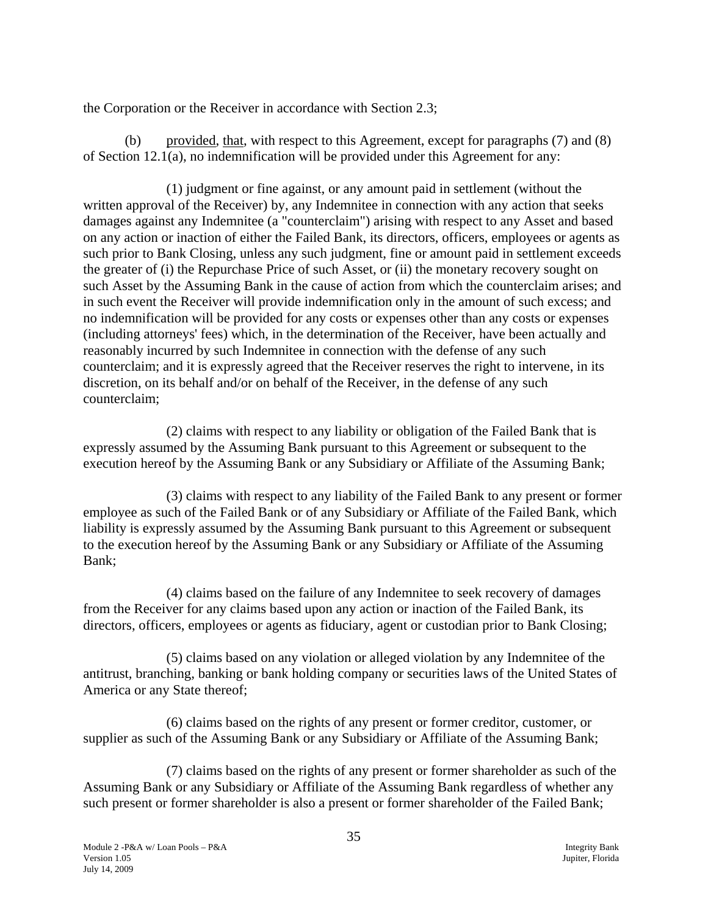the Corporation or the Receiver in accordance with Section 2.3;

(b) provided, that, with respect to this Agreement, except for paragraphs (7) and (8) of Section 12.1(a), no indemnification will be provided under this Agreement for any:

(1) judgment or fine against, or any amount paid in settlement (without the written approval of the Receiver) by, any Indemnitee in connection with any action that seeks damages against any Indemnitee (a "counterclaim") arising with respect to any Asset and based on any action or inaction of either the Failed Bank, its directors, officers, employees or agents as such prior to Bank Closing, unless any such judgment, fine or amount paid in settlement exceeds the greater of (i) the Repurchase Price of such Asset, or (ii) the monetary recovery sought on such Asset by the Assuming Bank in the cause of action from which the counterclaim arises; and in such event the Receiver will provide indemnification only in the amount of such excess; and no indemnification will be provided for any costs or expenses other than any costs or expenses (including attorneys' fees) which, in the determination of the Receiver, have been actually and reasonably incurred by such Indemnitee in connection with the defense of any such counterclaim; and it is expressly agreed that the Receiver reserves the right to intervene, in its discretion, on its behalf and/or on behalf of the Receiver, in the defense of any such counterclaim;

(2) claims with respect to any liability or obligation of the Failed Bank that is expressly assumed by the Assuming Bank pursuant to this Agreement or subsequent to the execution hereof by the Assuming Bank or any Subsidiary or Affiliate of the Assuming Bank;

(3) claims with respect to any liability of the Failed Bank to any present or former employee as such of the Failed Bank or of any Subsidiary or Affiliate of the Failed Bank, which liability is expressly assumed by the Assuming Bank pursuant to this Agreement or subsequent to the execution hereof by the Assuming Bank or any Subsidiary or Affiliate of the Assuming Bank;

(4) claims based on the failure of any Indemnitee to seek recovery of damages from the Receiver for any claims based upon any action or inaction of the Failed Bank, its directors, officers, employees or agents as fiduciary, agent or custodian prior to Bank Closing;

(5) claims based on any violation or alleged violation by any Indemnitee of the antitrust, branching, banking or bank holding company or securities laws of the United States of America or any State thereof;

(6) claims based on the rights of any present or former creditor, customer, or supplier as such of the Assuming Bank or any Subsidiary or Affiliate of the Assuming Bank;

(7) claims based on the rights of any present or former shareholder as such of the Assuming Bank or any Subsidiary or Affiliate of the Assuming Bank regardless of whether any such present or former shareholder is also a present or former shareholder of the Failed Bank;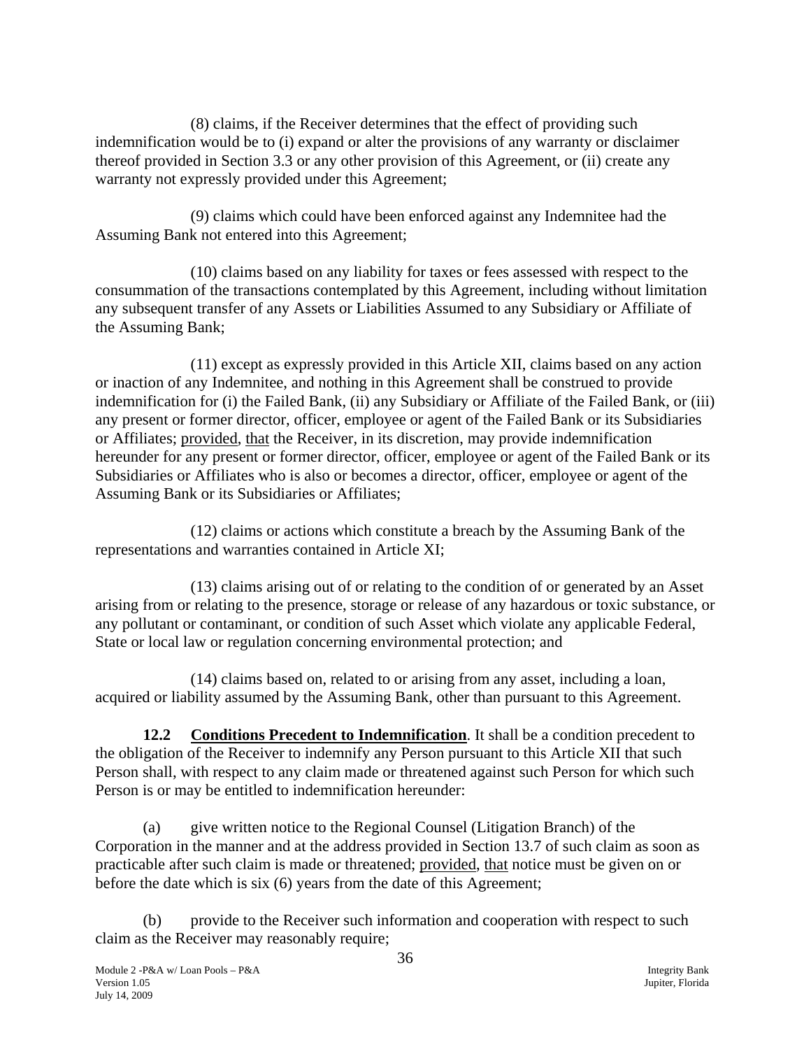(8) claims, if the Receiver determines that the effect of providing such indemnification would be to (i) expand or alter the provisions of any warranty or disclaimer thereof provided in Section 3.3 or any other provision of this Agreement, or (ii) create any warranty not expressly provided under this Agreement;

(9) claims which could have been enforced against any Indemnitee had the Assuming Bank not entered into this Agreement;

(10) claims based on any liability for taxes or fees assessed with respect to the consummation of the transactions contemplated by this Agreement, including without limitation any subsequent transfer of any Assets or Liabilities Assumed to any Subsidiary or Affiliate of the Assuming Bank;

(11) except as expressly provided in this Article XII, claims based on any action or inaction of any Indemnitee, and nothing in this Agreement shall be construed to provide indemnification for (i) the Failed Bank, (ii) any Subsidiary or Affiliate of the Failed Bank, or (iii) any present or former director, officer, employee or agent of the Failed Bank or its Subsidiaries or Affiliates; provided, that the Receiver, in its discretion, may provide indemnification hereunder for any present or former director, officer, employee or agent of the Failed Bank or its Subsidiaries or Affiliates who is also or becomes a director, officer, employee or agent of the Assuming Bank or its Subsidiaries or Affiliates;

(12) claims or actions which constitute a breach by the Assuming Bank of the representations and warranties contained in Article XI;

(13) claims arising out of or relating to the condition of or generated by an Asset arising from or relating to the presence, storage or release of any hazardous or toxic substance, or any pollutant or contaminant, or condition of such Asset which violate any applicable Federal, State or local law or regulation concerning environmental protection; and

(14) claims based on, related to or arising from any asset, including a loan, acquired or liability assumed by the Assuming Bank, other than pursuant to this Agreement.

**12.2 Conditions Precedent to Indemnification**. It shall be a condition precedent to the obligation of the Receiver to indemnify any Person pursuant to this Article XII that such Person shall, with respect to any claim made or threatened against such Person for which such Person is or may be entitled to indemnification hereunder:

(a) give written notice to the Regional Counsel (Litigation Branch) of the Corporation in the manner and at the address provided in Section 13.7 of such claim as soon as practicable after such claim is made or threatened; provided, that notice must be given on or before the date which is six (6) years from the date of this Agreement;

(b) provide to the Receiver such information and cooperation with respect to such claim as the Receiver may reasonably require;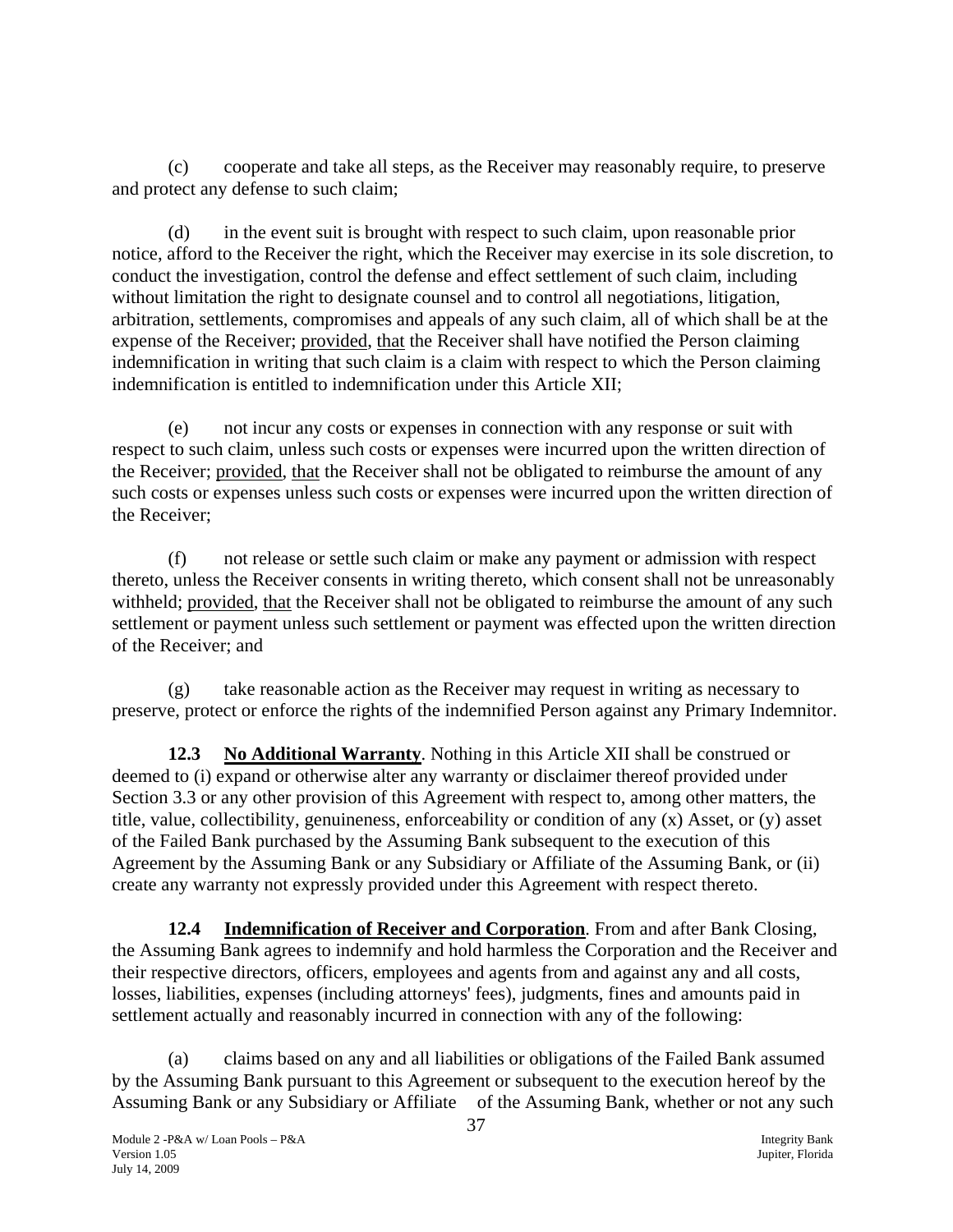(c) cooperate and take all steps, as the Receiver may reasonably require, to preserve and protect any defense to such claim;

(d) in the event suit is brought with respect to such claim, upon reasonable prior notice, afford to the Receiver the right, which the Receiver may exercise in its sole discretion, to conduct the investigation, control the defense and effect settlement of such claim, including without limitation the right to designate counsel and to control all negotiations, litigation, arbitration, settlements, compromises and appeals of any such claim, all of which shall be at the expense of the Receiver; provided, that the Receiver shall have notified the Person claiming indemnification in writing that such claim is a claim with respect to which the Person claiming indemnification is entitled to indemnification under this Article XII;

(e) not incur any costs or expenses in connection with any response or suit with respect to such claim, unless such costs or expenses were incurred upon the written direction of the Receiver; provided, that the Receiver shall not be obligated to reimburse the amount of any such costs or expenses unless such costs or expenses were incurred upon the written direction of the Receiver;

(f) not release or settle such claim or make any payment or admission with respect thereto, unless the Receiver consents in writing thereto, which consent shall not be unreasonably withheld; provided, that the Receiver shall not be obligated to reimburse the amount of any such settlement or payment unless such settlement or payment was effected upon the written direction of the Receiver; and

(g) take reasonable action as the Receiver may request in writing as necessary to preserve, protect or enforce the rights of the indemnified Person against any Primary Indemnitor.

**12.3 No Additional Warranty**. Nothing in this Article XII shall be construed or deemed to (i) expand or otherwise alter any warranty or disclaimer thereof provided under Section 3.3 or any other provision of this Agreement with respect to, among other matters, the title, value, collectibility, genuineness, enforceability or condition of any (x) Asset, or (y) asset of the Failed Bank purchased by the Assuming Bank subsequent to the execution of this Agreement by the Assuming Bank or any Subsidiary or Affiliate of the Assuming Bank, or (ii) create any warranty not expressly provided under this Agreement with respect thereto.

**12.4 Indemnification of Receiver and Corporation**. From and after Bank Closing, the Assuming Bank agrees to indemnify and hold harmless the Corporation and the Receiver and their respective directors, officers, employees and agents from and against any and all costs, losses, liabilities, expenses (including attorneys' fees), judgments, fines and amounts paid in settlement actually and reasonably incurred in connection with any of the following:

(a) claims based on any and all liabilities or obligations of the Failed Bank assumed by the Assuming Bank pursuant to this Agreement or subsequent to the execution hereof by the Assuming Bank or any Subsidiary or Affiliate of the Assuming Bank, whether or not any such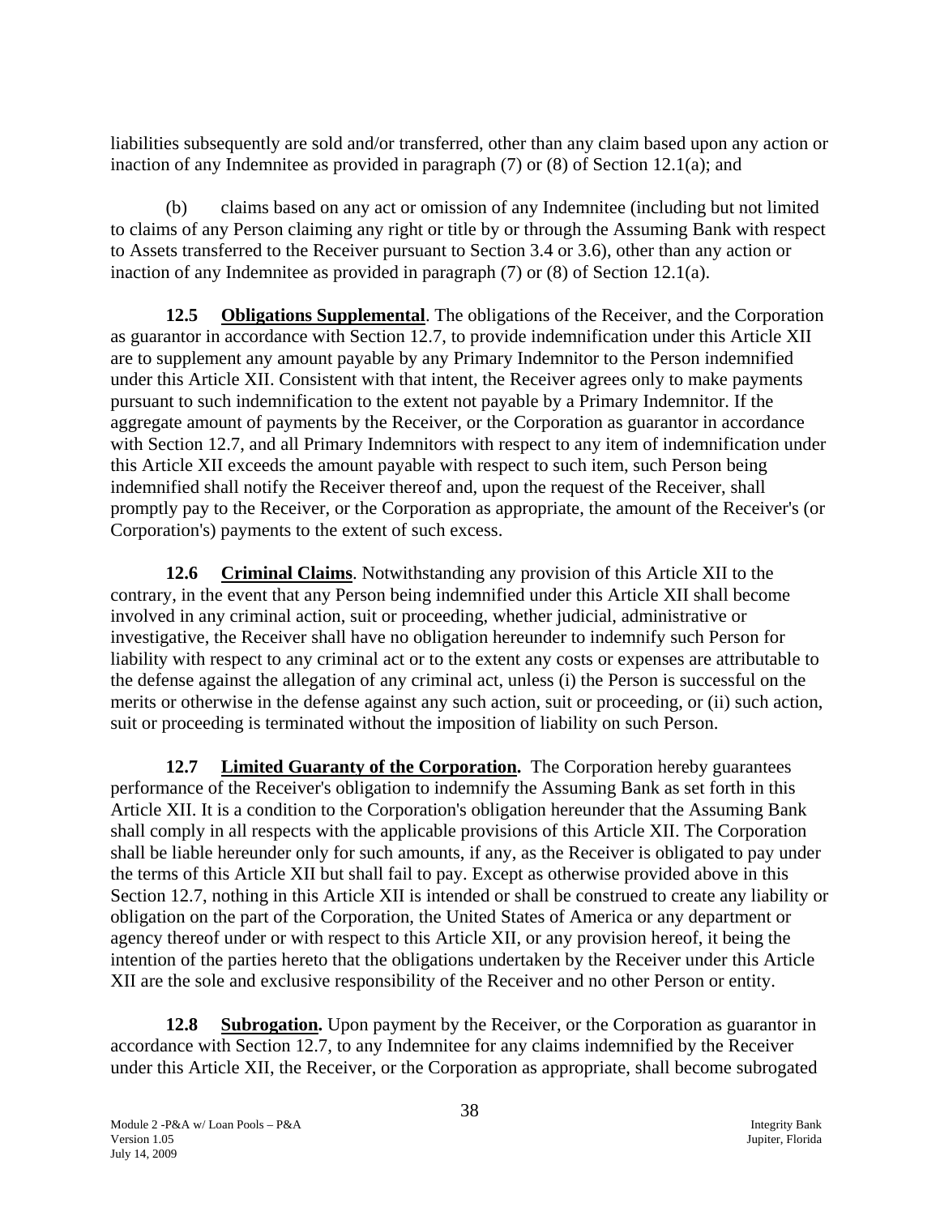liabilities subsequently are sold and/or transferred, other than any claim based upon any action or inaction of any Indemnitee as provided in paragraph (7) or (8) of Section 12.1(a); and

(b) claims based on any act or omission of any Indemnitee (including but not limited to claims of any Person claiming any right or title by or through the Assuming Bank with respect to Assets transferred to the Receiver pursuant to Section 3.4 or 3.6), other than any action or inaction of any Indemnitee as provided in paragraph (7) or (8) of Section 12.1(a).

**12.5 Obligations Supplemental**. The obligations of the Receiver, and the Corporation as guarantor in accordance with Section 12.7, to provide indemnification under this Article XII are to supplement any amount payable by any Primary Indemnitor to the Person indemnified under this Article XII. Consistent with that intent, the Receiver agrees only to make payments pursuant to such indemnification to the extent not payable by a Primary Indemnitor. If the aggregate amount of payments by the Receiver, or the Corporation as guarantor in accordance with Section 12.7, and all Primary Indemnitors with respect to any item of indemnification under this Article XII exceeds the amount payable with respect to such item, such Person being indemnified shall notify the Receiver thereof and, upon the request of the Receiver, shall promptly pay to the Receiver, or the Corporation as appropriate, the amount of the Receiver's (or Corporation's) payments to the extent of such excess.

**12.6 Criminal Claims**. Notwithstanding any provision of this Article XII to the contrary, in the event that any Person being indemnified under this Article XII shall become involved in any criminal action, suit or proceeding, whether judicial, administrative or investigative, the Receiver shall have no obligation hereunder to indemnify such Person for liability with respect to any criminal act or to the extent any costs or expenses are attributable to the defense against the allegation of any criminal act, unless (i) the Person is successful on the merits or otherwise in the defense against any such action, suit or proceeding, or (ii) such action, suit or proceeding is terminated without the imposition of liability on such Person.

**12.7 Limited Guaranty of the Corporation.** The Corporation hereby guarantees performance of the Receiver's obligation to indemnify the Assuming Bank as set forth in this Article XII. It is a condition to the Corporation's obligation hereunder that the Assuming Bank shall comply in all respects with the applicable provisions of this Article XII. The Corporation shall be liable hereunder only for such amounts, if any, as the Receiver is obligated to pay under the terms of this Article XII but shall fail to pay. Except as otherwise provided above in this Section 12.7, nothing in this Article XII is intended or shall be construed to create any liability or obligation on the part of the Corporation, the United States of America or any department or agency thereof under or with respect to this Article XII, or any provision hereof, it being the intention of the parties hereto that the obligations undertaken by the Receiver under this Article XII are the sole and exclusive responsibility of the Receiver and no other Person or entity.

**12.8 Subrogation.** Upon payment by the Receiver, or the Corporation as guarantor in accordance with Section 12.7, to any Indemnitee for any claims indemnified by the Receiver under this Article XII, the Receiver, or the Corporation as appropriate, shall become subrogated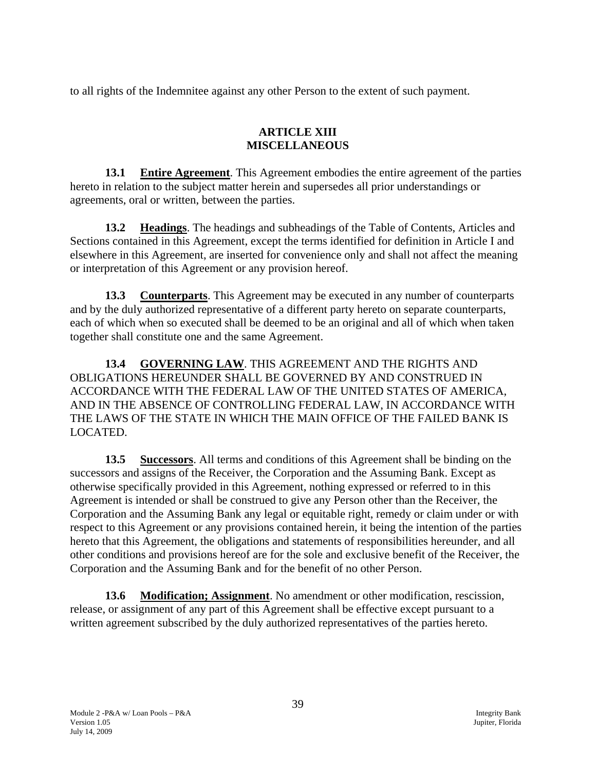to all rights of the Indemnitee against any other Person to the extent of such payment.

## ARTICLE XIII
## MISCELLANEOUS

**13.1 Entire Agreement**. This Agreement embodies the entire agreement of the parties hereto in relation to the subject matter herein and supersedes all prior understandings or agreements, oral or written, between the parties.

**13.2 Headings**. The headings and subheadings of the Table of Contents, Articles and Sections contained in this Agreement, except the terms identified for definition in Article I and elsewhere in this Agreement, are inserted for convenience only and shall not affect the meaning or interpretation of this Agreement or any provision hereof.

**13.3 Counterparts**. This Agreement may be executed in any number of counterparts and by the duly authorized representative of a different party hereto on separate counterparts, each of which when so executed shall be deemed to be an original and all of which when taken together shall constitute one and the same Agreement.

**13.4 GOVERNING LAW**. THIS AGREEMENT AND THE RIGHTS AND OBLIGATIONS HEREUNDER SHALL BE GOVERNED BY AND CONSTRUED IN ACCORDANCE WITH THE FEDERAL LAW OF THE UNITED STATES OF AMERICA, AND IN THE ABSENCE OF CONTROLLING FEDERAL LAW, IN ACCORDANCE WITH THE LAWS OF THE STATE IN WHICH THE MAIN OFFICE OF THE FAILED BANK IS LOCATED.

**13.5 Successors**. All terms and conditions of this Agreement shall be binding on the successors and assigns of the Receiver, the Corporation and the Assuming Bank. Except as otherwise specifically provided in this Agreement, nothing expressed or referred to in this Agreement is intended or shall be construed to give any Person other than the Receiver, the Corporation and the Assuming Bank any legal or equitable right, remedy or claim under or with respect to this Agreement or any provisions contained herein, it being the intention of the parties hereto that this Agreement, the obligations and statements of responsibilities hereunder, and all other conditions and provisions hereof are for the sole and exclusive benefit of the Receiver, the Corporation and the Assuming Bank and for the benefit of no other Person.

**13.6 Modification; Assignment**. No amendment or other modification, rescission, release, or assignment of any part of this Agreement shall be effective except pursuant to a written agreement subscribed by the duly authorized representatives of the parties hereto.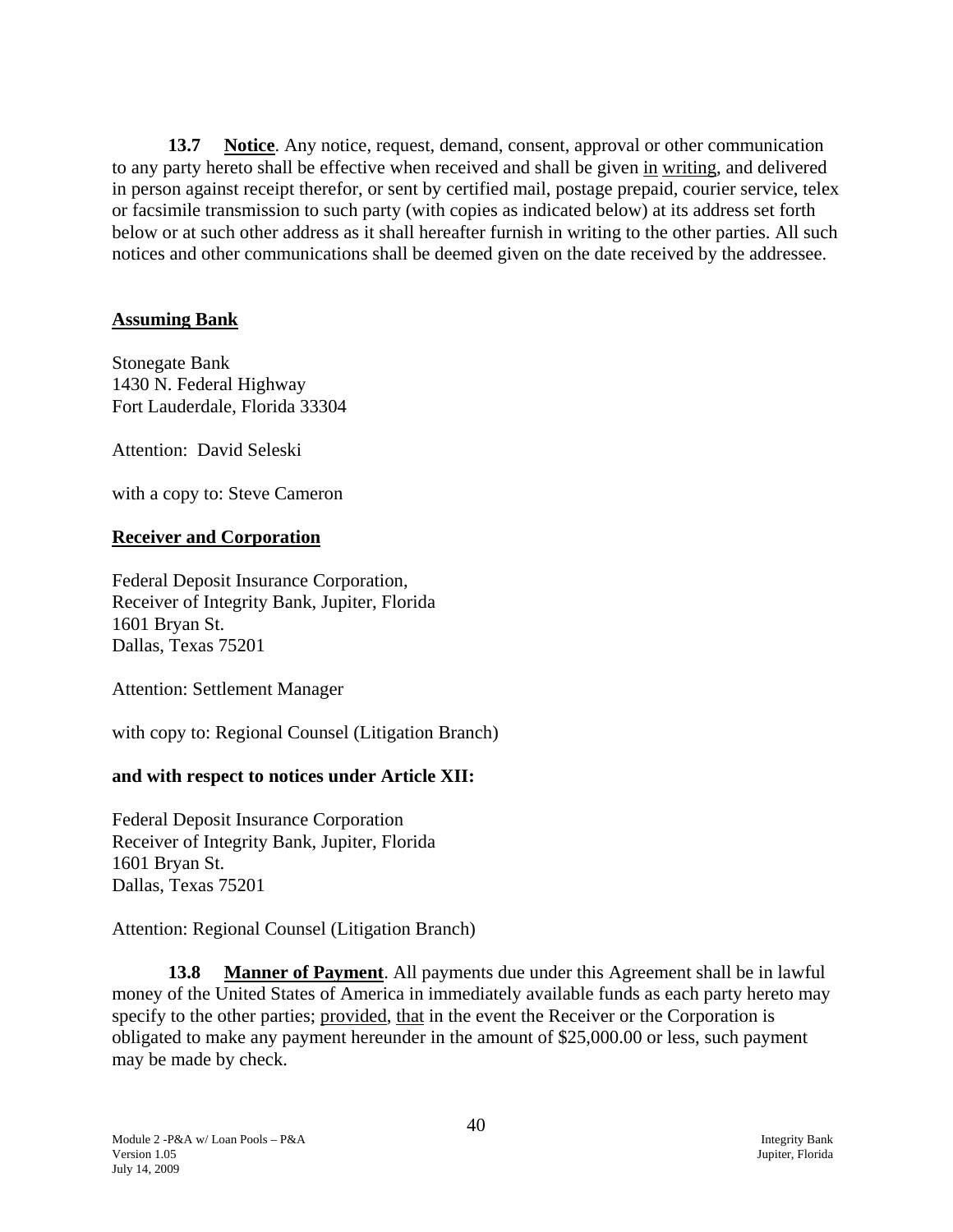**13.7 Notice**. Any notice, request, demand, consent, approval or other communication to any party hereto shall be effective when received and shall be given in writing, and delivered in person against receipt therefor, or sent by certified mail, postage prepaid, courier service, telex or facsimile transmission to such party (with copies as indicated below) at its address set forth below or at such other address as it shall hereafter furnish in writing to the other parties. All such notices and other communications shall be deemed given on the date received by the addressee.

**Assuming Bank**

Stonegate Bank
1430 N. Federal Highway
Fort Lauderdale, Florida 33304

Attention: David Seleski

with a copy to: Steve Cameron

**Receiver and Corporation**

Federal Deposit Insurance Corporation,
Receiver of Integrity Bank, Jupiter, Florida
1601 Bryan St.
Dallas, Texas 75201

Attention: Settlement Manager

with copy to: Regional Counsel (Litigation Branch)

**and with respect to notices under Article XII:**

Federal Deposit Insurance Corporation
Receiver of Integrity Bank, Jupiter, Florida
1601 Bryan St.
Dallas, Texas 75201

Attention: Regional Counsel (Litigation Branch)

**13.8 Manner of Payment**. All payments due under this Agreement shall be in lawful money of the United States of America in immediately available funds as each party hereto may specify to the other parties; provided, that in the event the Receiver or the Corporation is obligated to make any payment hereunder in the amount of $25,000.00 or less, such payment may be made by check.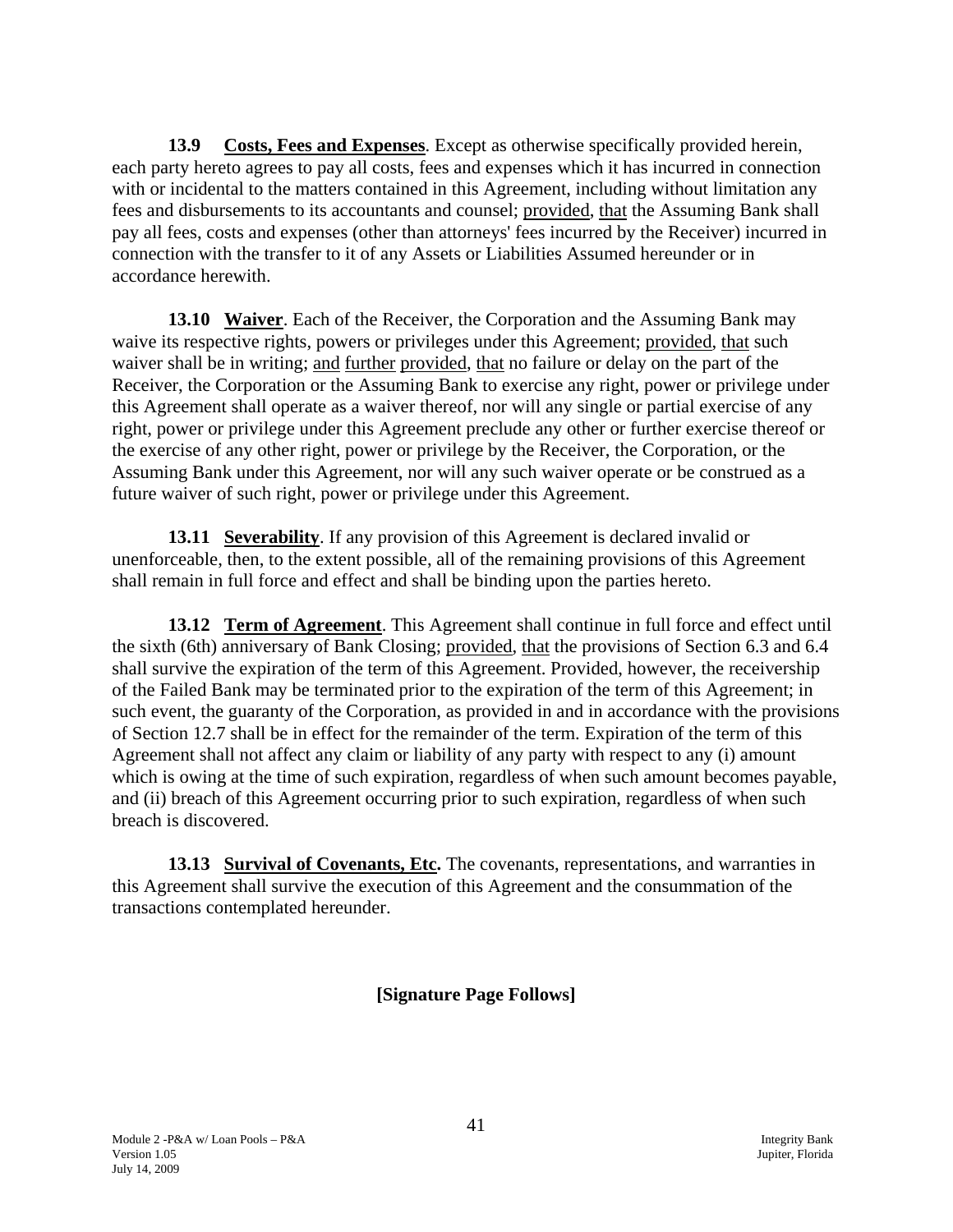**13.9 Costs, Fees and Expenses**. Except as otherwise specifically provided herein, each party hereto agrees to pay all costs, fees and expenses which it has incurred in connection with or incidental to the matters contained in this Agreement, including without limitation any fees and disbursements to its accountants and counsel; provided, that the Assuming Bank shall pay all fees, costs and expenses (other than attorneys' fees incurred by the Receiver) incurred in connection with the transfer to it of any Assets or Liabilities Assumed hereunder or in accordance herewith.

**13.10 Waiver**. Each of the Receiver, the Corporation and the Assuming Bank may waive its respective rights, powers or privileges under this Agreement; provided, that such waiver shall be in writing; and further provided, that no failure or delay on the part of the Receiver, the Corporation or the Assuming Bank to exercise any right, power or privilege under this Agreement shall operate as a waiver thereof, nor will any single or partial exercise of any right, power or privilege under this Agreement preclude any other or further exercise thereof or the exercise of any other right, power or privilege by the Receiver, the Corporation, or the Assuming Bank under this Agreement, nor will any such waiver operate or be construed as a future waiver of such right, power or privilege under this Agreement.

**13.11 Severability**. If any provision of this Agreement is declared invalid or unenforceable, then, to the extent possible, all of the remaining provisions of this Agreement shall remain in full force and effect and shall be binding upon the parties hereto.

**13.12 Term of Agreement**. This Agreement shall continue in full force and effect until the sixth (6th) anniversary of Bank Closing; provided, that the provisions of Section 6.3 and 6.4 shall survive the expiration of the term of this Agreement. Provided, however, the receivership of the Failed Bank may be terminated prior to the expiration of the term of this Agreement; in such event, the guaranty of the Corporation, as provided in and in accordance with the provisions of Section 12.7 shall be in effect for the remainder of the term. Expiration of the term of this Agreement shall not affect any claim or liability of any party with respect to any (i) amount which is owing at the time of such expiration, regardless of when such amount becomes payable, and (ii) breach of this Agreement occurring prior to such expiration, regardless of when such breach is discovered.

**13.13 Survival of Covenants, Etc.** The covenants, representations, and warranties in this Agreement shall survive the execution of this Agreement and the consummation of the transactions contemplated hereunder.

**[Signature Page Follows]**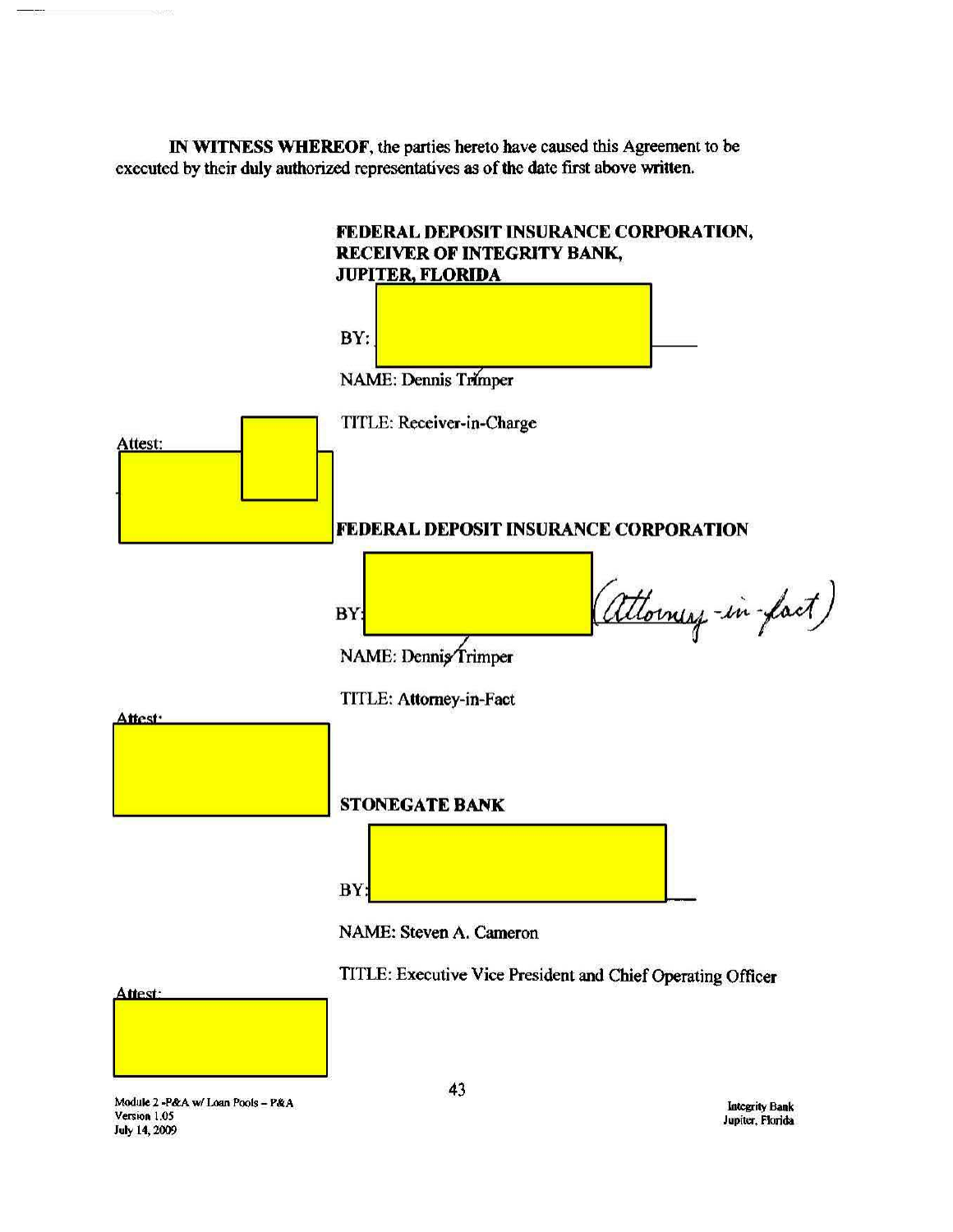**IN WITNESS WHEREOF**, the parties hereto have caused this Agreement to be executed by their duly authorized representatives as of the date first above written.

**FEDERAL DEPOSIT INSURANCE CORPORATION,**
**RECEIVER OF INTEGRITY BANK,**
**JUPITER, FLORIDA**

BY: \_\_\_\_\_\_\_\_\_\_\_\_\_\_\_\_\_\_\_\_\_\_\_\_

NAME: Dennis Trimper

TITLE: Receiver-in-Charge

Attest:

**FEDERAL DEPOSIT INSURANCE CORPORATION**

BY: \_\_\_\_\_\_\_\_\_\_\_\_\_\_\_\_\_\_\_\_\_\_\_\_ (Attorney-in-fact)

NAME: Dennis Trimper

TITLE: Attorney-in-Fact

Attest:

**STONEGATE BANK**

BY: \_\_\_\_\_\_\_\_\_\_\_\_\_\_\_\_\_\_\_\_\_\_\_\_

NAME: Steven A. Cameron

TITLE: Executive Vice President and Chief Operating Officer

Attest:

Module 2 -P&A w/ Loan Pools – P&A
Version 1.05
July 14, 2009

Integrity Bank
Jupiter, Florida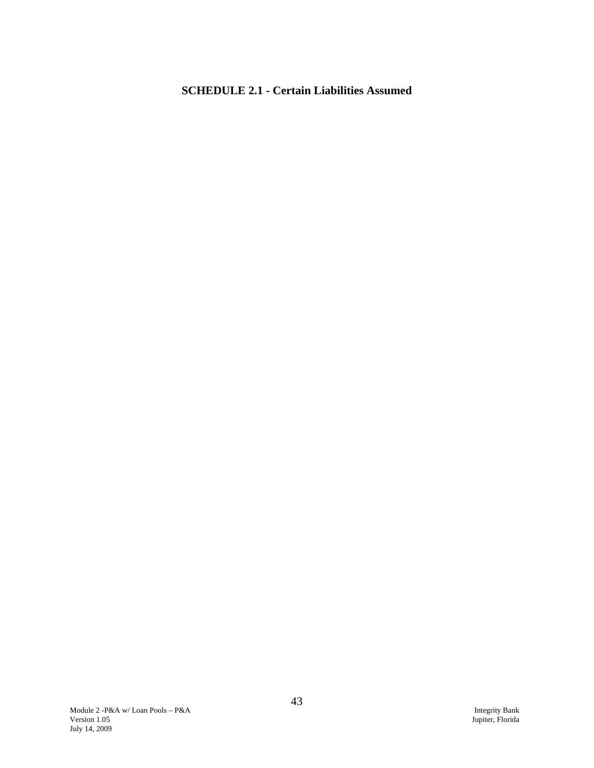**SCHEDULE 2.1 - Certain Liabilities Assumed**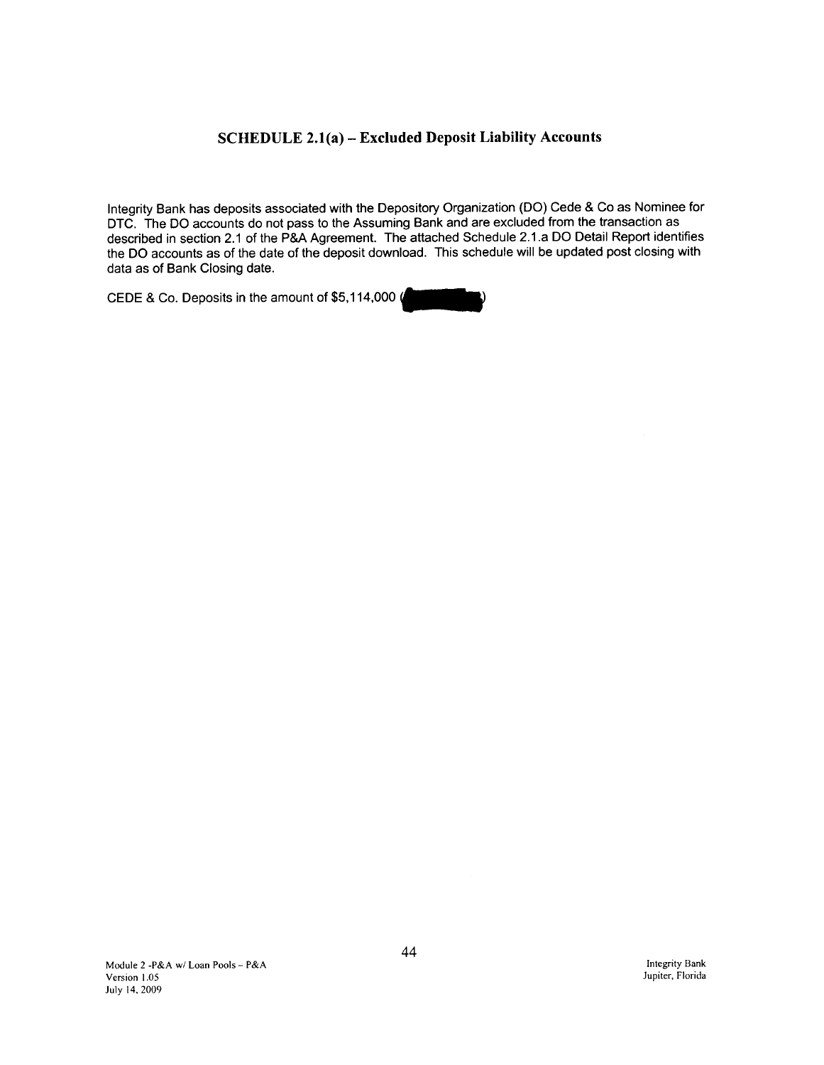## SCHEDULE 2.1(a) – Excluded Deposit Liability Accounts

Integrity Bank has deposits associated with the Depository Organization (DO) Cede & Co as Nominee for DTC. The DO accounts do not pass to the Assuming Bank and are excluded from the transaction as described in section 2.1 of the P&A Agreement. The attached Schedule 2.1.a DO Detail Report identifies the DO accounts as of the date of the deposit download. This schedule will be updated post closing with data as of Bank Closing date.

CEDE & Co. Deposits in the amount of $5,114,000 ( )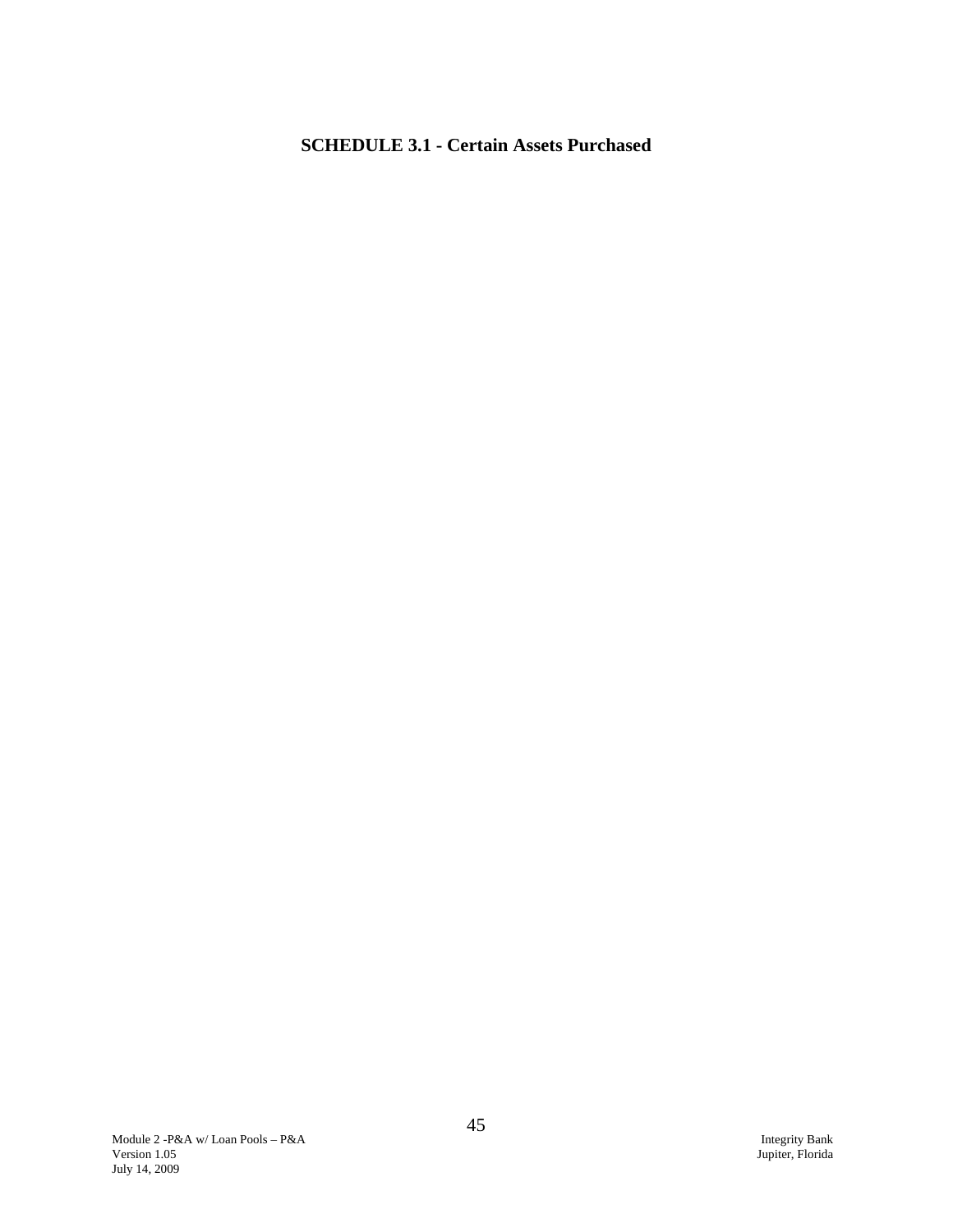**SCHEDULE 3.1 - Certain Assets Purchased**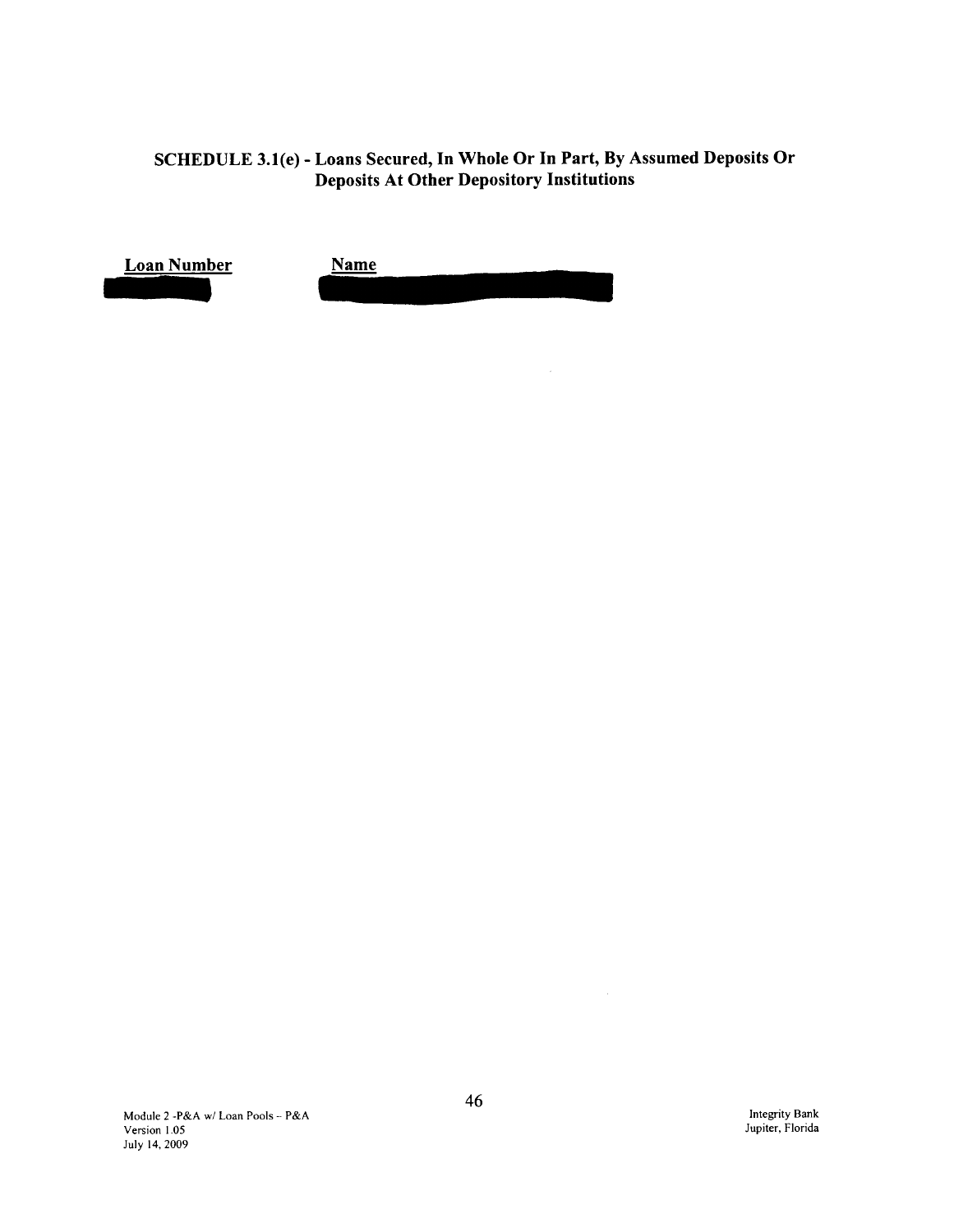## SCHEDULE 3.1(e) - Loans Secured, In Whole Or In Part, By Assumed Deposits Or Deposits At Other Depository Institutions

| Loan Number | Name |
| --- | --- |
| [REDACTED] | [REDACTED] |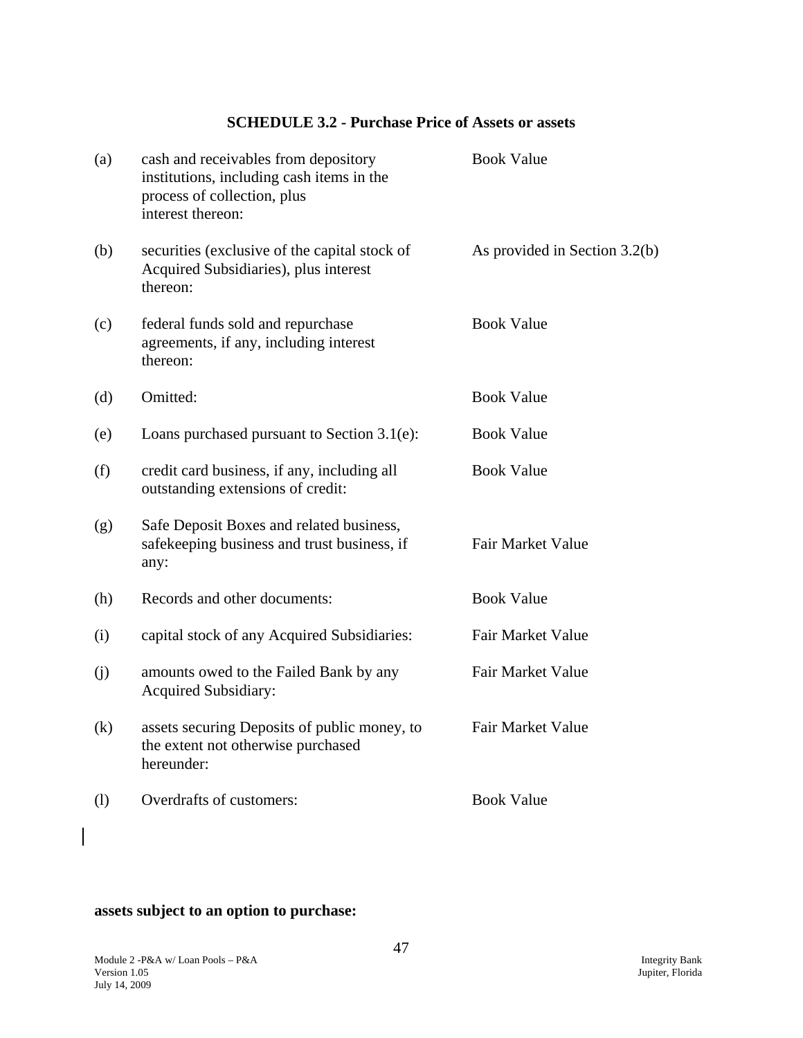## SCHEDULE 3.2 - Purchase Price of Assets or assets

| | | |
|---|---|---|
| (a) | cash and receivables from depository institutions, including cash items in the process of collection, plus interest thereon: | Book Value |
| (b) | securities (exclusive of the capital stock of Acquired Subsidiaries), plus interest thereon: | As provided in Section 3.2(b) |
| (c) | federal funds sold and repurchase agreements, if any, including interest thereon: | Book Value |
| (d) | Omitted: | Book Value |
| (e) | Loans purchased pursuant to Section 3.1(e): | Book Value |
| (f) | credit card business, if any, including all outstanding extensions of credit: | Book Value |
| (g) | Safe Deposit Boxes and related business, safekeeping business and trust business, if any: | Fair Market Value |
| (h) | Records and other documents: | Book Value |
| (i) | capital stock of any Acquired Subsidiaries: | Fair Market Value |
| (j) | amounts owed to the Failed Bank by any Acquired Subsidiary: | Fair Market Value |
| (k) | assets securing Deposits of public money, to the extent not otherwise purchased hereunder: | Fair Market Value |
| (l) | Overdrafts of customers: | Book Value |

**assets subject to an option to purchase:**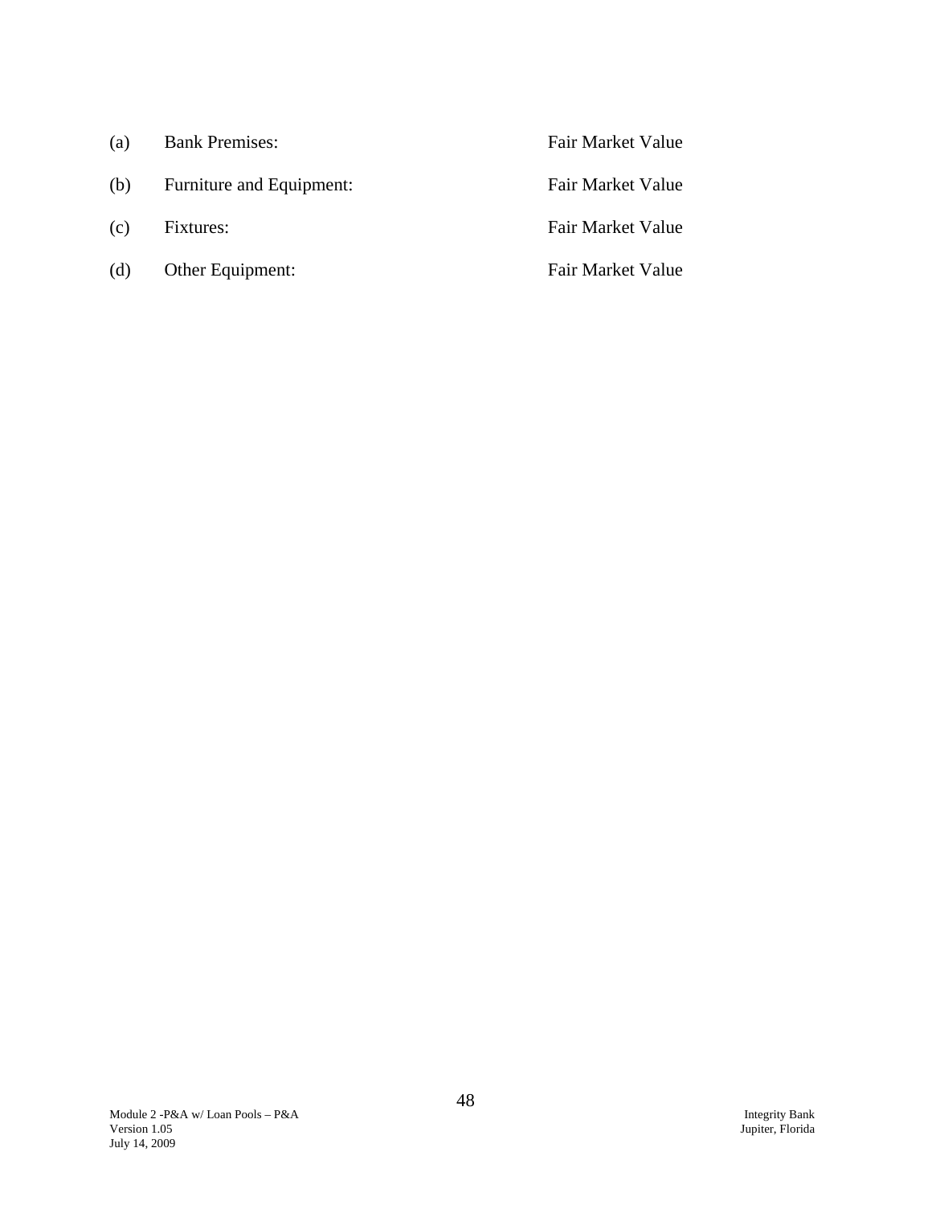| | | |
|---|---|---|
| (a) | Bank Premises: | Fair Market Value |
| (b) | Furniture and Equipment: | Fair Market Value |
| (c) | Fixtures: | Fair Market Value |
| (d) | Other Equipment: | Fair Market Value |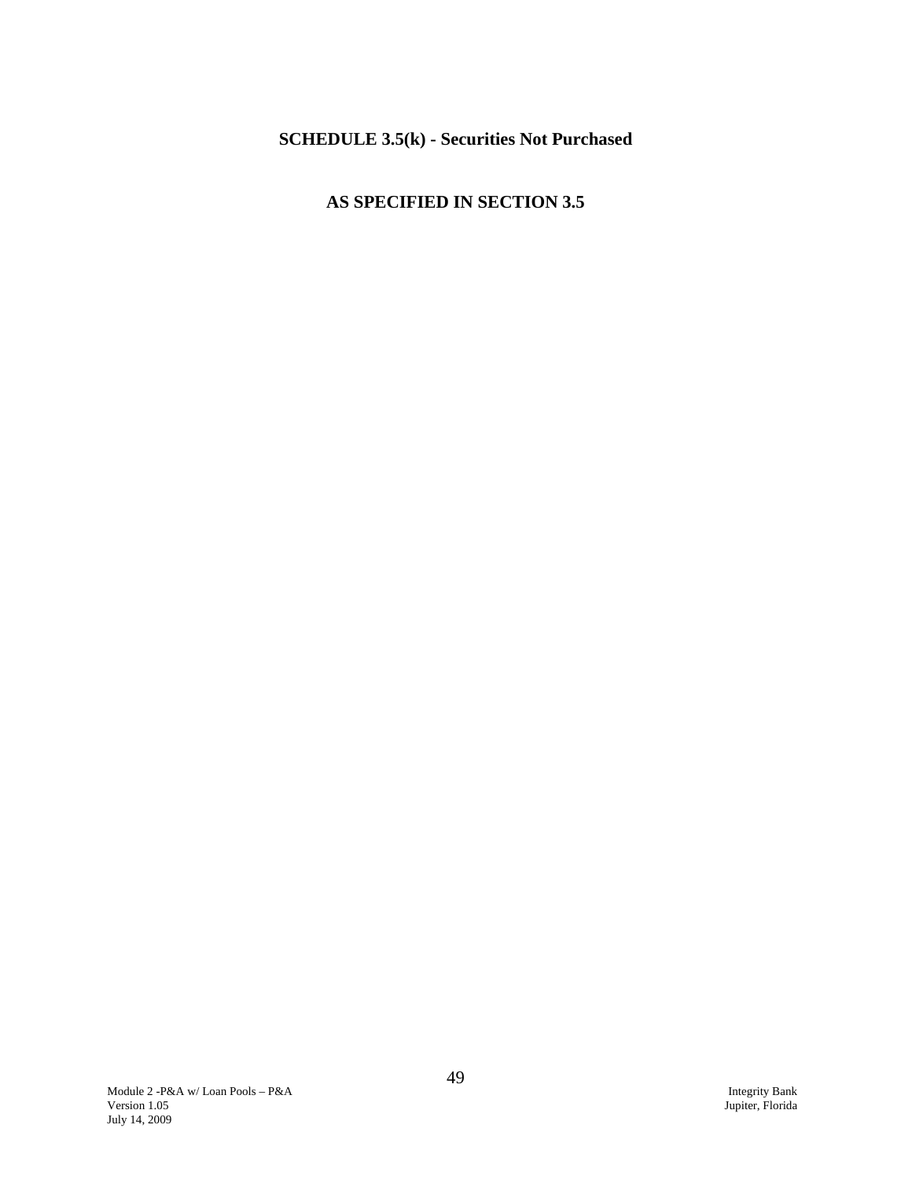# SCHEDULE 3.5(k) - Securities Not Purchased

## AS SPECIFIED IN SECTION 3.5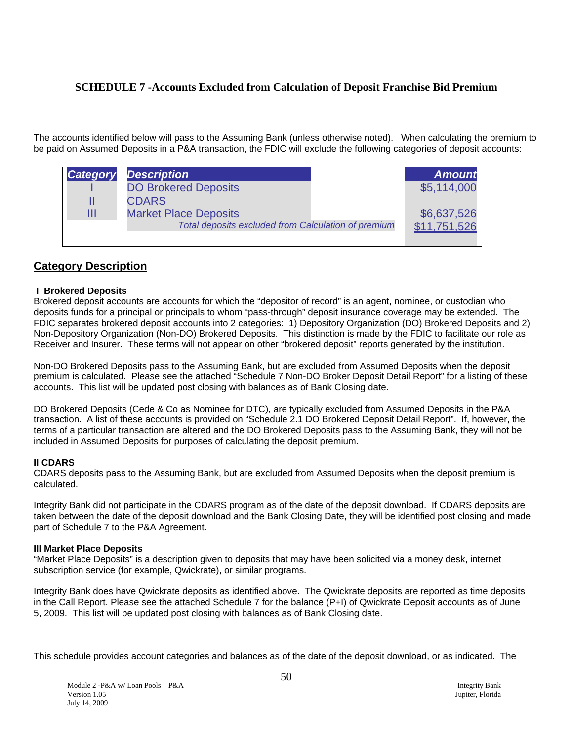**SCHEDULE 7 -Accounts Excluded from Calculation of Deposit Franchise Bid Premium**

The accounts identified below will pass to the Assuming Bank (unless otherwise noted). When calculating the premium to be paid on Assumed Deposits in a P&A transaction, the FDIC will exclude the following categories of deposit accounts:

| *Category* | *Description* | *Amount* |
|---|---|---|
| I | DO Brokered Deposits | $5,114,000 |
| II | CDARS | |
| III | Market Place Deposits | $6,637,526 |
| | *Total deposits excluded from Calculation of premium* | $11,751,526 |

## Category Description

**I Brokered Deposits**
Brokered deposit accounts are accounts for which the "depositor of record" is an agent, nominee, or custodian who deposits funds for a principal or principals to whom "pass-through" deposit insurance coverage may be extended. The FDIC separates brokered deposit accounts into 2 categories: 1) Depository Organization (DO) Brokered Deposits and 2) Non-Depository Organization (Non-DO) Brokered Deposits. This distinction is made by the FDIC to facilitate our role as Receiver and Insurer. These terms will not appear on other "brokered deposit" reports generated by the institution.

Non-DO Brokered Deposits pass to the Assuming Bank, but are excluded from Assumed Deposits when the deposit premium is calculated. Please see the attached "Schedule 7 Non-DO Broker Deposit Detail Report" for a listing of these accounts. This list will be updated post closing with balances as of Bank Closing date.

DO Brokered Deposits (Cede & Co as Nominee for DTC), are typically excluded from Assumed Deposits in the P&A transaction. A list of these accounts is provided on "Schedule 2.1 DO Brokered Deposit Detail Report". If, however, the terms of a particular transaction are altered and the DO Brokered Deposits pass to the Assuming Bank, they will not be included in Assumed Deposits for purposes of calculating the deposit premium.

**II CDARS**
CDARS deposits pass to the Assuming Bank, but are excluded from Assumed Deposits when the deposit premium is calculated.

Integrity Bank did not participate in the CDARS program as of the date of the deposit download. If CDARS deposits are taken between the date of the deposit download and the Bank Closing Date, they will be identified post closing and made part of Schedule 7 to the P&A Agreement.

**III Market Place Deposits**
"Market Place Deposits" is a description given to deposits that may have been solicited via a money desk, internet subscription service (for example, Qwickrate), or similar programs.

Integrity Bank does have Qwickrate deposits as identified above. The Qwickrate deposits are reported as time deposits in the Call Report. Please see the attached Schedule 7 for the balance (P+I) of Qwickrate Deposit accounts as of June 5, 2009. This list will be updated post closing with balances as of Bank Closing date.

This schedule provides account categories and balances as of the date of the deposit download, or as indicated. The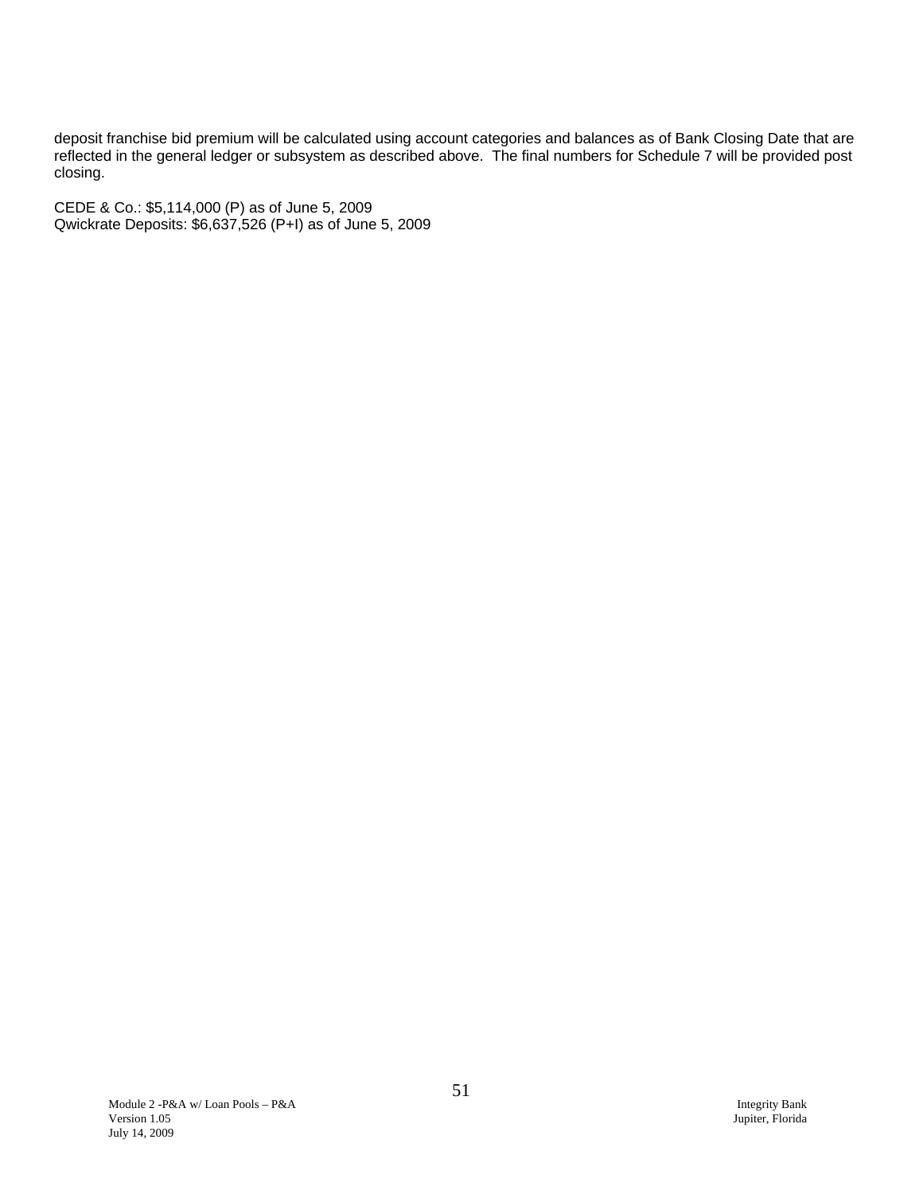deposit franchise bid premium will be calculated using account categories and balances as of Bank Closing Date that are reflected in the general ledger or subsystem as described above. The final numbers for Schedule 7 will be provided post closing.

CEDE & Co.: $5,114,000 (P) as of June 5, 2009
Qwickrate Deposits: $6,637,526 (P+I) as of June 5, 2009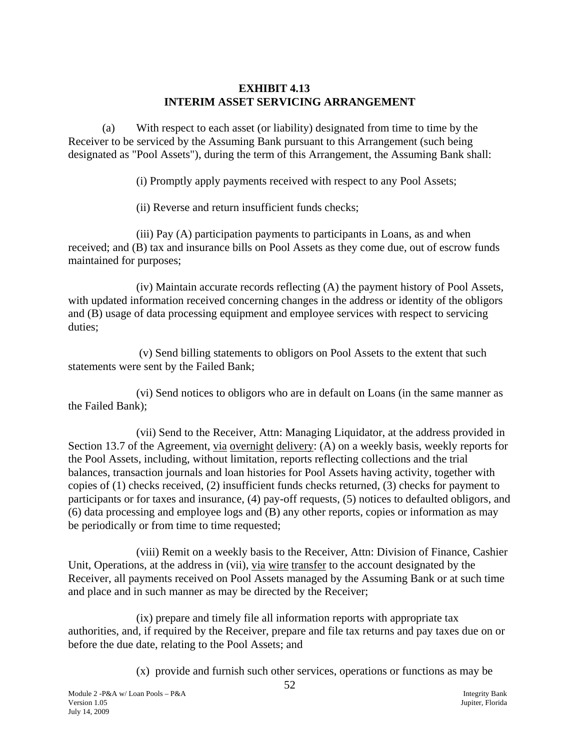**EXHIBIT 4.13**
**INTERIM ASSET SERVICING ARRANGEMENT**

(a) With respect to each asset (or liability) designated from time to time by the Receiver to be serviced by the Assuming Bank pursuant to this Arrangement (such being designated as "Pool Assets"), during the term of this Arrangement, the Assuming Bank shall:

(i) Promptly apply payments received with respect to any Pool Assets;

(ii) Reverse and return insufficient funds checks;

(iii) Pay (A) participation payments to participants in Loans, as and when received; and (B) tax and insurance bills on Pool Assets as they come due, out of escrow funds maintained for purposes;

(iv) Maintain accurate records reflecting (A) the payment history of Pool Assets, with updated information received concerning changes in the address or identity of the obligors and (B) usage of data processing equipment and employee services with respect to servicing duties;

(v) Send billing statements to obligors on Pool Assets to the extent that such statements were sent by the Failed Bank;

(vi) Send notices to obligors who are in default on Loans (in the same manner as the Failed Bank);

(vii) Send to the Receiver, Attn: Managing Liquidator, at the address provided in Section 13.7 of the Agreement, via overnight delivery: (A) on a weekly basis, weekly reports for the Pool Assets, including, without limitation, reports reflecting collections and the trial balances, transaction journals and loan histories for Pool Assets having activity, together with copies of (1) checks received, (2) insufficient funds checks returned, (3) checks for payment to participants or for taxes and insurance, (4) pay-off requests, (5) notices to defaulted obligors, and (6) data processing and employee logs and (B) any other reports, copies or information as may be periodically or from time to time requested;

(viii) Remit on a weekly basis to the Receiver, Attn: Division of Finance, Cashier Unit, Operations, at the address in (vii), via wire transfer to the account designated by the Receiver, all payments received on Pool Assets managed by the Assuming Bank or at such time and place and in such manner as may be directed by the Receiver;

(ix) prepare and timely file all information reports with appropriate tax authorities, and, if required by the Receiver, prepare and file tax returns and pay taxes due on or before the due date, relating to the Pool Assets; and

(x) provide and furnish such other services, operations or functions as may be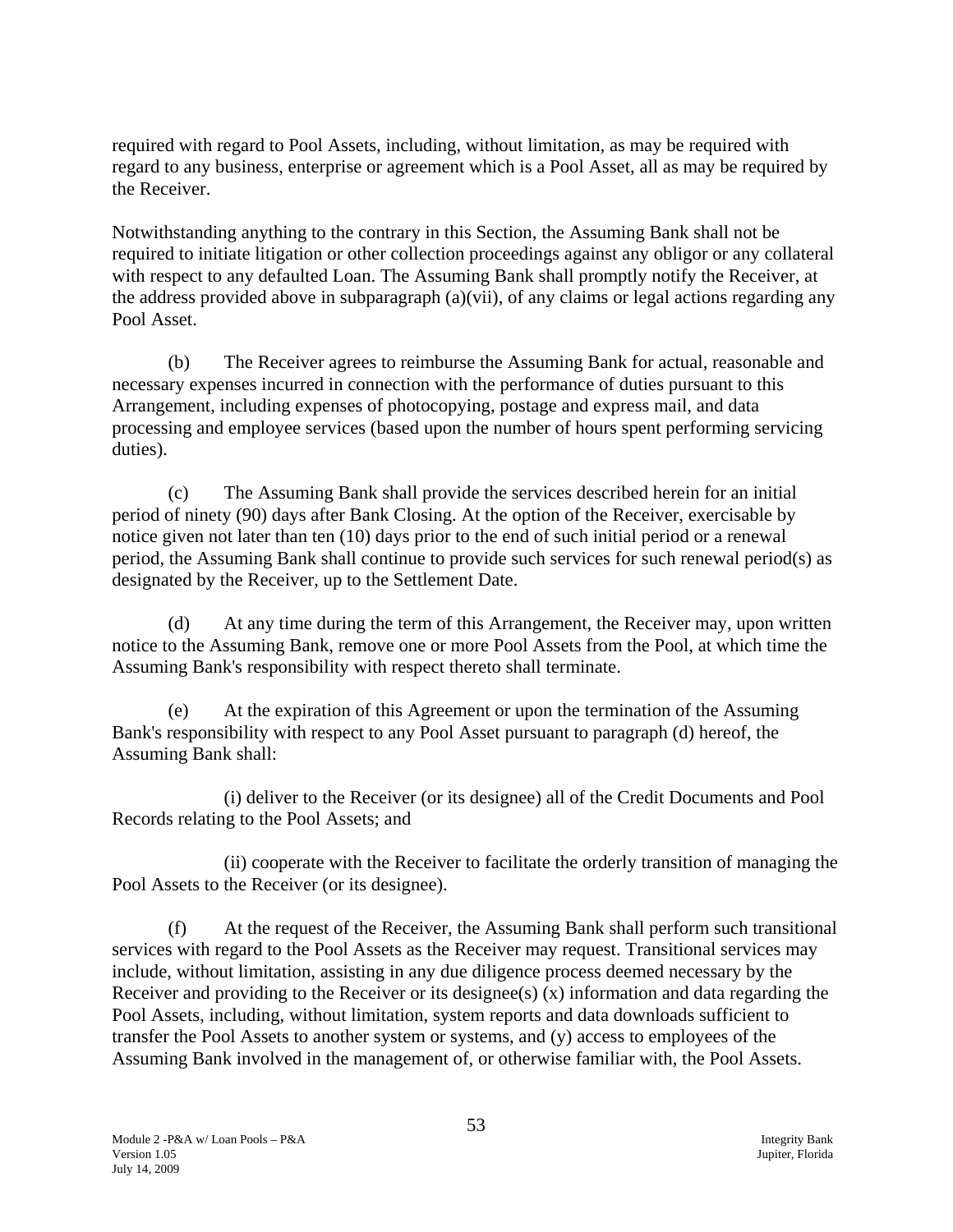required with regard to Pool Assets, including, without limitation, as may be required with regard to any business, enterprise or agreement which is a Pool Asset, all as may be required by the Receiver.

Notwithstanding anything to the contrary in this Section, the Assuming Bank shall not be required to initiate litigation or other collection proceedings against any obligor or any collateral with respect to any defaulted Loan. The Assuming Bank shall promptly notify the Receiver, at the address provided above in subparagraph (a)(vii), of any claims or legal actions regarding any Pool Asset.

(b) The Receiver agrees to reimburse the Assuming Bank for actual, reasonable and necessary expenses incurred in connection with the performance of duties pursuant to this Arrangement, including expenses of photocopying, postage and express mail, and data processing and employee services (based upon the number of hours spent performing servicing duties).

(c) The Assuming Bank shall provide the services described herein for an initial period of ninety (90) days after Bank Closing. At the option of the Receiver, exercisable by notice given not later than ten (10) days prior to the end of such initial period or a renewal period, the Assuming Bank shall continue to provide such services for such renewal period(s) as designated by the Receiver, up to the Settlement Date.

(d) At any time during the term of this Arrangement, the Receiver may, upon written notice to the Assuming Bank, remove one or more Pool Assets from the Pool, at which time the Assuming Bank's responsibility with respect thereto shall terminate.

(e) At the expiration of this Agreement or upon the termination of the Assuming Bank's responsibility with respect to any Pool Asset pursuant to paragraph (d) hereof, the Assuming Bank shall:

(i) deliver to the Receiver (or its designee) all of the Credit Documents and Pool Records relating to the Pool Assets; and

(ii) cooperate with the Receiver to facilitate the orderly transition of managing the Pool Assets to the Receiver (or its designee).

(f) At the request of the Receiver, the Assuming Bank shall perform such transitional services with regard to the Pool Assets as the Receiver may request. Transitional services may include, without limitation, assisting in any due diligence process deemed necessary by the Receiver and providing to the Receiver or its designee(s) (x) information and data regarding the Pool Assets, including, without limitation, system reports and data downloads sufficient to transfer the Pool Assets to another system or systems, and (y) access to employees of the Assuming Bank involved in the management of, or otherwise familiar with, the Pool Assets.